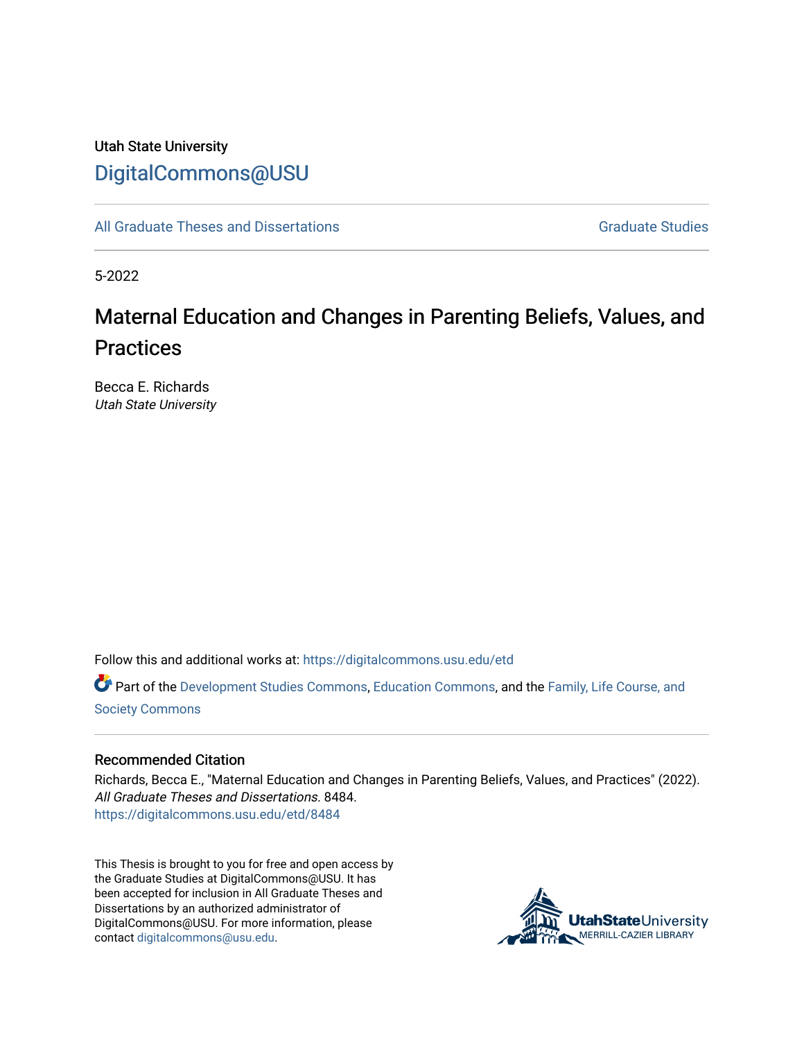Utah State University

DigitalCommons@USU

All Graduate Theses and Dissertations

Graduate Studies

5-2022

# Maternal Education and Changes in Parenting Beliefs, Values, and Practices

Becca E. Richards
*Utah State University*

Follow this and additional works at: https://digitalcommons.usu.edu/etd

Part of the Development Studies Commons, Education Commons, and the Family, Life Course, and Society Commons

## Recommended Citation

Richards, Becca E., "Maternal Education and Changes in Parenting Beliefs, Values, and Practices" (2022). *All Graduate Theses and Dissertations*. 8484.
https://digitalcommons.usu.edu/etd/8484

This Thesis is brought to you for free and open access by the Graduate Studies at DigitalCommons@USU. It has been accepted for inclusion in All Graduate Theses and Dissertations by an authorized administrator of DigitalCommons@USU. For more information, please contact digitalcommons@usu.edu.

UtahStateUniversity
MERRILL-CAZIER LIBRARY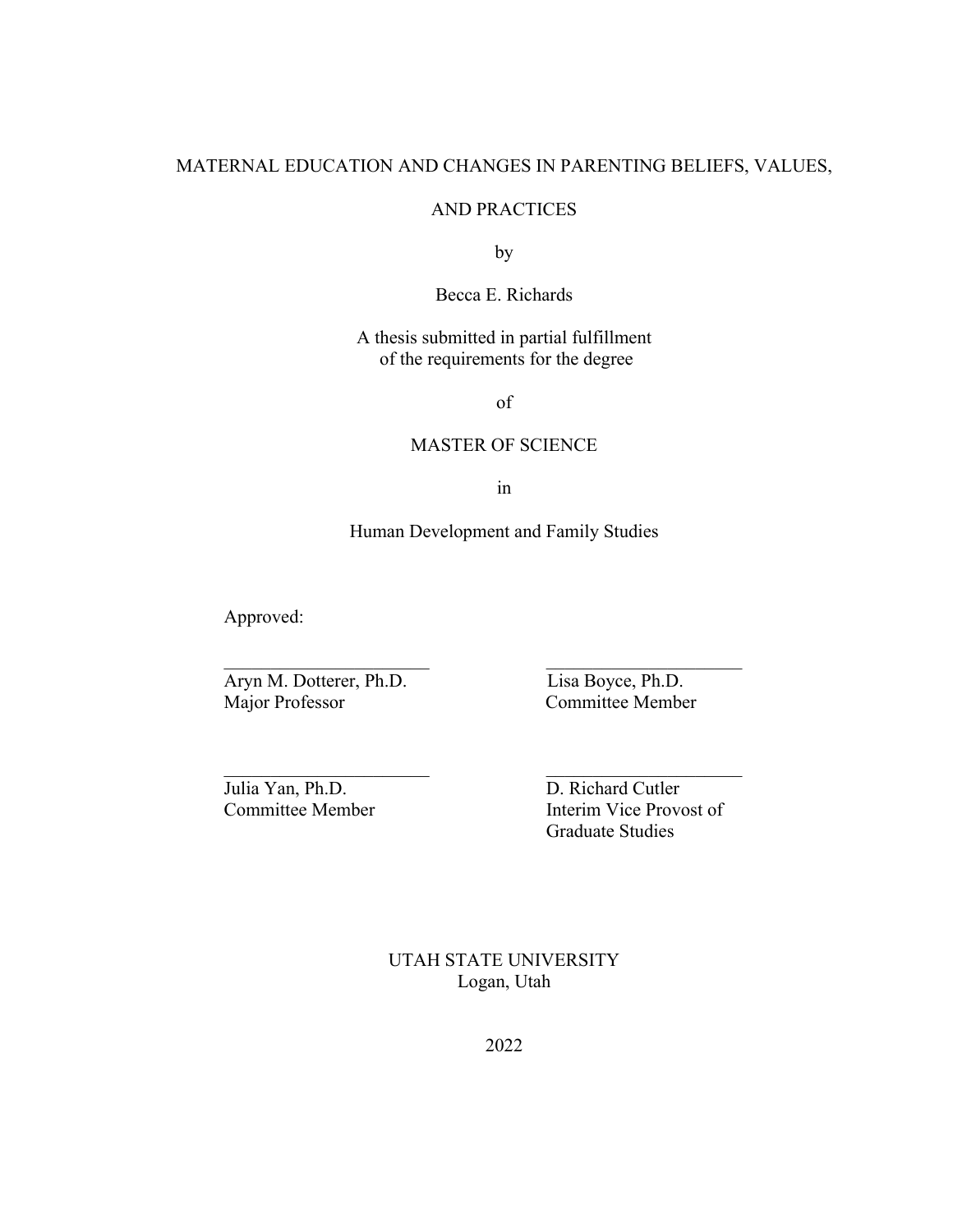MATERNAL EDUCATION AND CHANGES IN PARENTING BELIEFS, VALUES,

AND PRACTICES

by

Becca E. Richards

A thesis submitted in partial fulfillment
of the requirements for the degree

of

MASTER OF SCIENCE

in

Human Development and Family Studies

Approved:

| | |
|---|---|
| Aryn M. Dotterer, Ph.D.<br>Major Professor | Lisa Boyce, Ph.D.<br>Committee Member |
| Julia Yan, Ph.D.<br>Committee Member | D. Richard Cutler<br>Interim Vice Provost of<br>Graduate Studies |

UTAH STATE UNIVERSITY
Logan, Utah

2022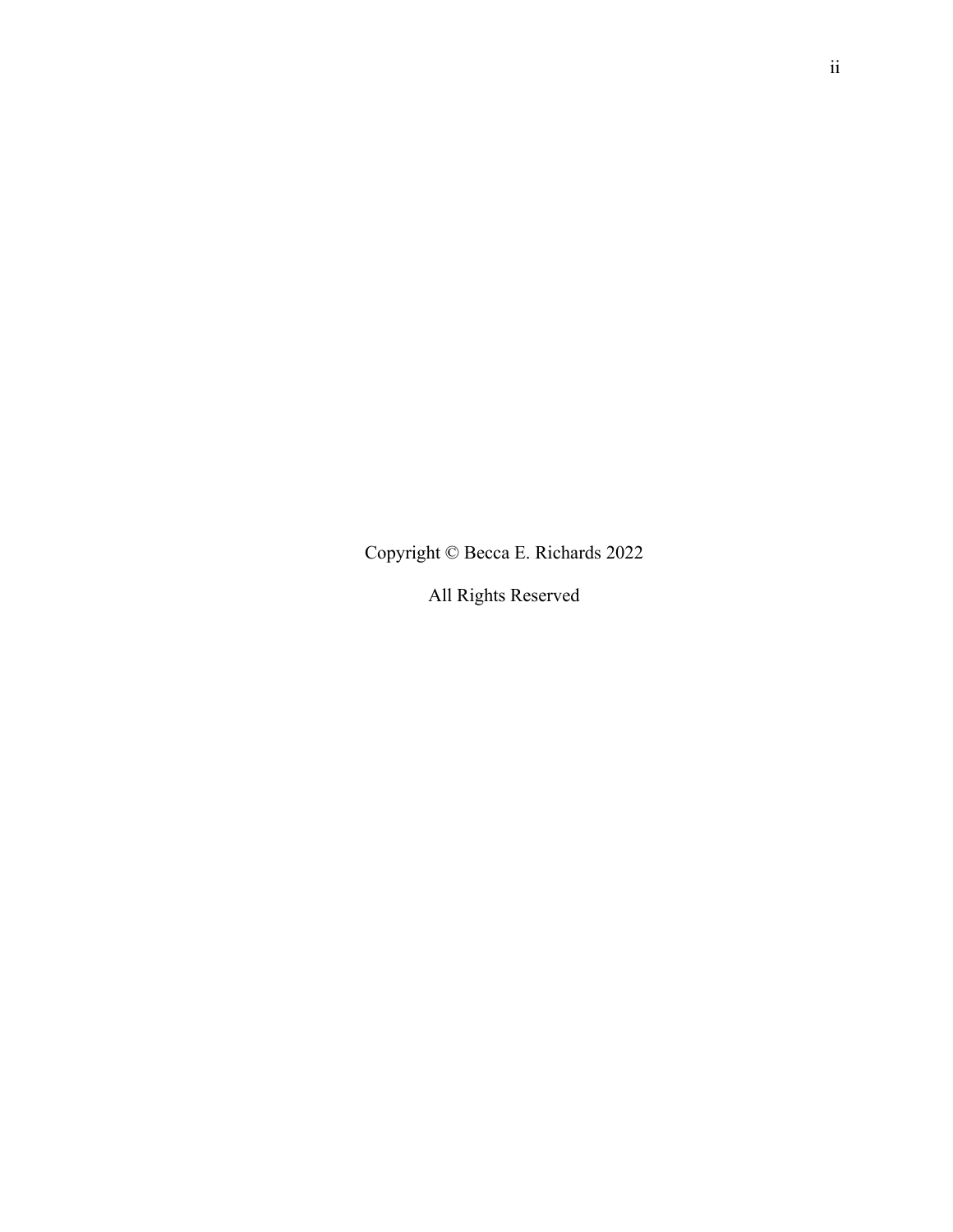Copyright © Becca E. Richards 2022

All Rights Reserved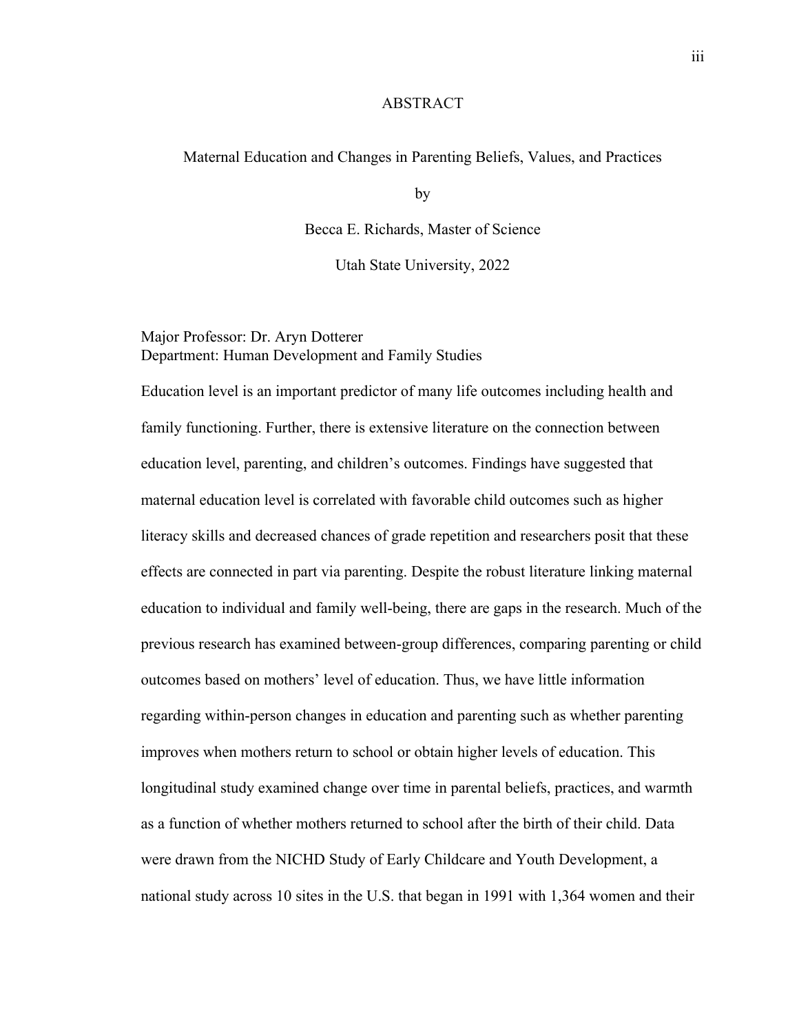# ABSTRACT

## Maternal Education and Changes in Parenting Beliefs, Values, and Practices

by

Becca E. Richards, Master of Science

Utah State University, 2022

Major Professor: Dr. Aryn Dotterer
Department: Human Development and Family Studies

Education level is an important predictor of many life outcomes including health and family functioning. Further, there is extensive literature on the connection between education level, parenting, and children's outcomes. Findings have suggested that maternal education level is correlated with favorable child outcomes such as higher literacy skills and decreased chances of grade repetition and researchers posit that these effects are connected in part via parenting. Despite the robust literature linking maternal education to individual and family well-being, there are gaps in the research. Much of the previous research has examined between-group differences, comparing parenting or child outcomes based on mothers' level of education. Thus, we have little information regarding within-person changes in education and parenting such as whether parenting improves when mothers return to school or obtain higher levels of education. This longitudinal study examined change over time in parental beliefs, practices, and warmth as a function of whether mothers returned to school after the birth of their child. Data were drawn from the NICHD Study of Early Childcare and Youth Development, a national study across 10 sites in the U.S. that began in 1991 with 1,364 women and their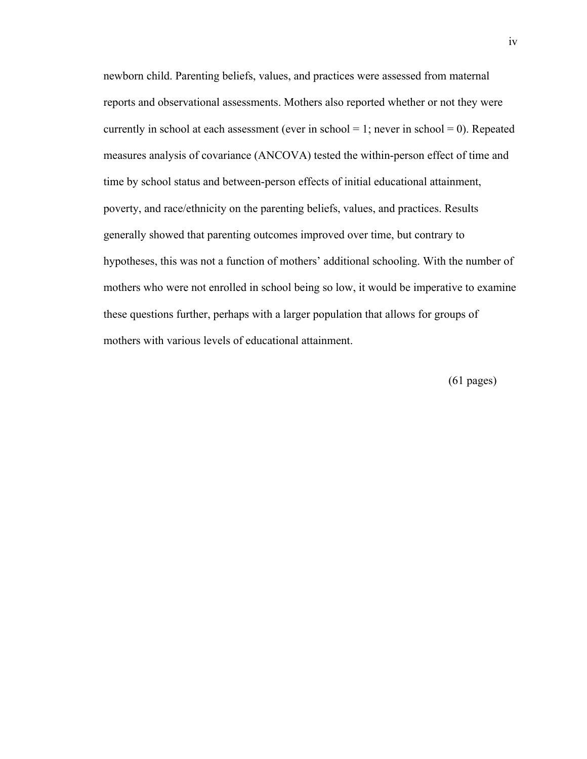newborn child. Parenting beliefs, values, and practices were assessed from maternal reports and observational assessments. Mothers also reported whether or not they were currently in school at each assessment (ever in school = 1; never in school = 0). Repeated measures analysis of covariance (ANCOVA) tested the within-person effect of time and time by school status and between-person effects of initial educational attainment, poverty, and race/ethnicity on the parenting beliefs, values, and practices. Results generally showed that parenting outcomes improved over time, but contrary to hypotheses, this was not a function of mothers' additional schooling. With the number of mothers who were not enrolled in school being so low, it would be imperative to examine these questions further, perhaps with a larger population that allows for groups of mothers with various levels of educational attainment.

(61 pages)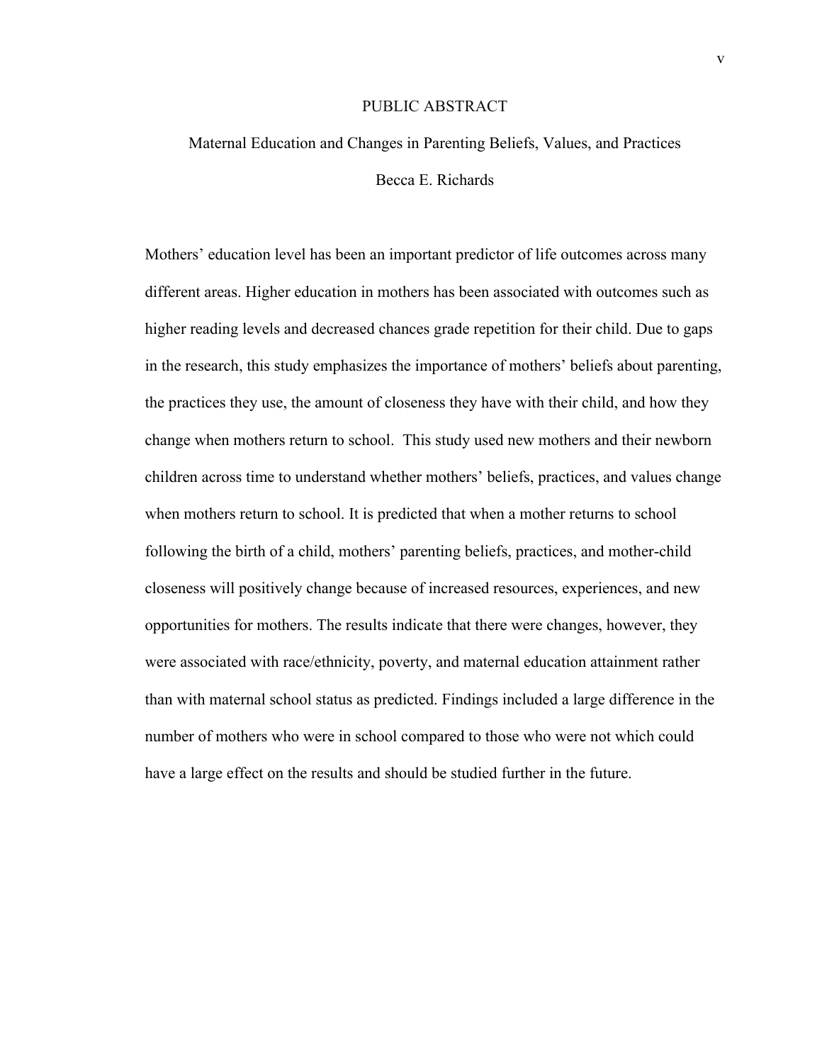# PUBLIC ABSTRACT

## Maternal Education and Changes in Parenting Beliefs, Values, and Practices

Becca E. Richards

Mothers' education level has been an important predictor of life outcomes across many different areas. Higher education in mothers has been associated with outcomes such as higher reading levels and decreased chances grade repetition for their child. Due to gaps in the research, this study emphasizes the importance of mothers' beliefs about parenting, the practices they use, the amount of closeness they have with their child, and how they change when mothers return to school. This study used new mothers and their newborn children across time to understand whether mothers' beliefs, practices, and values change when mothers return to school. It is predicted that when a mother returns to school following the birth of a child, mothers' parenting beliefs, practices, and mother-child closeness will positively change because of increased resources, experiences, and new opportunities for mothers. The results indicate that there were changes, however, they were associated with race/ethnicity, poverty, and maternal education attainment rather than with maternal school status as predicted. Findings included a large difference in the number of mothers who were in school compared to those who were not which could have a large effect on the results and should be studied further in the future.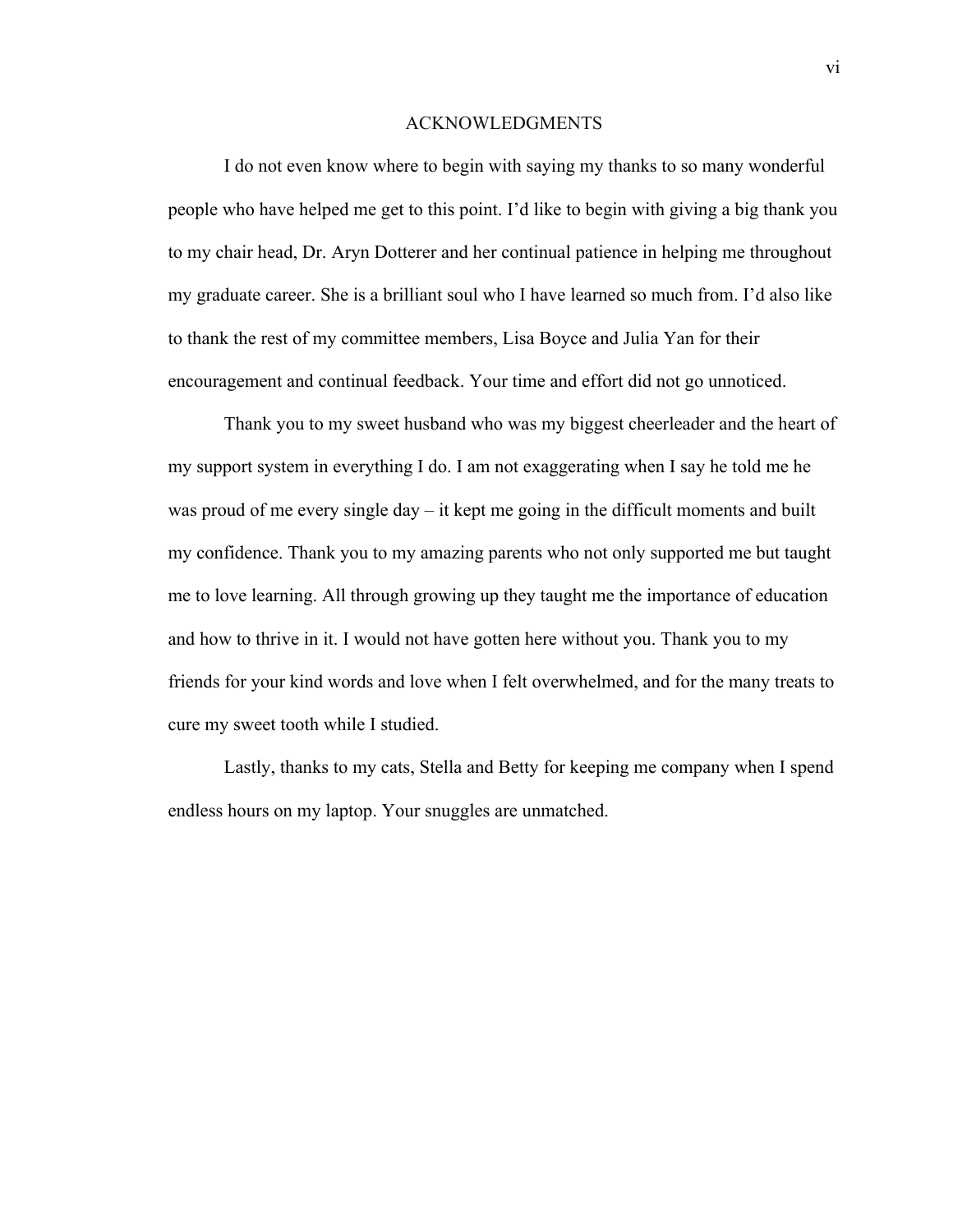# ACKNOWLEDGMENTS

I do not even know where to begin with saying my thanks to so many wonderful people who have helped me get to this point. I'd like to begin with giving a big thank you to my chair head, Dr. Aryn Dotterer and her continual patience in helping me throughout my graduate career. She is a brilliant soul who I have learned so much from. I'd also like to thank the rest of my committee members, Lisa Boyce and Julia Yan for their encouragement and continual feedback. Your time and effort did not go unnoticed.

Thank you to my sweet husband who was my biggest cheerleader and the heart of my support system in everything I do. I am not exaggerating when I say he told me he was proud of me every single day – it kept me going in the difficult moments and built my confidence. Thank you to my amazing parents who not only supported me but taught me to love learning. All through growing up they taught me the importance of education and how to thrive in it. I would not have gotten here without you. Thank you to my friends for your kind words and love when I felt overwhelmed, and for the many treats to cure my sweet tooth while I studied.

Lastly, thanks to my cats, Stella and Betty for keeping me company when I spend endless hours on my laptop. Your snuggles are unmatched.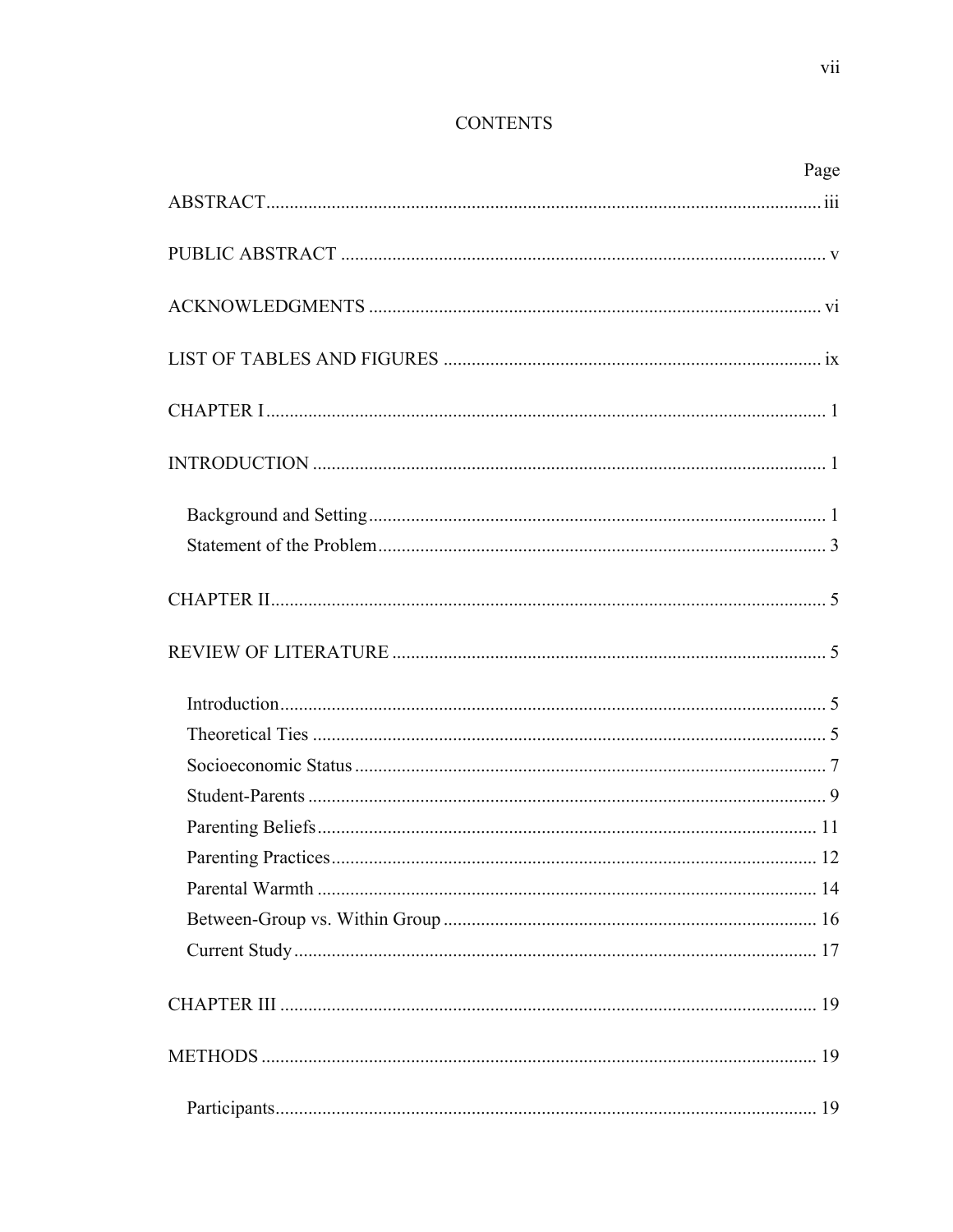# CONTENTS

Page

ABSTRACT ..... iii

PUBLIC ABSTRACT ..... v

ACKNOWLEDGMENTS ..... vi

LIST OF TABLES AND FIGURES ..... ix

CHAPTER I ..... 1

INTRODUCTION ..... 1

- Background and Setting ..... 1
- Statement of the Problem ..... 3

CHAPTER II ..... 5

REVIEW OF LITERATURE ..... 5

- Introduction ..... 5
- Theoretical Ties ..... 5
- Socioeconomic Status ..... 7
- Student-Parents ..... 9
- Parenting Beliefs ..... 11
- Parenting Practices ..... 12
- Parental Warmth ..... 14
- Between-Group vs. Within Group ..... 16
- Current Study ..... 17

CHAPTER III ..... 19

METHODS ..... 19

- Participants ..... 19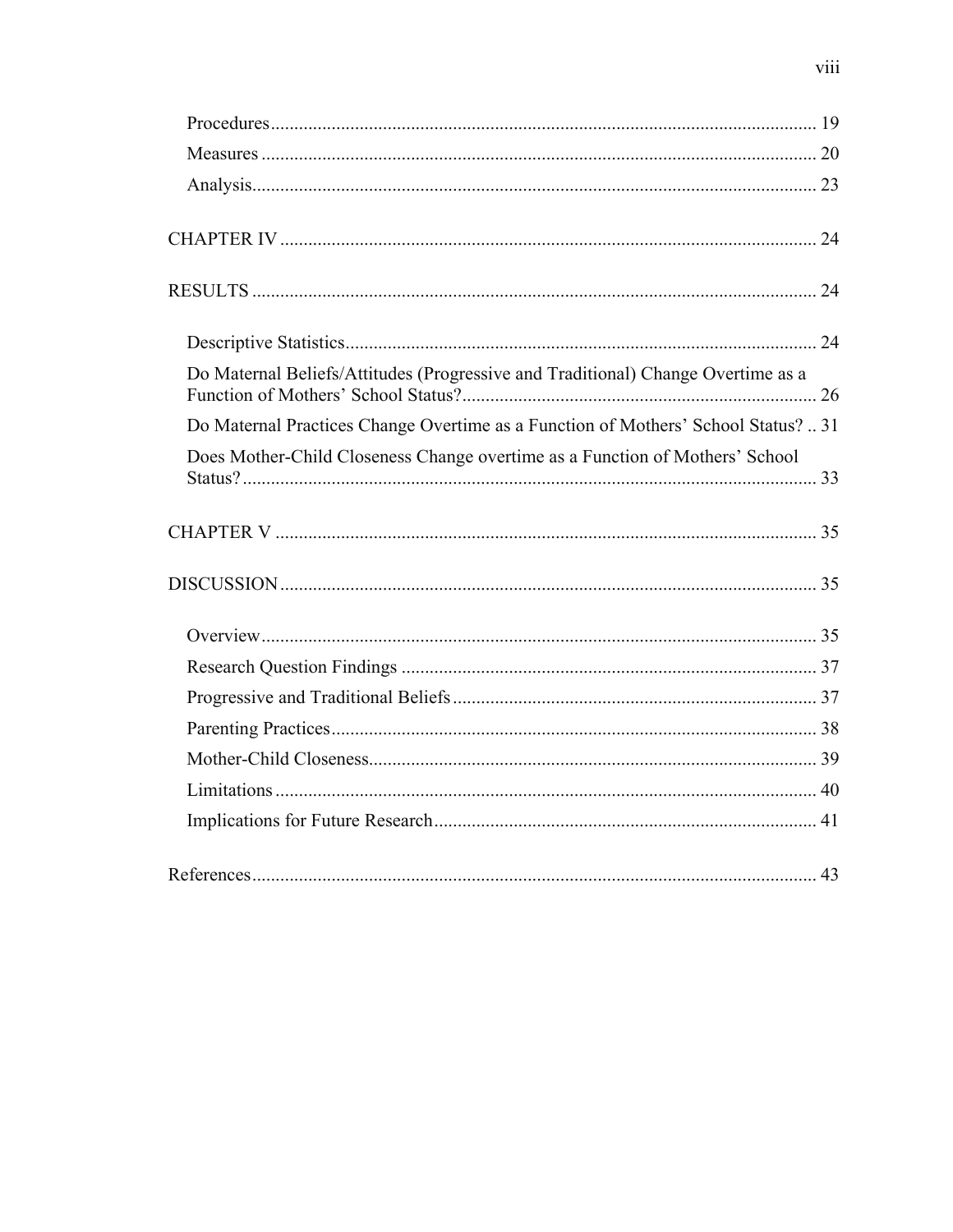Procedures ........................................................................................................ 19

Measures ............................................................................................................ 20

Analysis.............................................................................................................. 23

CHAPTER IV ........................................................................................................ 24

RESULTS .............................................................................................................. 24

Descriptive Statistics.......................................................................................... 24

Do Maternal Beliefs/Attitudes (Progressive and Traditional) Change Overtime as a Function of Mothers' School Status?............................................................................ 26

Do Maternal Practices Change Overtime as a Function of Mothers' School Status? .. 31

Does Mother-Child Closeness Change overtime as a Function of Mothers' School Status?................................................................................................................... 33

CHAPTER V .......................................................................................................... 35

DISCUSSION ........................................................................................................ 35

Overview.............................................................................................................. 35

Research Question Findings ............................................................................... 37

Progressive and Traditional Beliefs ................................................................... 37

Parenting Practices.............................................................................................. 38

Mother-Child Closeness...................................................................................... 39

Limitations .......................................................................................................... 40

Implications for Future Research ....................................................................... 41

References............................................................................................................... 43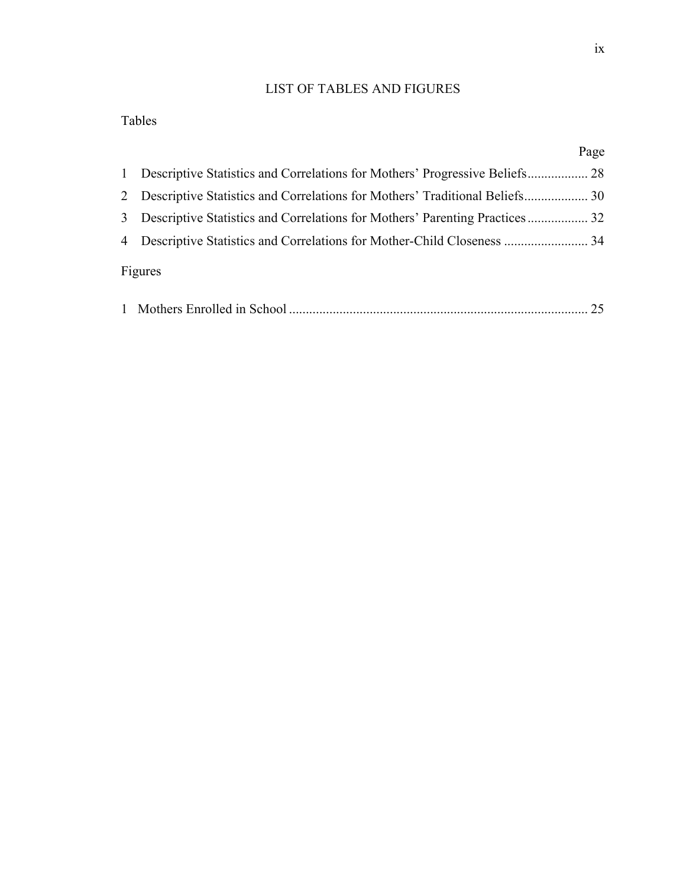# LIST OF TABLES AND FIGURES

Tables

| | | Page |
|---|---|---|
| 1 | Descriptive Statistics and Correlations for Mothers' Progressive Beliefs | 28 |
| 2 | Descriptive Statistics and Correlations for Mothers' Traditional Beliefs | 30 |
| 3 | Descriptive Statistics and Correlations for Mothers' Parenting Practices | 32 |
| 4 | Descriptive Statistics and Correlations for Mother-Child Closeness | 34 |

Figures

| | | |
|---|---|---|
| 1 | Mothers Enrolled in School | 25 |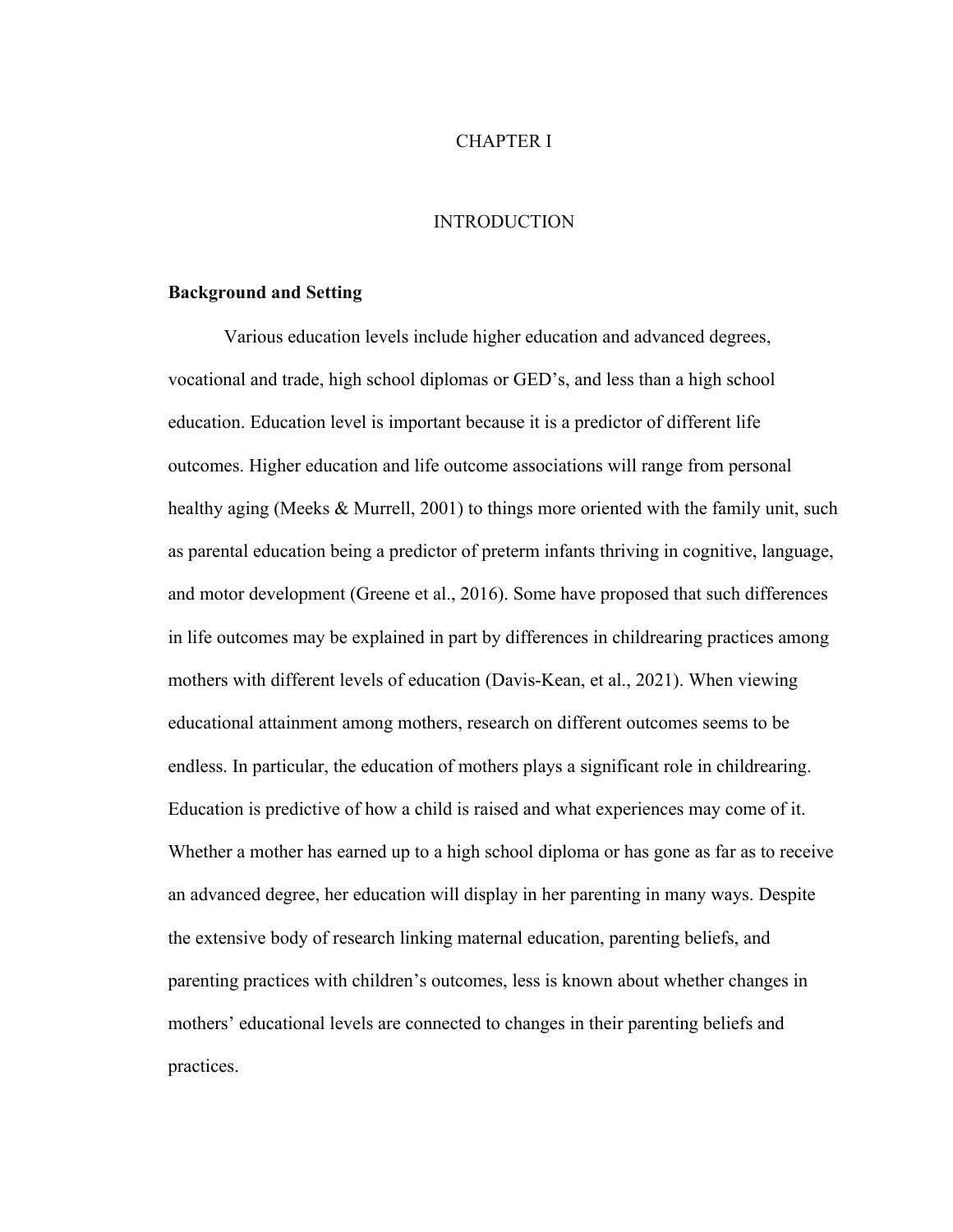# CHAPTER I

# INTRODUCTION

## Background and Setting

Various education levels include higher education and advanced degrees, vocational and trade, high school diplomas or GED's, and less than a high school education. Education level is important because it is a predictor of different life outcomes. Higher education and life outcome associations will range from personal healthy aging (Meeks & Murrell, 2001) to things more oriented with the family unit, such as parental education being a predictor of preterm infants thriving in cognitive, language, and motor development (Greene et al., 2016). Some have proposed that such differences in life outcomes may be explained in part by differences in childrearing practices among mothers with different levels of education (Davis-Kean, et al., 2021). When viewing educational attainment among mothers, research on different outcomes seems to be endless. In particular, the education of mothers plays a significant role in childrearing. Education is predictive of how a child is raised and what experiences may come of it. Whether a mother has earned up to a high school diploma or has gone as far as to receive an advanced degree, her education will display in her parenting in many ways. Despite the extensive body of research linking maternal education, parenting beliefs, and parenting practices with children's outcomes, less is known about whether changes in mothers' educational levels are connected to changes in their parenting beliefs and practices.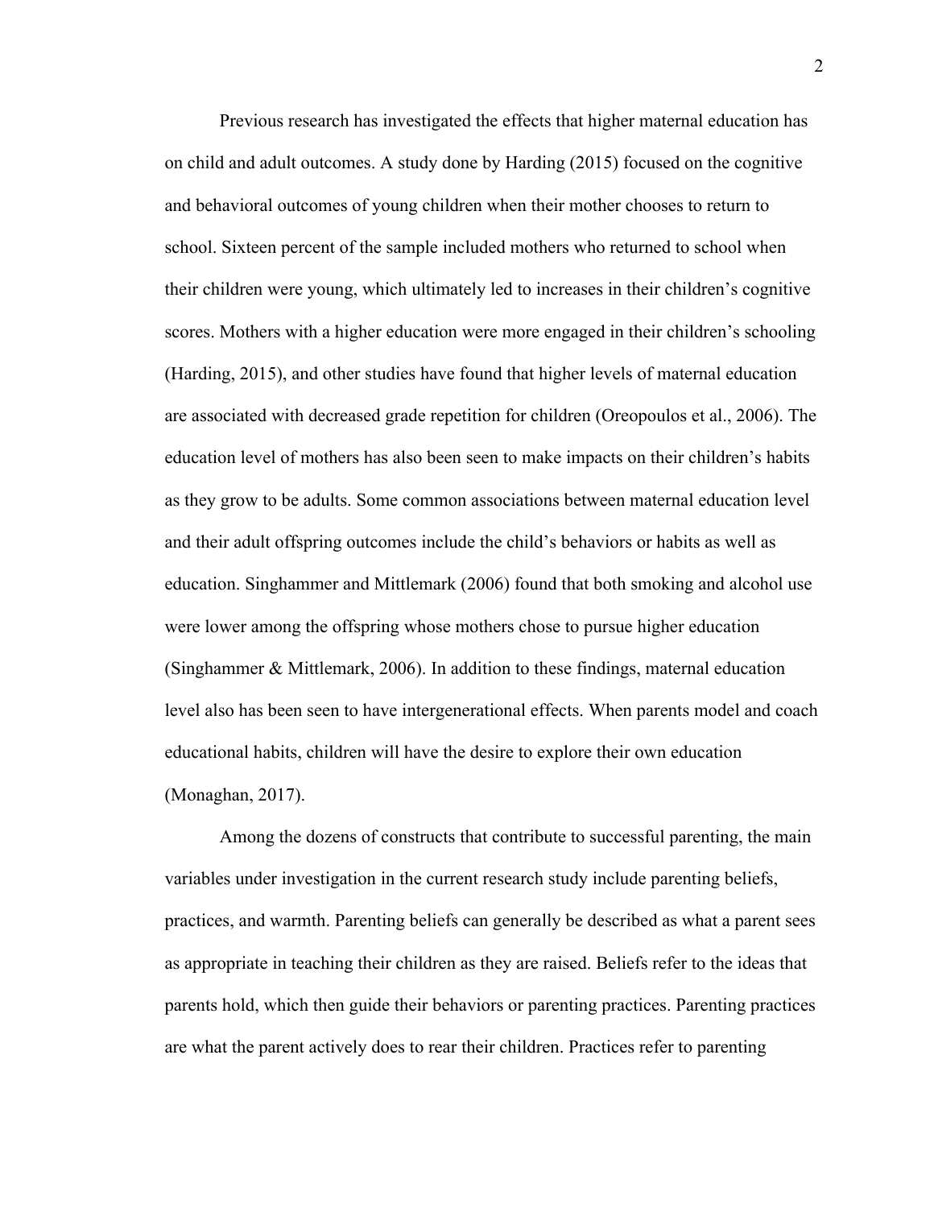Previous research has investigated the effects that higher maternal education has on child and adult outcomes. A study done by Harding (2015) focused on the cognitive and behavioral outcomes of young children when their mother chooses to return to school. Sixteen percent of the sample included mothers who returned to school when their children were young, which ultimately led to increases in their children's cognitive scores. Mothers with a higher education were more engaged in their children's schooling (Harding, 2015), and other studies have found that higher levels of maternal education are associated with decreased grade repetition for children (Oreopoulos et al., 2006). The education level of mothers has also been seen to make impacts on their children's habits as they grow to be adults. Some common associations between maternal education level and their adult offspring outcomes include the child's behaviors or habits as well as education. Singhammer and Mittlemark (2006) found that both smoking and alcohol use were lower among the offspring whose mothers chose to pursue higher education (Singhammer & Mittlemark, 2006). In addition to these findings, maternal education level also has been seen to have intergenerational effects. When parents model and coach educational habits, children will have the desire to explore their own education (Monaghan, 2017).

Among the dozens of constructs that contribute to successful parenting, the main variables under investigation in the current research study include parenting beliefs, practices, and warmth. Parenting beliefs can generally be described as what a parent sees as appropriate in teaching their children as they are raised. Beliefs refer to the ideas that parents hold, which then guide their behaviors or parenting practices. Parenting practices are what the parent actively does to rear their children. Practices refer to parenting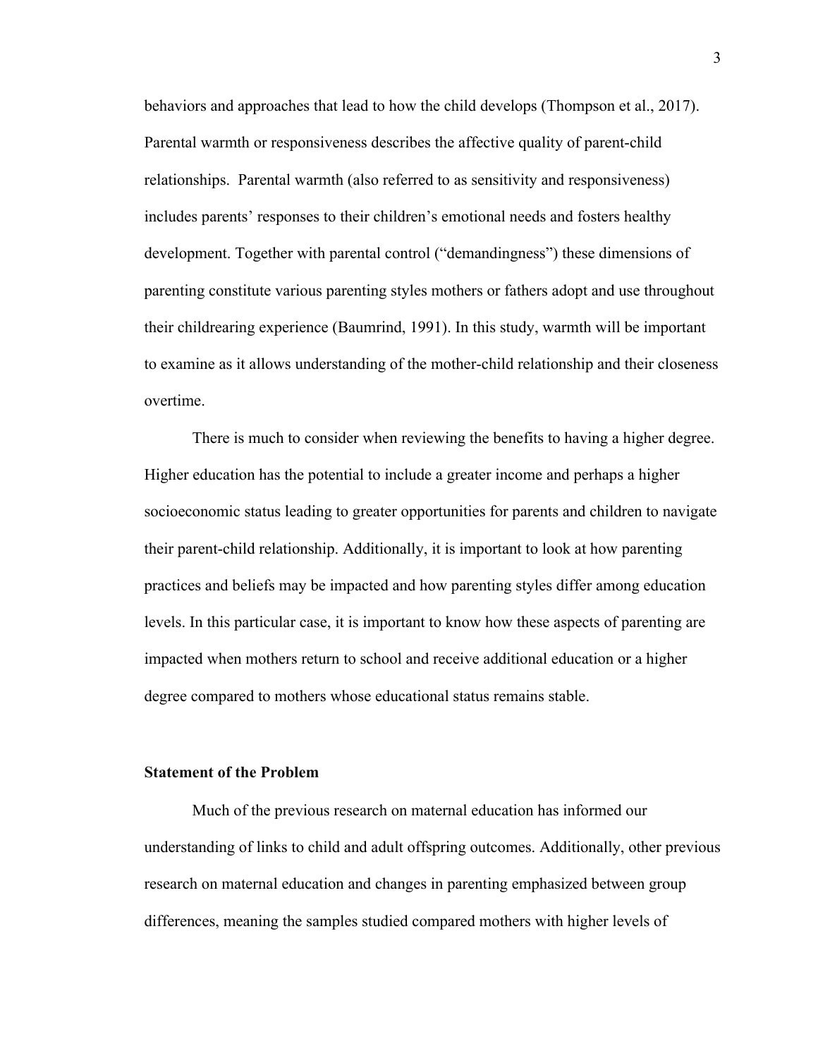behaviors and approaches that lead to how the child develops (Thompson et al., 2017). Parental warmth or responsiveness describes the affective quality of parent-child relationships. Parental warmth (also referred to as sensitivity and responsiveness) includes parents' responses to their children's emotional needs and fosters healthy development. Together with parental control ("demandingness") these dimensions of parenting constitute various parenting styles mothers or fathers adopt and use throughout their childrearing experience (Baumrind, 1991). In this study, warmth will be important to examine as it allows understanding of the mother-child relationship and their closeness overtime.

There is much to consider when reviewing the benefits to having a higher degree. Higher education has the potential to include a greater income and perhaps a higher socioeconomic status leading to greater opportunities for parents and children to navigate their parent-child relationship. Additionally, it is important to look at how parenting practices and beliefs may be impacted and how parenting styles differ among education levels. In this particular case, it is important to know how these aspects of parenting are impacted when mothers return to school and receive additional education or a higher degree compared to mothers whose educational status remains stable.

**Statement of the Problem**

Much of the previous research on maternal education has informed our understanding of links to child and adult offspring outcomes. Additionally, other previous research on maternal education and changes in parenting emphasized between group differences, meaning the samples studied compared mothers with higher levels of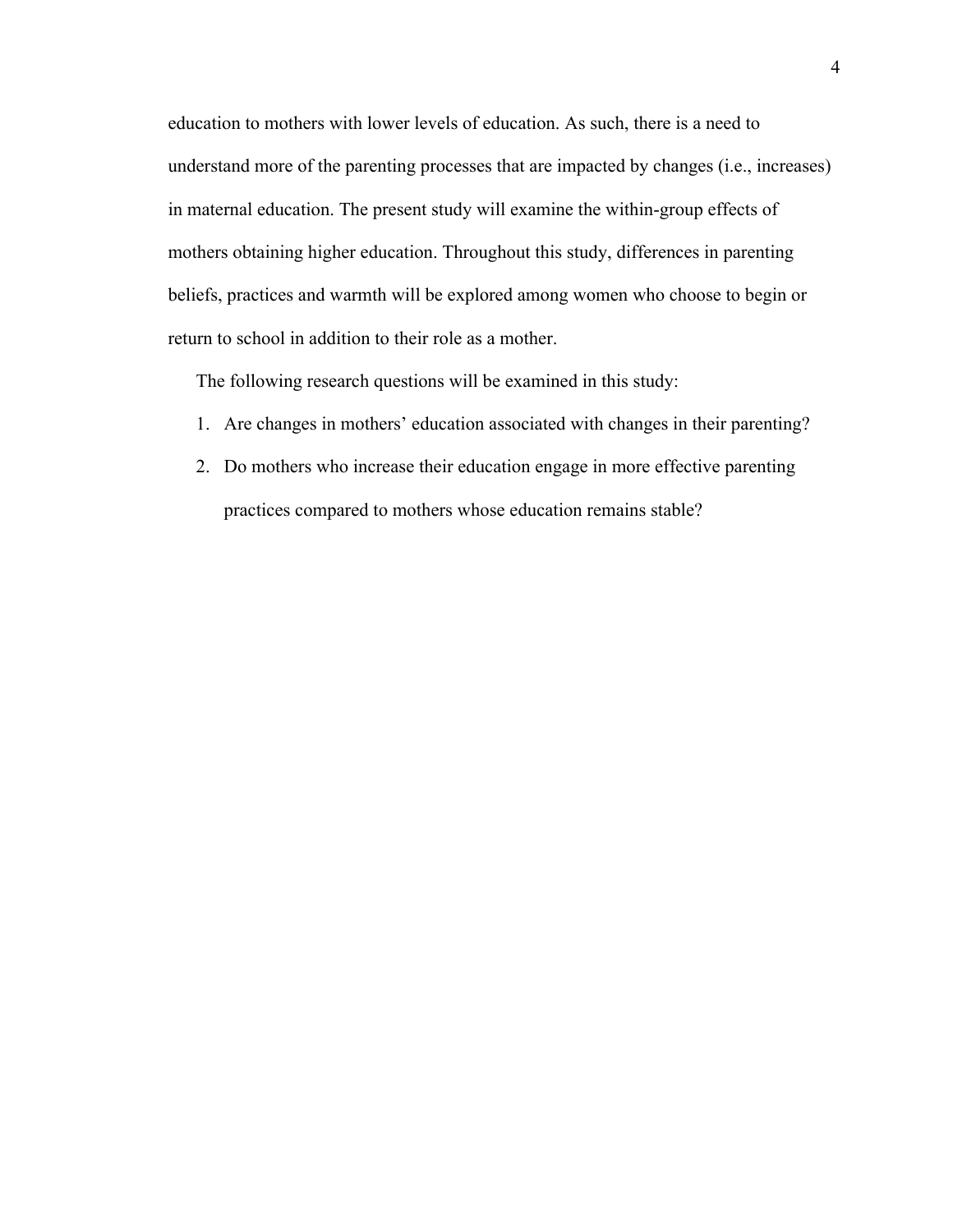education to mothers with lower levels of education. As such, there is a need to understand more of the parenting processes that are impacted by changes (i.e., increases) in maternal education. The present study will examine the within-group effects of mothers obtaining higher education. Throughout this study, differences in parenting beliefs, practices and warmth will be explored among women who choose to begin or return to school in addition to their role as a mother.

The following research questions will be examined in this study:

1. Are changes in mothers' education associated with changes in their parenting?
2. Do mothers who increase their education engage in more effective parenting practices compared to mothers whose education remains stable?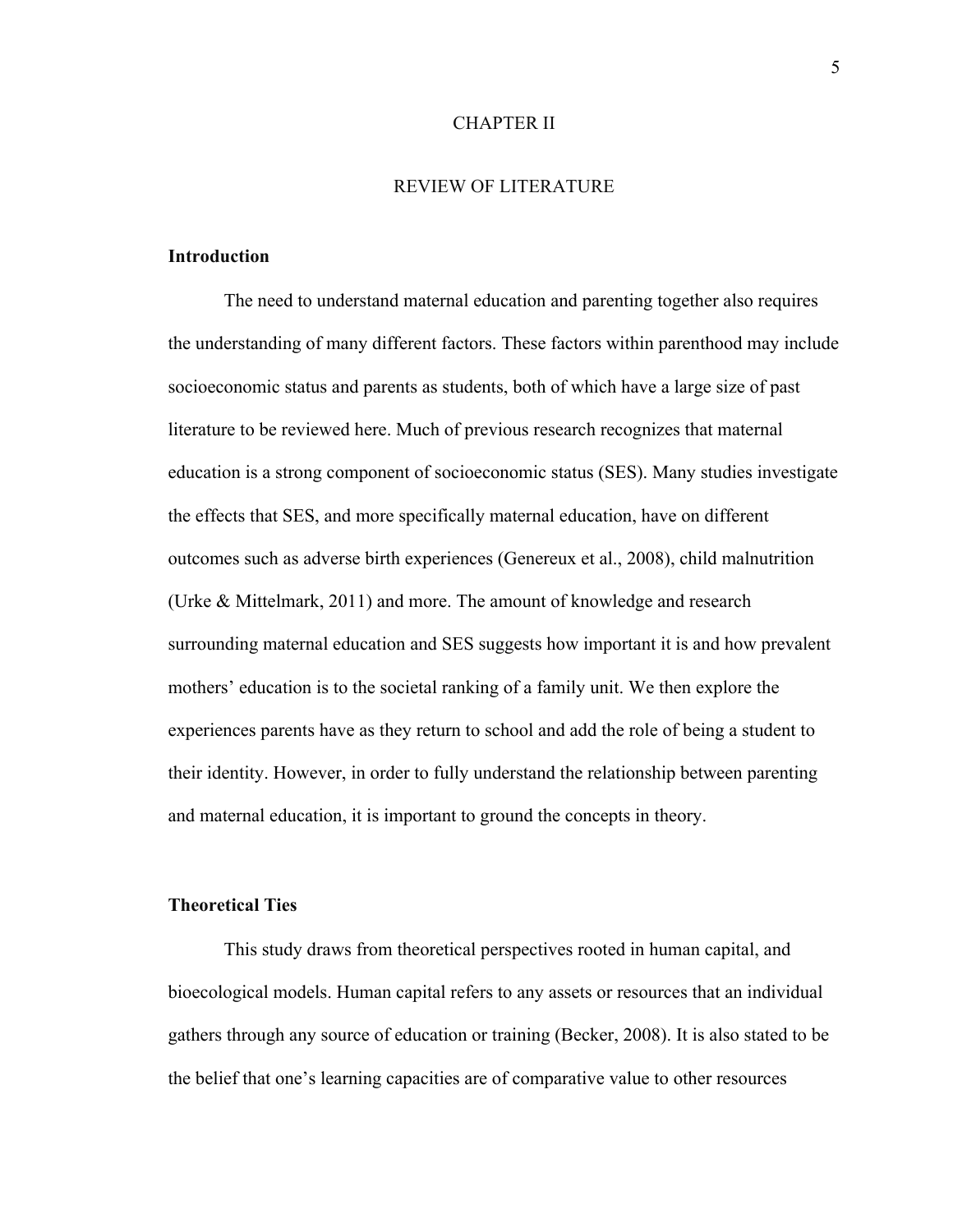# CHAPTER II

# REVIEW OF LITERATURE

## Introduction

The need to understand maternal education and parenting together also requires the understanding of many different factors. These factors within parenthood may include socioeconomic status and parents as students, both of which have a large size of past literature to be reviewed here. Much of previous research recognizes that maternal education is a strong component of socioeconomic status (SES). Many studies investigate the effects that SES, and more specifically maternal education, have on different outcomes such as adverse birth experiences (Genereux et al., 2008), child malnutrition (Urke & Mittelmark, 2011) and more. The amount of knowledge and research surrounding maternal education and SES suggests how important it is and how prevalent mothers' education is to the societal ranking of a family unit. We then explore the experiences parents have as they return to school and add the role of being a student to their identity. However, in order to fully understand the relationship between parenting and maternal education, it is important to ground the concepts in theory.

## Theoretical Ties

This study draws from theoretical perspectives rooted in human capital, and bioecological models. Human capital refers to any assets or resources that an individual gathers through any source of education or training (Becker, 2008). It is also stated to be the belief that one's learning capacities are of comparative value to other resources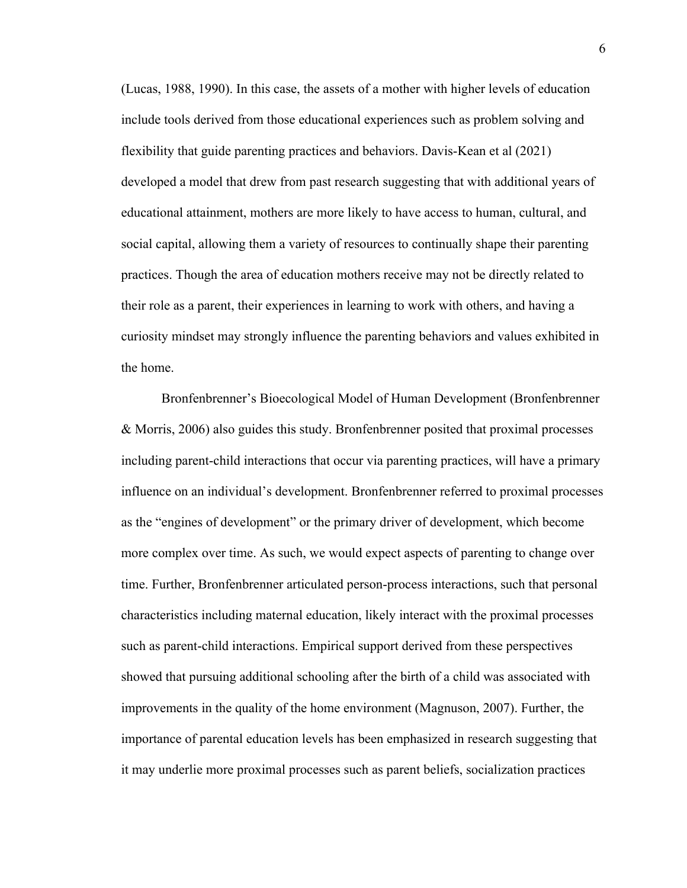(Lucas, 1988, 1990). In this case, the assets of a mother with higher levels of education include tools derived from those educational experiences such as problem solving and flexibility that guide parenting practices and behaviors. Davis-Kean et al (2021) developed a model that drew from past research suggesting that with additional years of educational attainment, mothers are more likely to have access to human, cultural, and social capital, allowing them a variety of resources to continually shape their parenting practices. Though the area of education mothers receive may not be directly related to their role as a parent, their experiences in learning to work with others, and having a curiosity mindset may strongly influence the parenting behaviors and values exhibited in the home.

Bronfenbrenner's Bioecological Model of Human Development (Bronfenbrenner & Morris, 2006) also guides this study. Bronfenbrenner posited that proximal processes including parent-child interactions that occur via parenting practices, will have a primary influence on an individual's development. Bronfenbrenner referred to proximal processes as the "engines of development" or the primary driver of development, which become more complex over time. As such, we would expect aspects of parenting to change over time. Further, Bronfenbrenner articulated person-process interactions, such that personal characteristics including maternal education, likely interact with the proximal processes such as parent-child interactions. Empirical support derived from these perspectives showed that pursuing additional schooling after the birth of a child was associated with improvements in the quality of the home environment (Magnuson, 2007). Further, the importance of parental education levels has been emphasized in research suggesting that it may underlie more proximal processes such as parent beliefs, socialization practices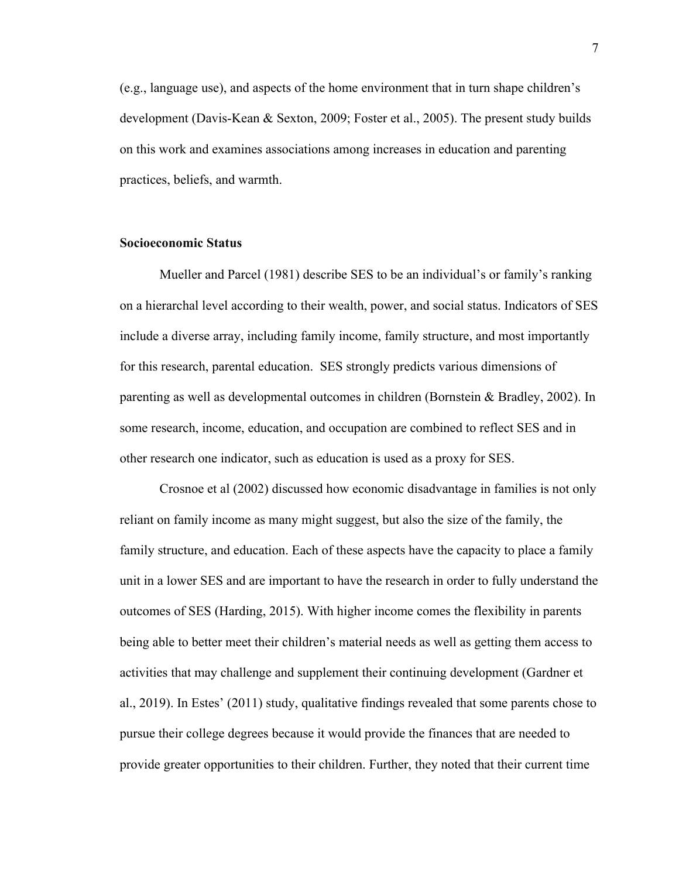(e.g., language use), and aspects of the home environment that in turn shape children's development (Davis-Kean & Sexton, 2009; Foster et al., 2005). The present study builds on this work and examines associations among increases in education and parenting practices, beliefs, and warmth.

## Socioeconomic Status

Mueller and Parcel (1981) describe SES to be an individual's or family's ranking on a hierarchal level according to their wealth, power, and social status. Indicators of SES include a diverse array, including family income, family structure, and most importantly for this research, parental education. SES strongly predicts various dimensions of parenting as well as developmental outcomes in children (Bornstein & Bradley, 2002). In some research, income, education, and occupation are combined to reflect SES and in other research one indicator, such as education is used as a proxy for SES.

Crosnoe et al (2002) discussed how economic disadvantage in families is not only reliant on family income as many might suggest, but also the size of the family, the family structure, and education. Each of these aspects have the capacity to place a family unit in a lower SES and are important to have the research in order to fully understand the outcomes of SES (Harding, 2015). With higher income comes the flexibility in parents being able to better meet their children's material needs as well as getting them access to activities that may challenge and supplement their continuing development (Gardner et al., 2019). In Estes' (2011) study, qualitative findings revealed that some parents chose to pursue their college degrees because it would provide the finances that are needed to provide greater opportunities to their children. Further, they noted that their current time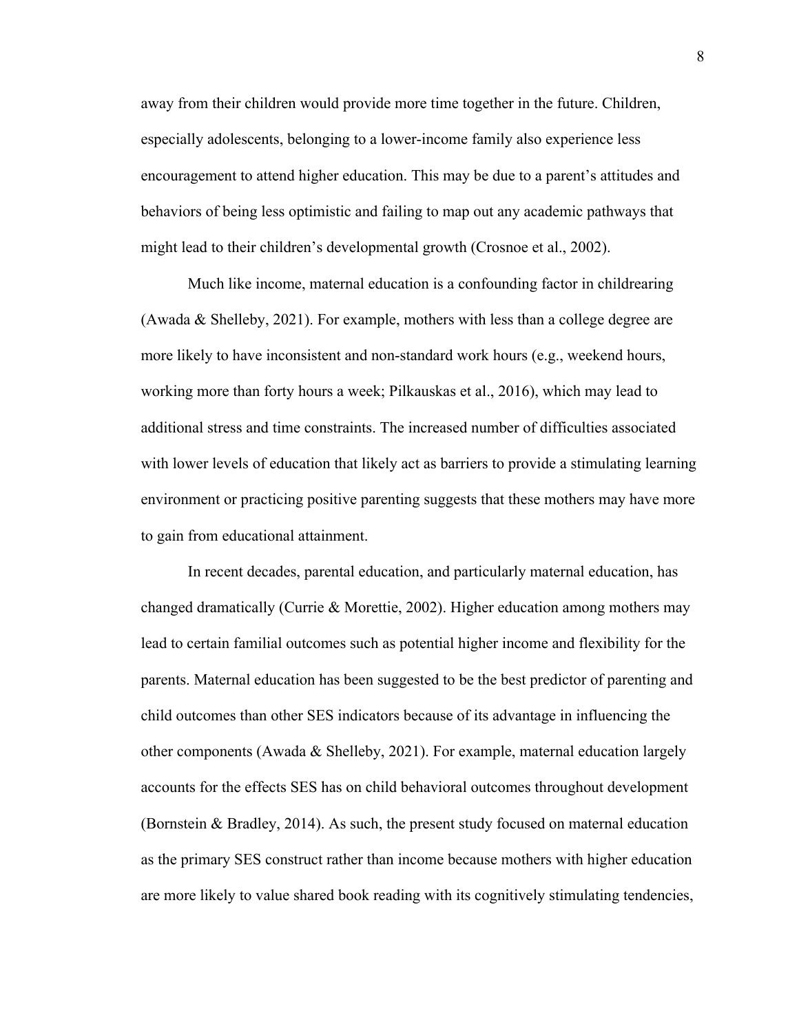away from their children would provide more time together in the future. Children, especially adolescents, belonging to a lower-income family also experience less encouragement to attend higher education. This may be due to a parent's attitudes and behaviors of being less optimistic and failing to map out any academic pathways that might lead to their children's developmental growth (Crosnoe et al., 2002).

Much like income, maternal education is a confounding factor in childrearing (Awada & Shelleby, 2021). For example, mothers with less than a college degree are more likely to have inconsistent and non-standard work hours (e.g., weekend hours, working more than forty hours a week; Pilkauskas et al., 2016), which may lead to additional stress and time constraints. The increased number of difficulties associated with lower levels of education that likely act as barriers to provide a stimulating learning environment or practicing positive parenting suggests that these mothers may have more to gain from educational attainment.

In recent decades, parental education, and particularly maternal education, has changed dramatically (Currie & Morettie, 2002). Higher education among mothers may lead to certain familial outcomes such as potential higher income and flexibility for the parents. Maternal education has been suggested to be the best predictor of parenting and child outcomes than other SES indicators because of its advantage in influencing the other components (Awada & Shelleby, 2021). For example, maternal education largely accounts for the effects SES has on child behavioral outcomes throughout development (Bornstein & Bradley, 2014). As such, the present study focused on maternal education as the primary SES construct rather than income because mothers with higher education are more likely to value shared book reading with its cognitively stimulating tendencies,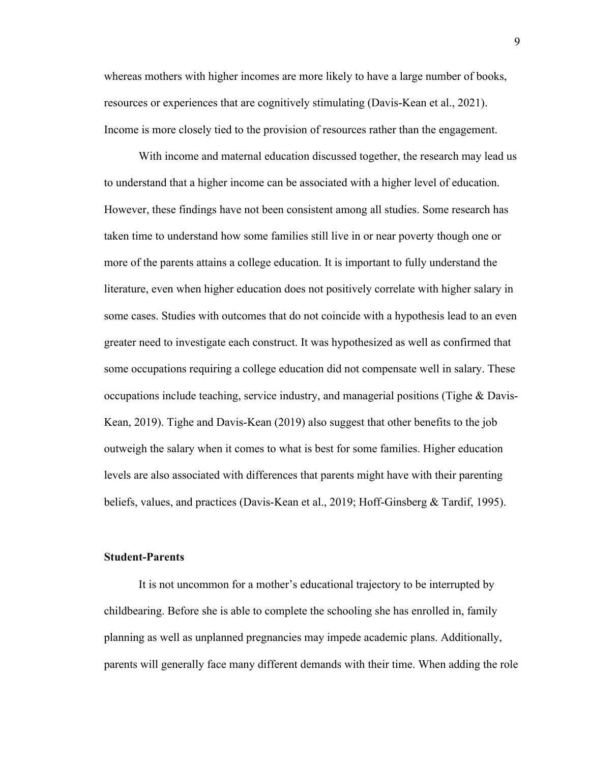whereas mothers with higher incomes are more likely to have a large number of books, resources or experiences that are cognitively stimulating (Davis-Kean et al., 2021). Income is more closely tied to the provision of resources rather than the engagement.

With income and maternal education discussed together, the research may lead us to understand that a higher income can be associated with a higher level of education. However, these findings have not been consistent among all studies. Some research has taken time to understand how some families still live in or near poverty though one or more of the parents attains a college education. It is important to fully understand the literature, even when higher education does not positively correlate with higher salary in some cases. Studies with outcomes that do not coincide with a hypothesis lead to an even greater need to investigate each construct. It was hypothesized as well as confirmed that some occupations requiring a college education did not compensate well in salary. These occupations include teaching, service industry, and managerial positions (Tighe & Davis-Kean, 2019). Tighe and Davis-Kean (2019) also suggest that other benefits to the job outweigh the salary when it comes to what is best for some families. Higher education levels are also associated with differences that parents might have with their parenting beliefs, values, and practices (Davis-Kean et al., 2019; Hoff-Ginsberg & Tardif, 1995).

**Student-Parents**

It is not uncommon for a mother's educational trajectory to be interrupted by childbearing. Before she is able to complete the schooling she has enrolled in, family planning as well as unplanned pregnancies may impede academic plans. Additionally, parents will generally face many different demands with their time. When adding the role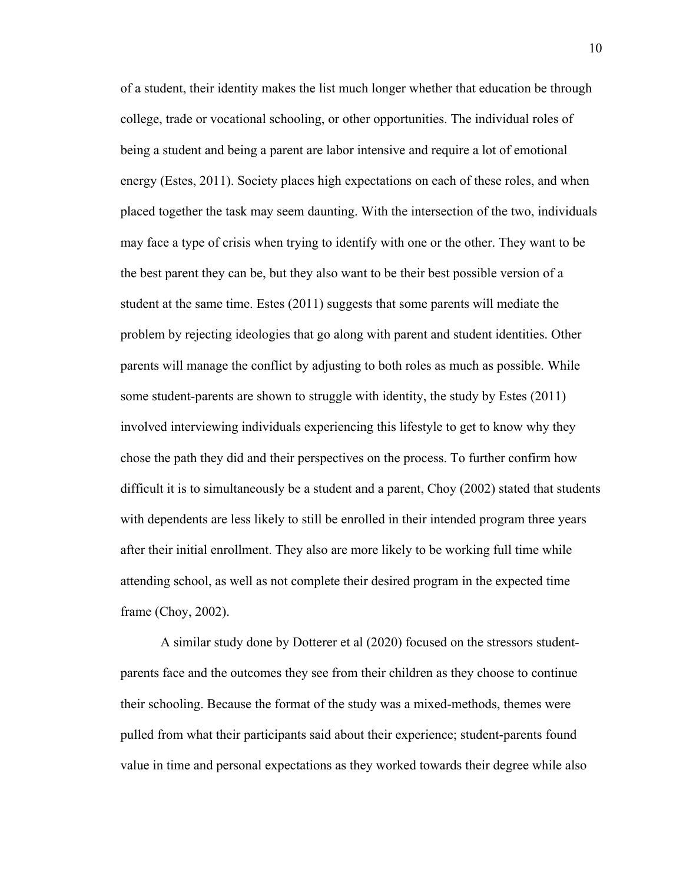of a student, their identity makes the list much longer whether that education be through college, trade or vocational schooling, or other opportunities. The individual roles of being a student and being a parent are labor intensive and require a lot of emotional energy (Estes, 2011). Society places high expectations on each of these roles, and when placed together the task may seem daunting. With the intersection of the two, individuals may face a type of crisis when trying to identify with one or the other. They want to be the best parent they can be, but they also want to be their best possible version of a student at the same time. Estes (2011) suggests that some parents will mediate the problem by rejecting ideologies that go along with parent and student identities. Other parents will manage the conflict by adjusting to both roles as much as possible. While some student-parents are shown to struggle with identity, the study by Estes (2011) involved interviewing individuals experiencing this lifestyle to get to know why they chose the path they did and their perspectives on the process. To further confirm how difficult it is to simultaneously be a student and a parent, Choy (2002) stated that students with dependents are less likely to still be enrolled in their intended program three years after their initial enrollment. They also are more likely to be working full time while attending school, as well as not complete their desired program in the expected time frame (Choy, 2002).

A similar study done by Dotterer et al (2020) focused on the stressors student-parents face and the outcomes they see from their children as they choose to continue their schooling. Because the format of the study was a mixed-methods, themes were pulled from what their participants said about their experience; student-parents found value in time and personal expectations as they worked towards their degree while also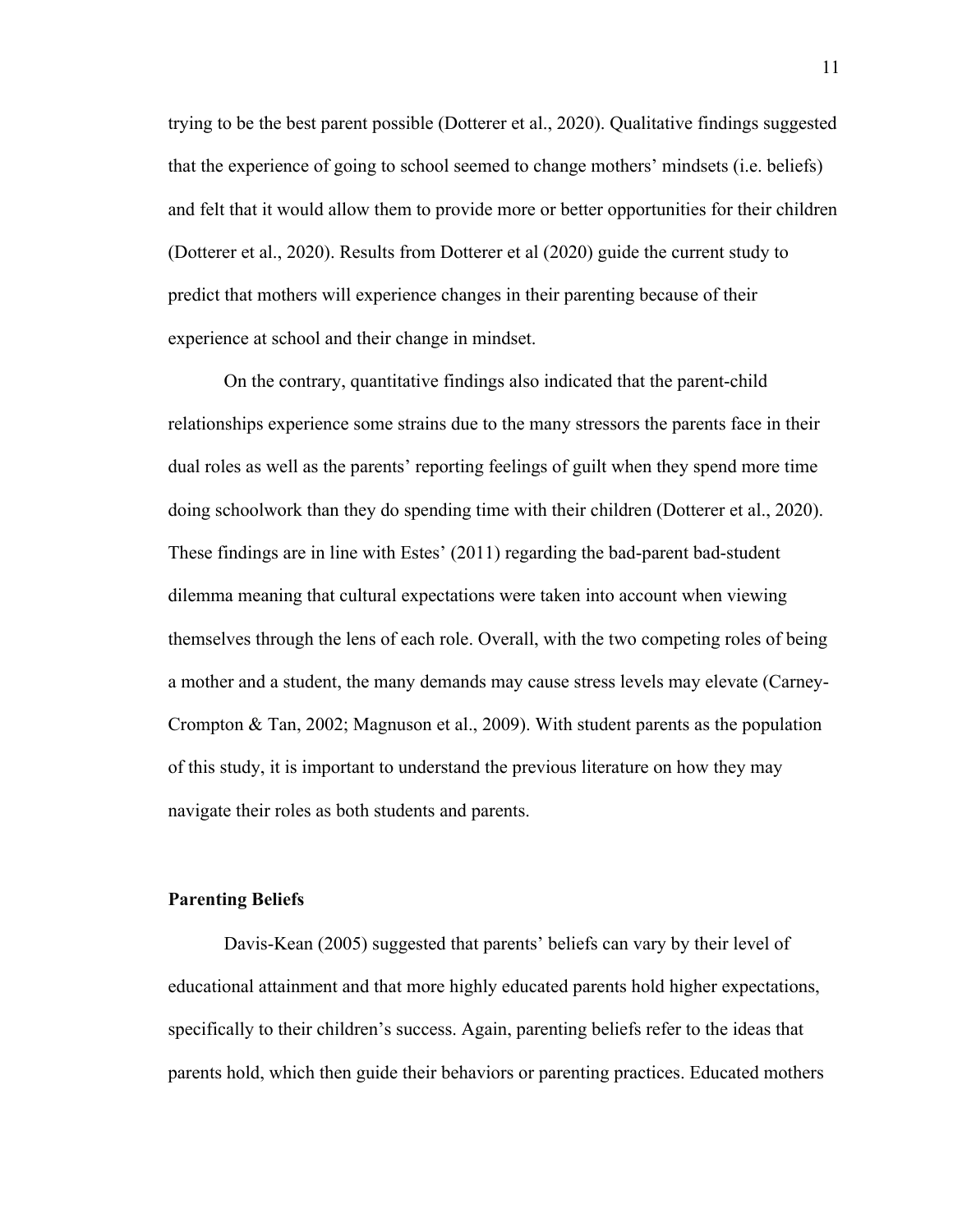trying to be the best parent possible (Dotterer et al., 2020). Qualitative findings suggested that the experience of going to school seemed to change mothers' mindsets (i.e. beliefs) and felt that it would allow them to provide more or better opportunities for their children (Dotterer et al., 2020). Results from Dotterer et al (2020) guide the current study to predict that mothers will experience changes in their parenting because of their experience at school and their change in mindset.

On the contrary, quantitative findings also indicated that the parent-child relationships experience some strains due to the many stressors the parents face in their dual roles as well as the parents' reporting feelings of guilt when they spend more time doing schoolwork than they do spending time with their children (Dotterer et al., 2020). These findings are in line with Estes' (2011) regarding the bad-parent bad-student dilemma meaning that cultural expectations were taken into account when viewing themselves through the lens of each role. Overall, with the two competing roles of being a mother and a student, the many demands may cause stress levels may elevate (Carney-Crompton & Tan, 2002; Magnuson et al., 2009). With student parents as the population of this study, it is important to understand the previous literature on how they may navigate their roles as both students and parents.

**Parenting Beliefs**

Davis-Kean (2005) suggested that parents' beliefs can vary by their level of educational attainment and that more highly educated parents hold higher expectations, specifically to their children's success. Again, parenting beliefs refer to the ideas that parents hold, which then guide their behaviors or parenting practices. Educated mothers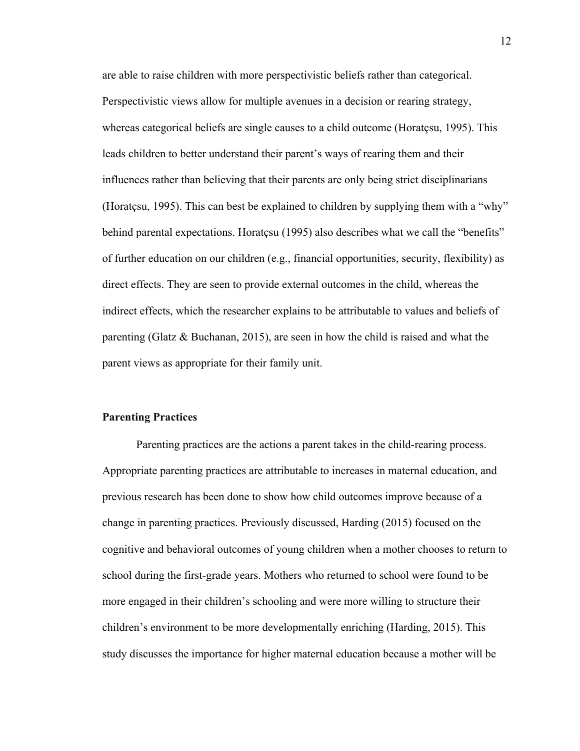are able to raise children with more perspectivistic beliefs rather than categorical. Perspectivistic views allow for multiple avenues in a decision or rearing strategy, whereas categorical beliefs are single causes to a child outcome (Horatçsu, 1995). This leads children to better understand their parent's ways of rearing them and their influences rather than believing that their parents are only being strict disciplinarians (Horatçsu, 1995). This can best be explained to children by supplying them with a "why" behind parental expectations. Horatçsu (1995) also describes what we call the "benefits" of further education on our children (e.g., financial opportunities, security, flexibility) as direct effects. They are seen to provide external outcomes in the child, whereas the indirect effects, which the researcher explains to be attributable to values and beliefs of parenting (Glatz & Buchanan, 2015), are seen in how the child is raised and what the parent views as appropriate for their family unit.

**Parenting Practices**

Parenting practices are the actions a parent takes in the child-rearing process. Appropriate parenting practices are attributable to increases in maternal education, and previous research has been done to show how child outcomes improve because of a change in parenting practices. Previously discussed, Harding (2015) focused on the cognitive and behavioral outcomes of young children when a mother chooses to return to school during the first-grade years. Mothers who returned to school were found to be more engaged in their children's schooling and were more willing to structure their children's environment to be more developmentally enriching (Harding, 2015). This study discusses the importance for higher maternal education because a mother will be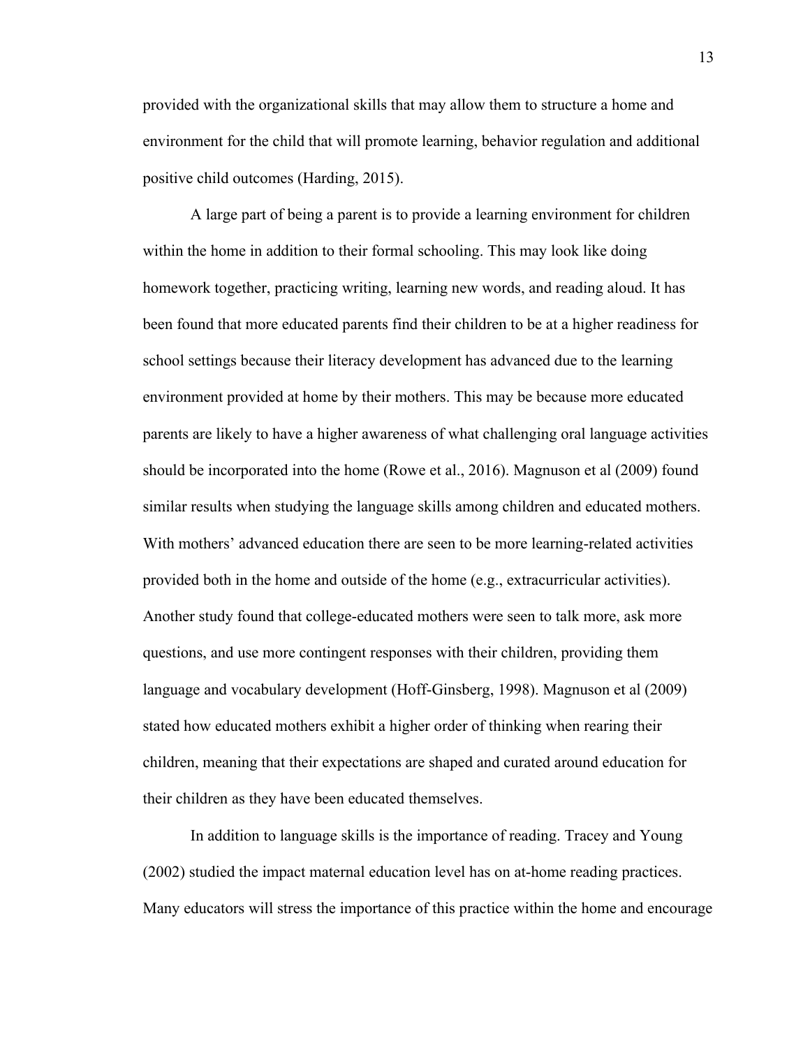provided with the organizational skills that may allow them to structure a home and environment for the child that will promote learning, behavior regulation and additional positive child outcomes (Harding, 2015).

A large part of being a parent is to provide a learning environment for children within the home in addition to their formal schooling. This may look like doing homework together, practicing writing, learning new words, and reading aloud. It has been found that more educated parents find their children to be at a higher readiness for school settings because their literacy development has advanced due to the learning environment provided at home by their mothers. This may be because more educated parents are likely to have a higher awareness of what challenging oral language activities should be incorporated into the home (Rowe et al., 2016). Magnuson et al (2009) found similar results when studying the language skills among children and educated mothers. With mothers' advanced education there are seen to be more learning-related activities provided both in the home and outside of the home (e.g., extracurricular activities). Another study found that college-educated mothers were seen to talk more, ask more questions, and use more contingent responses with their children, providing them language and vocabulary development (Hoff-Ginsberg, 1998). Magnuson et al (2009) stated how educated mothers exhibit a higher order of thinking when rearing their children, meaning that their expectations are shaped and curated around education for their children as they have been educated themselves.

In addition to language skills is the importance of reading. Tracey and Young (2002) studied the impact maternal education level has on at-home reading practices. Many educators will stress the importance of this practice within the home and encourage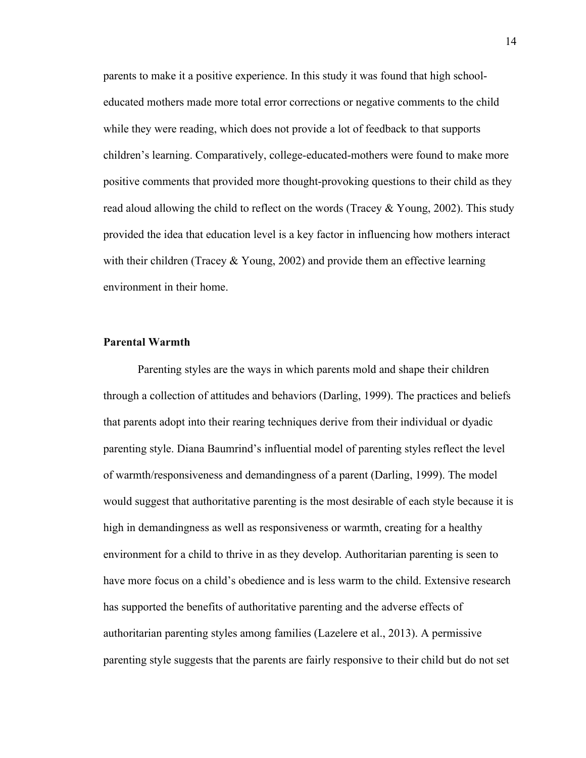parents to make it a positive experience. In this study it was found that high school-educated mothers made more total error corrections or negative comments to the child while they were reading, which does not provide a lot of feedback to that supports children's learning. Comparatively, college-educated-mothers were found to make more positive comments that provided more thought-provoking questions to their child as they read aloud allowing the child to reflect on the words (Tracey & Young, 2002). This study provided the idea that education level is a key factor in influencing how mothers interact with their children (Tracey & Young, 2002) and provide them an effective learning environment in their home.

**Parental Warmth**

Parenting styles are the ways in which parents mold and shape their children through a collection of attitudes and behaviors (Darling, 1999). The practices and beliefs that parents adopt into their rearing techniques derive from their individual or dyadic parenting style. Diana Baumrind's influential model of parenting styles reflect the level of warmth/responsiveness and demandingness of a parent (Darling, 1999). The model would suggest that authoritative parenting is the most desirable of each style because it is high in demandingness as well as responsiveness or warmth, creating for a healthy environment for a child to thrive in as they develop. Authoritarian parenting is seen to have more focus on a child's obedience and is less warm to the child. Extensive research has supported the benefits of authoritative parenting and the adverse effects of authoritarian parenting styles among families (Lazelere et al., 2013). A permissive parenting style suggests that the parents are fairly responsive to their child but do not set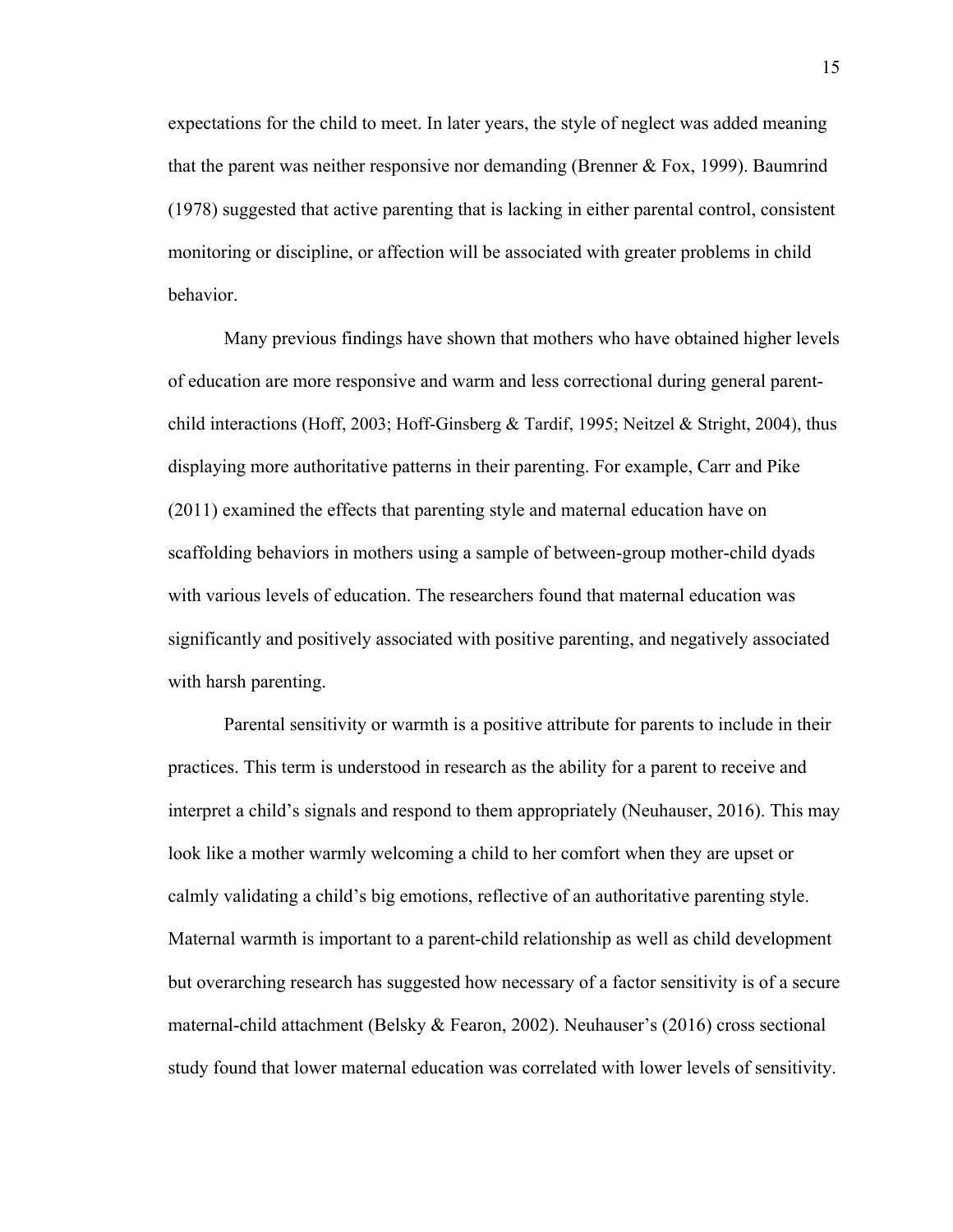expectations for the child to meet. In later years, the style of neglect was added meaning that the parent was neither responsive nor demanding (Brenner & Fox, 1999). Baumrind (1978) suggested that active parenting that is lacking in either parental control, consistent monitoring or discipline, or affection will be associated with greater problems in child behavior.

Many previous findings have shown that mothers who have obtained higher levels of education are more responsive and warm and less correctional during general parent-child interactions (Hoff, 2003; Hoff-Ginsberg & Tardif, 1995; Neitzel & Stright, 2004), thus displaying more authoritative patterns in their parenting. For example, Carr and Pike (2011) examined the effects that parenting style and maternal education have on scaffolding behaviors in mothers using a sample of between-group mother-child dyads with various levels of education. The researchers found that maternal education was significantly and positively associated with positive parenting, and negatively associated with harsh parenting.

Parental sensitivity or warmth is a positive attribute for parents to include in their practices. This term is understood in research as the ability for a parent to receive and interpret a child's signals and respond to them appropriately (Neuhauser, 2016). This may look like a mother warmly welcoming a child to her comfort when they are upset or calmly validating a child's big emotions, reflective of an authoritative parenting style. Maternal warmth is important to a parent-child relationship as well as child development but overarching research has suggested how necessary of a factor sensitivity is of a secure maternal-child attachment (Belsky & Fearon, 2002). Neuhauser's (2016) cross sectional study found that lower maternal education was correlated with lower levels of sensitivity.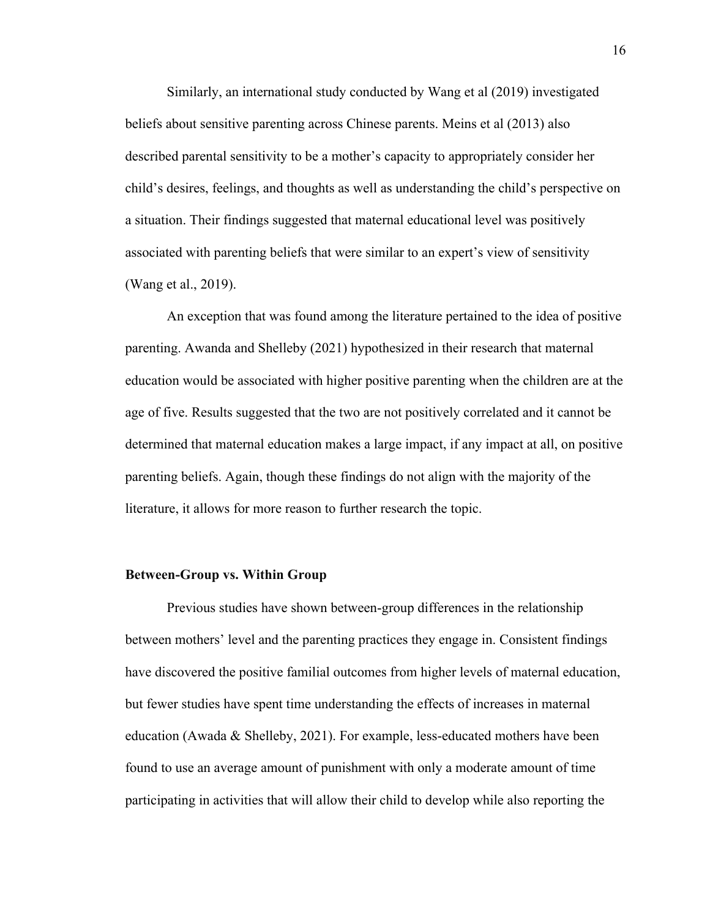Similarly, an international study conducted by Wang et al (2019) investigated beliefs about sensitive parenting across Chinese parents. Meins et al (2013) also described parental sensitivity to be a mother's capacity to appropriately consider her child's desires, feelings, and thoughts as well as understanding the child's perspective on a situation. Their findings suggested that maternal educational level was positively associated with parenting beliefs that were similar to an expert's view of sensitivity (Wang et al., 2019).

An exception that was found among the literature pertained to the idea of positive parenting. Awanda and Shelleby (2021) hypothesized in their research that maternal education would be associated with higher positive parenting when the children are at the age of five. Results suggested that the two are not positively correlated and it cannot be determined that maternal education makes a large impact, if any impact at all, on positive parenting beliefs. Again, though these findings do not align with the majority of the literature, it allows for more reason to further research the topic.

### Between-Group vs. Within Group

Previous studies have shown between-group differences in the relationship between mothers' level and the parenting practices they engage in. Consistent findings have discovered the positive familial outcomes from higher levels of maternal education, but fewer studies have spent time understanding the effects of increases in maternal education (Awada & Shelleby, 2021). For example, less-educated mothers have been found to use an average amount of punishment with only a moderate amount of time participating in activities that will allow their child to develop while also reporting the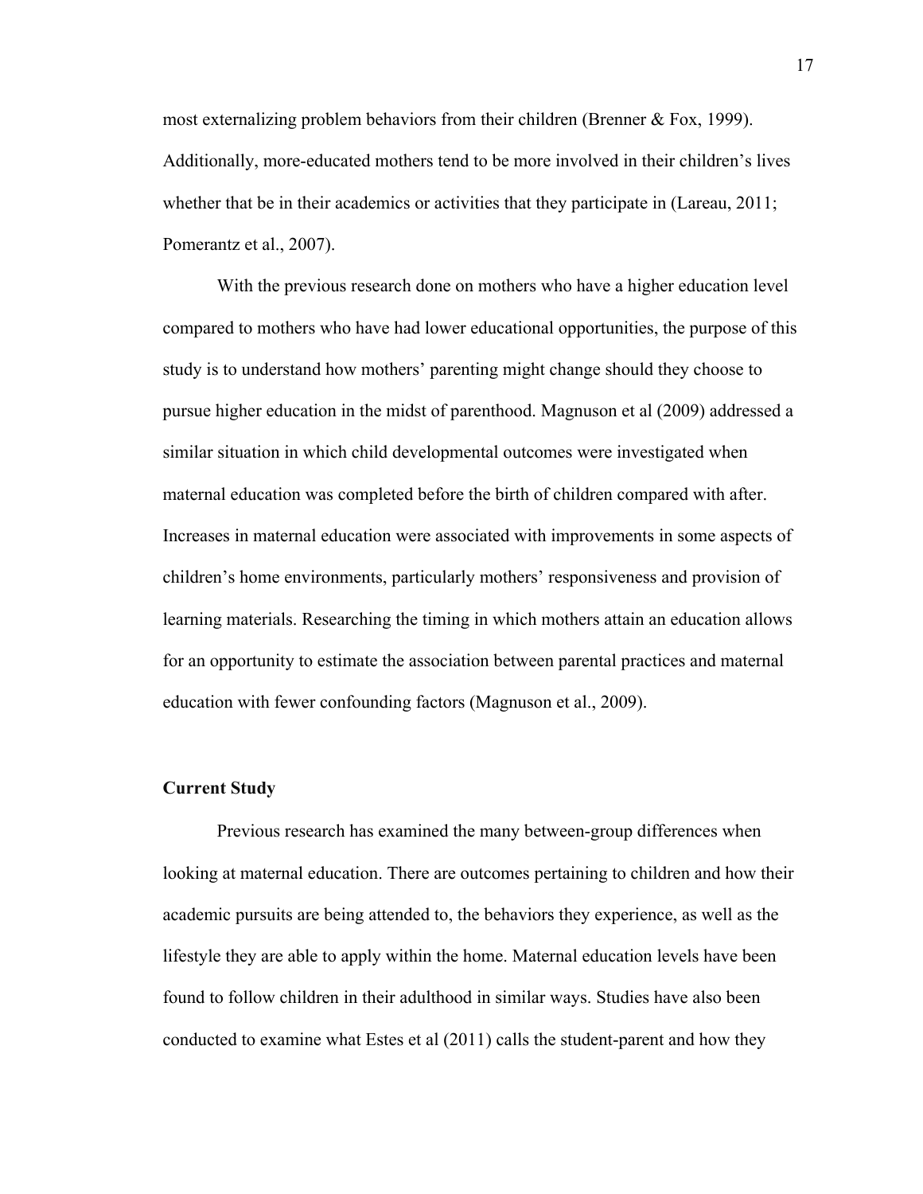most externalizing problem behaviors from their children (Brenner & Fox, 1999). Additionally, more-educated mothers tend to be more involved in their children's lives whether that be in their academics or activities that they participate in (Lareau, 2011; Pomerantz et al., 2007).

With the previous research done on mothers who have a higher education level compared to mothers who have had lower educational opportunities, the purpose of this study is to understand how mothers' parenting might change should they choose to pursue higher education in the midst of parenthood. Magnuson et al (2009) addressed a similar situation in which child developmental outcomes were investigated when maternal education was completed before the birth of children compared with after. Increases in maternal education were associated with improvements in some aspects of children's home environments, particularly mothers' responsiveness and provision of learning materials. Researching the timing in which mothers attain an education allows for an opportunity to estimate the association between parental practices and maternal education with fewer confounding factors (Magnuson et al., 2009).

**Current Study**

Previous research has examined the many between-group differences when looking at maternal education. There are outcomes pertaining to children and how their academic pursuits are being attended to, the behaviors they experience, as well as the lifestyle they are able to apply within the home. Maternal education levels have been found to follow children in their adulthood in similar ways. Studies have also been conducted to examine what Estes et al (2011) calls the student-parent and how they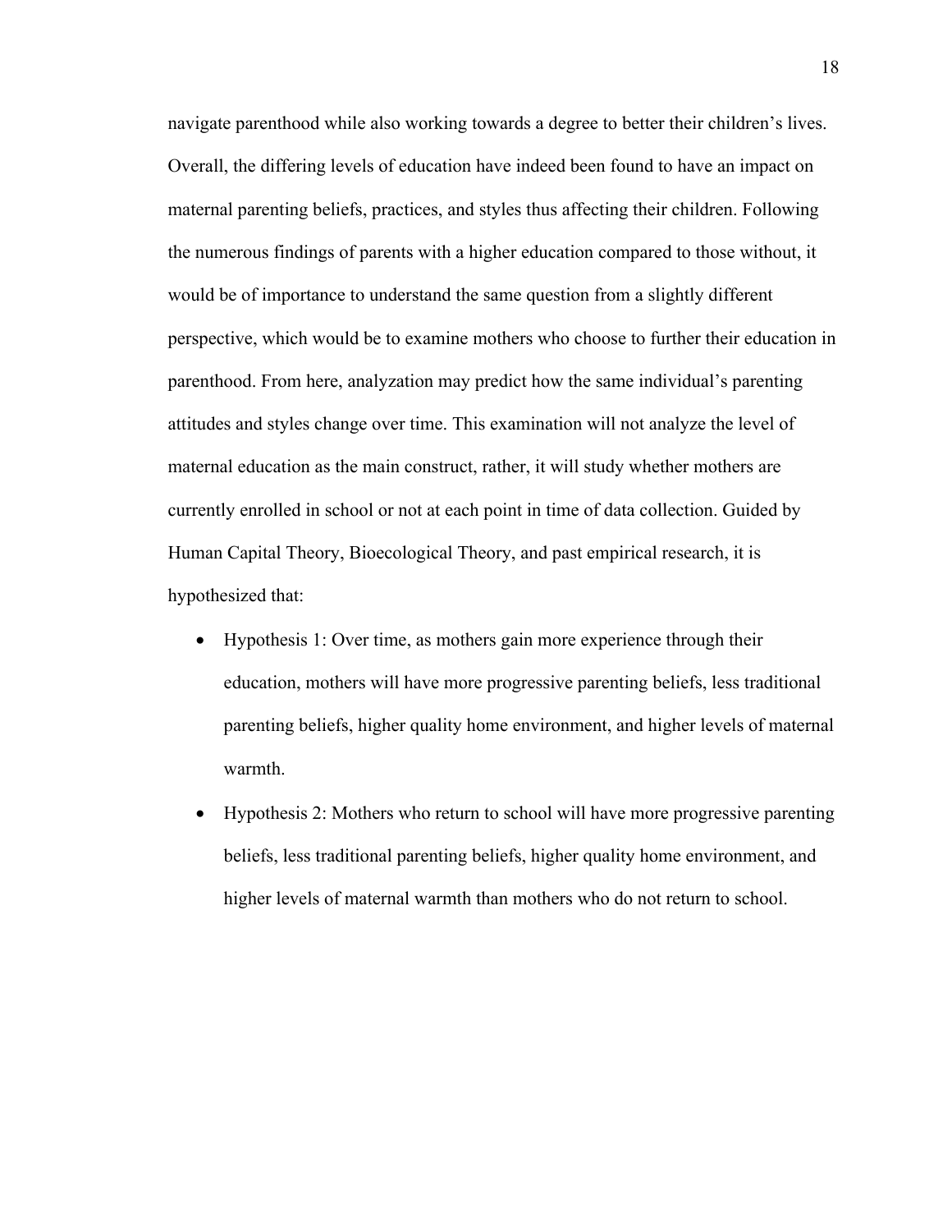navigate parenthood while also working towards a degree to better their children's lives. Overall, the differing levels of education have indeed been found to have an impact on maternal parenting beliefs, practices, and styles thus affecting their children. Following the numerous findings of parents with a higher education compared to those without, it would be of importance to understand the same question from a slightly different perspective, which would be to examine mothers who choose to further their education in parenthood. From here, analyzation may predict how the same individual's parenting attitudes and styles change over time. This examination will not analyze the level of maternal education as the main construct, rather, it will study whether mothers are currently enrolled in school or not at each point in time of data collection. Guided by Human Capital Theory, Bioecological Theory, and past empirical research, it is hypothesized that:

- Hypothesis 1: Over time, as mothers gain more experience through their education, mothers will have more progressive parenting beliefs, less traditional parenting beliefs, higher quality home environment, and higher levels of maternal warmth.
- Hypothesis 2: Mothers who return to school will have more progressive parenting beliefs, less traditional parenting beliefs, higher quality home environment, and higher levels of maternal warmth than mothers who do not return to school.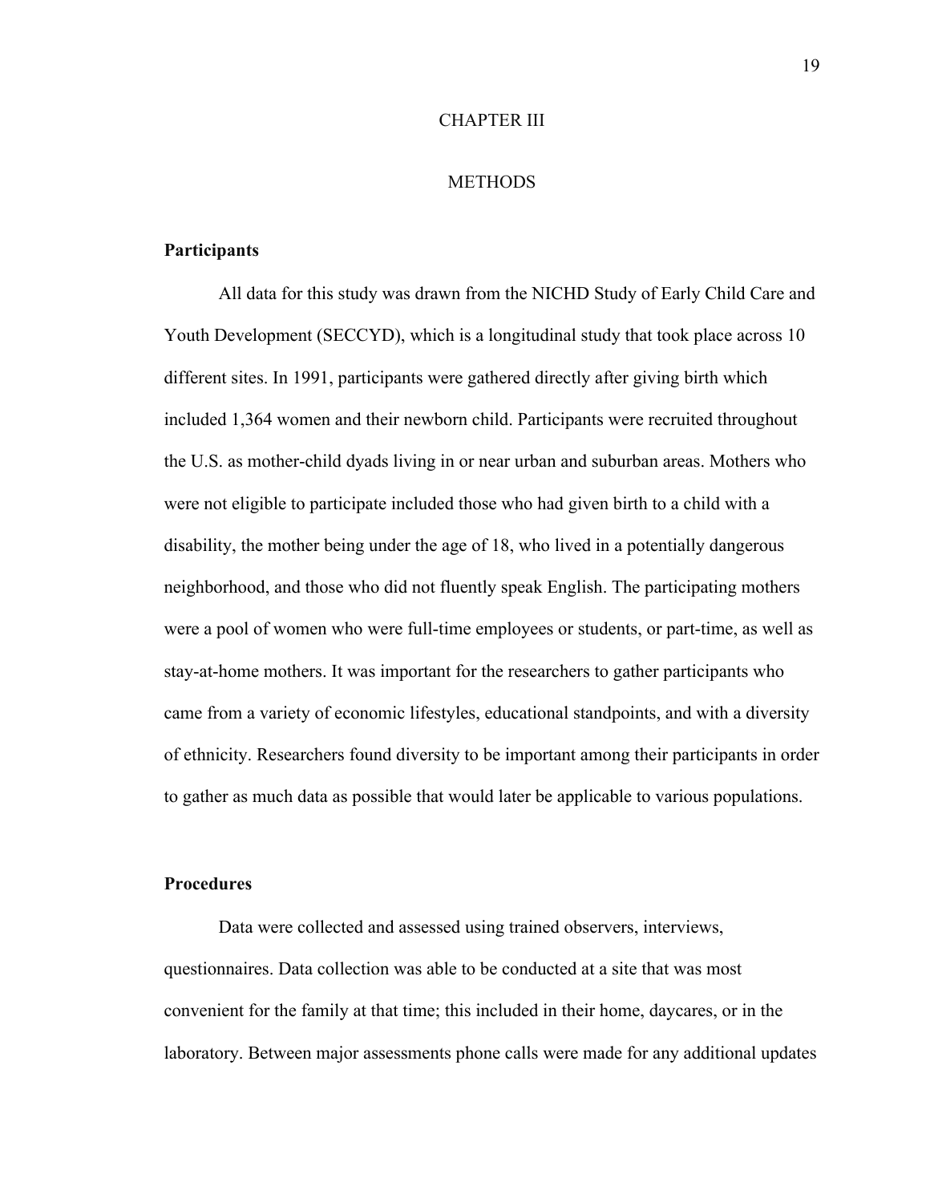# CHAPTER III

# METHODS

## Participants

All data for this study was drawn from the NICHD Study of Early Child Care and Youth Development (SECCYD), which is a longitudinal study that took place across 10 different sites. In 1991, participants were gathered directly after giving birth which included 1,364 women and their newborn child. Participants were recruited throughout the U.S. as mother-child dyads living in or near urban and suburban areas. Mothers who were not eligible to participate included those who had given birth to a child with a disability, the mother being under the age of 18, who lived in a potentially dangerous neighborhood, and those who did not fluently speak English. The participating mothers were a pool of women who were full-time employees or students, or part-time, as well as stay-at-home mothers. It was important for the researchers to gather participants who came from a variety of economic lifestyles, educational standpoints, and with a diversity of ethnicity. Researchers found diversity to be important among their participants in order to gather as much data as possible that would later be applicable to various populations.

## Procedures

Data were collected and assessed using trained observers, interviews, questionnaires. Data collection was able to be conducted at a site that was most convenient for the family at that time; this included in their home, daycares, or in the laboratory. Between major assessments phone calls were made for any additional updates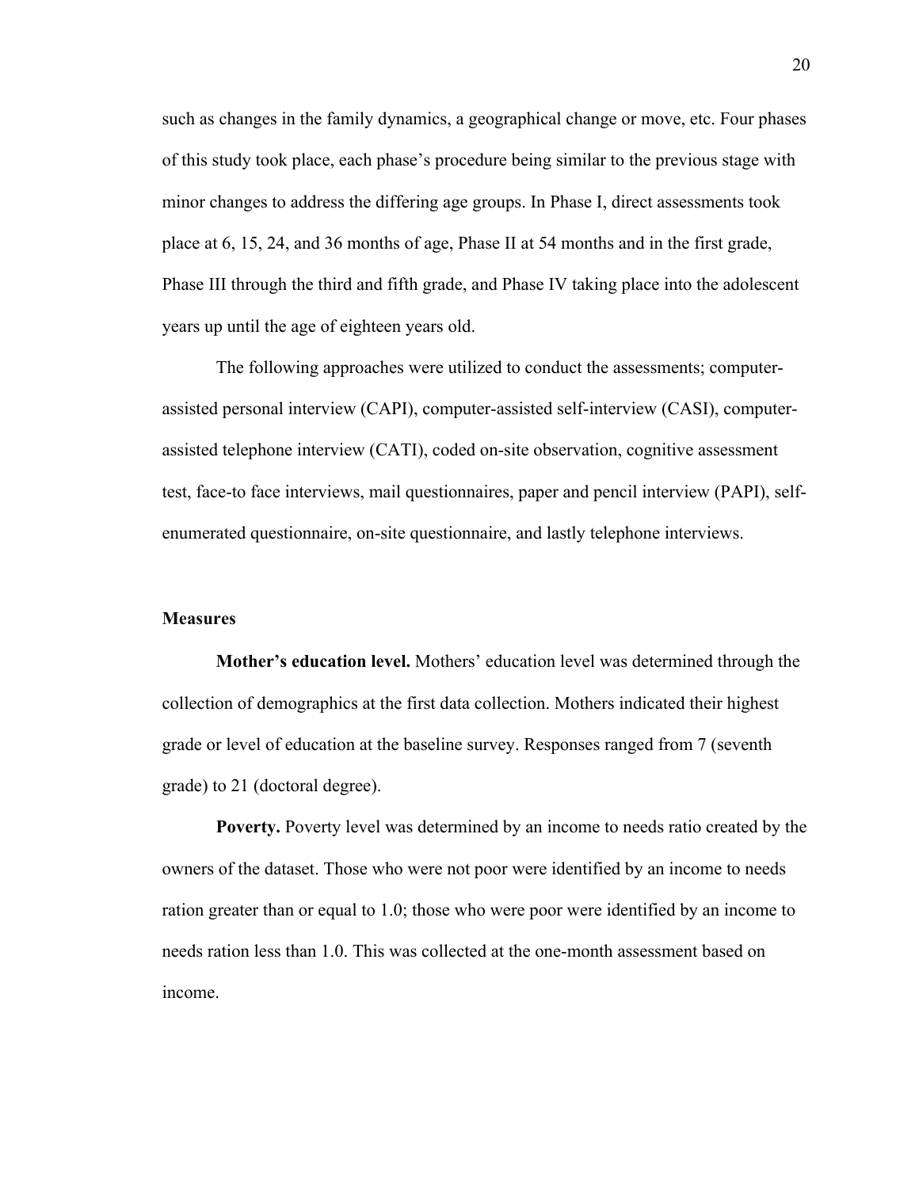such as changes in the family dynamics, a geographical change or move, etc. Four phases of this study took place, each phase's procedure being similar to the previous stage with minor changes to address the differing age groups. In Phase I, direct assessments took place at 6, 15, 24, and 36 months of age, Phase II at 54 months and in the first grade, Phase III through the third and fifth grade, and Phase IV taking place into the adolescent years up until the age of eighteen years old.

The following approaches were utilized to conduct the assessments; computer-assisted personal interview (CAPI), computer-assisted self-interview (CASI), computer-assisted telephone interview (CATI), coded on-site observation, cognitive assessment test, face-to face interviews, mail questionnaires, paper and pencil interview (PAPI), self-enumerated questionnaire, on-site questionnaire, and lastly telephone interviews.

## Measures

**Mother's education level.** Mothers' education level was determined through the collection of demographics at the first data collection. Mothers indicated their highest grade or level of education at the baseline survey. Responses ranged from 7 (seventh grade) to 21 (doctoral degree).

**Poverty.** Poverty level was determined by an income to needs ratio created by the owners of the dataset. Those who were not poor were identified by an income to needs ration greater than or equal to 1.0; those who were poor were identified by an income to needs ration less than 1.0. This was collected at the one-month assessment based on income.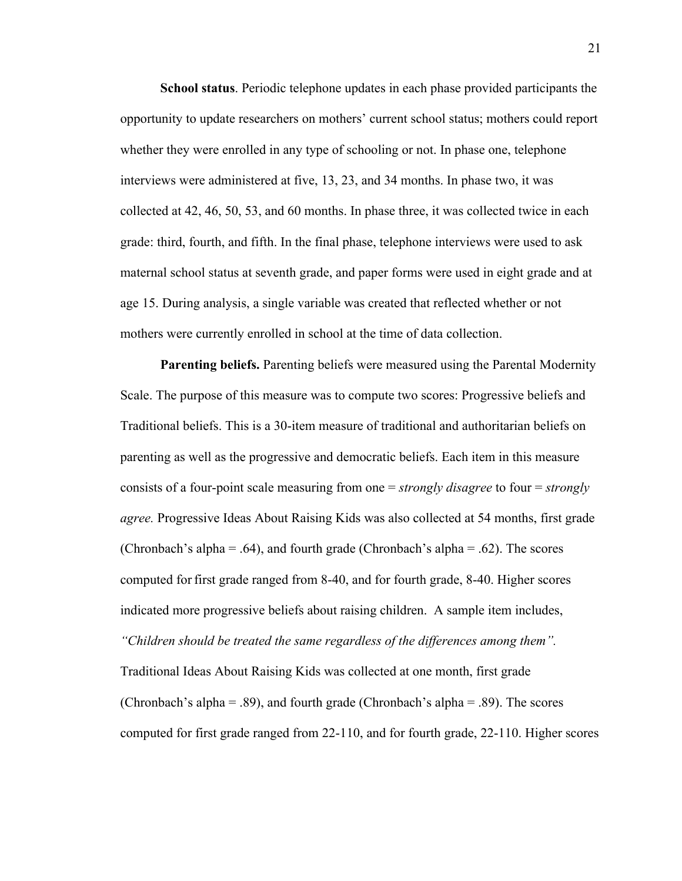**School status**. Periodic telephone updates in each phase provided participants the opportunity to update researchers on mothers' current school status; mothers could report whether they were enrolled in any type of schooling or not. In phase one, telephone interviews were administered at five, 13, 23, and 34 months. In phase two, it was collected at 42, 46, 50, 53, and 60 months. In phase three, it was collected twice in each grade: third, fourth, and fifth. In the final phase, telephone interviews were used to ask maternal school status at seventh grade, and paper forms were used in eight grade and at age 15. During analysis, a single variable was created that reflected whether or not mothers were currently enrolled in school at the time of data collection.

**Parenting beliefs.** Parenting beliefs were measured using the Parental Modernity Scale. The purpose of this measure was to compute two scores: Progressive beliefs and Traditional beliefs. This is a 30-item measure of traditional and authoritarian beliefs on parenting as well as the progressive and democratic beliefs. Each item in this measure consists of a four-point scale measuring from one = *strongly disagree* to four = *strongly agree.* Progressive Ideas About Raising Kids was also collected at 54 months, first grade (Chronbach's alpha = .64), and fourth grade (Chronbach's alpha = .62). The scores computed for first grade ranged from 8-40, and for fourth grade, 8-40. Higher scores indicated more progressive beliefs about raising children. A sample item includes, *"Children should be treated the same regardless of the differences among them".* Traditional Ideas About Raising Kids was collected at one month, first grade (Chronbach's alpha = .89), and fourth grade (Chronbach's alpha = .89). The scores computed for first grade ranged from 22-110, and for fourth grade, 22-110. Higher scores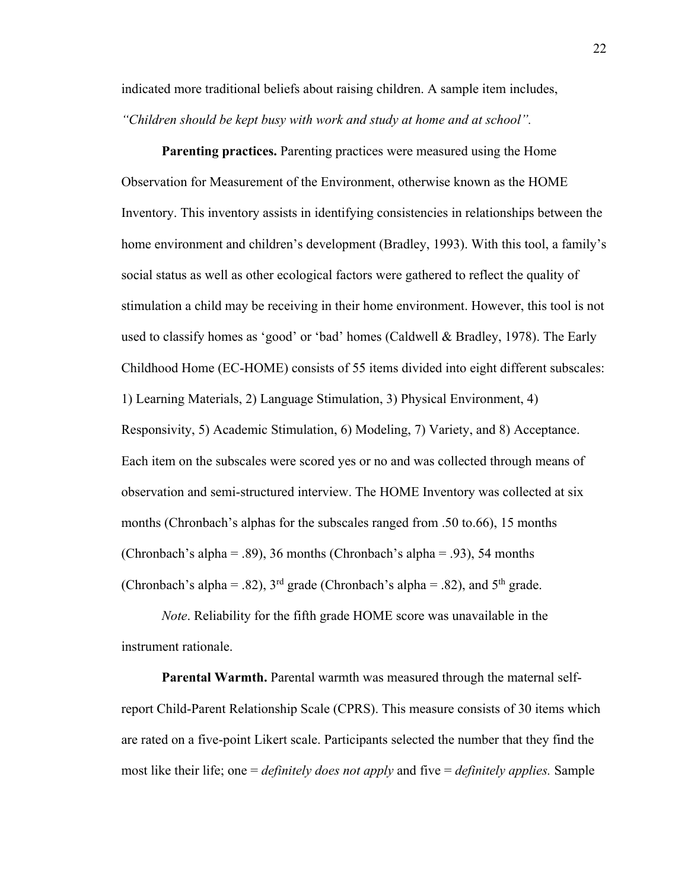indicated more traditional beliefs about raising children. A sample item includes, *"Children should be kept busy with work and study at home and at school".*

**Parenting practices.** Parenting practices were measured using the Home Observation for Measurement of the Environment, otherwise known as the HOME Inventory. This inventory assists in identifying consistencies in relationships between the home environment and children's development (Bradley, 1993). With this tool, a family's social status as well as other ecological factors were gathered to reflect the quality of stimulation a child may be receiving in their home environment. However, this tool is not used to classify homes as 'good' or 'bad' homes (Caldwell & Bradley, 1978). The Early Childhood Home (EC-HOME) consists of 55 items divided into eight different subscales: 1) Learning Materials, 2) Language Stimulation, 3) Physical Environment, 4) Responsivity, 5) Academic Stimulation, 6) Modeling, 7) Variety, and 8) Acceptance. Each item on the subscales were scored yes or no and was collected through means of observation and semi-structured interview. The HOME Inventory was collected at six months (Chronbach's alphas for the subscales ranged from .50 to.66), 15 months (Chronbach's alpha = .89), 36 months (Chronbach's alpha = .93), 54 months (Chronbach's alpha = .82), 3rd grade (Chronbach's alpha = .82), and 5th grade.

*Note*. Reliability for the fifth grade HOME score was unavailable in the instrument rationale.

**Parental Warmth.** Parental warmth was measured through the maternal self-report Child-Parent Relationship Scale (CPRS). This measure consists of 30 items which are rated on a five-point Likert scale. Participants selected the number that they find the most like their life; one = *definitely does not apply* and five = *definitely applies.* Sample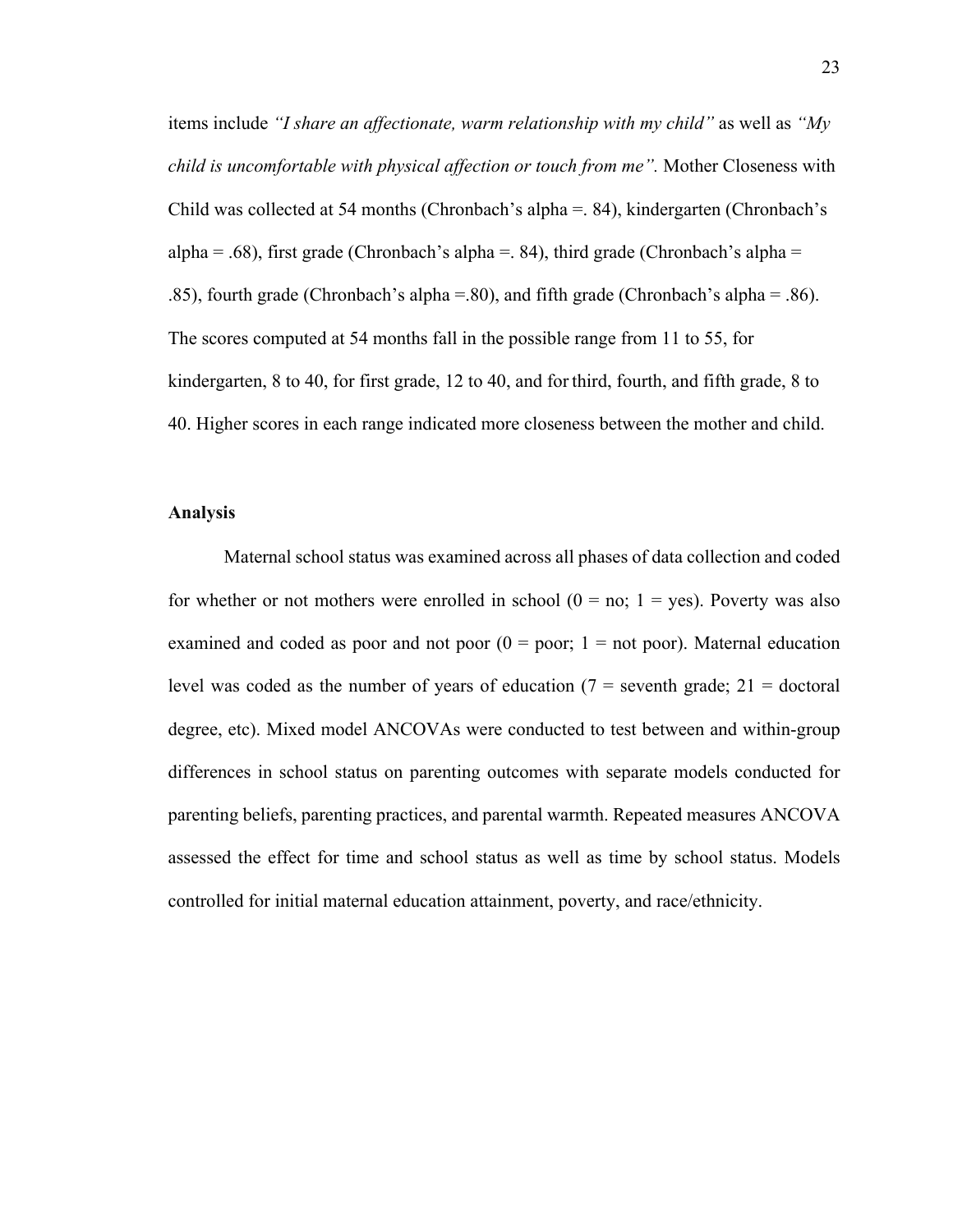items include *"I share an affectionate, warm relationship with my child"* as well as *"My child is uncomfortable with physical affection or touch from me".* Mother Closeness with Child was collected at 54 months (Chronbach's alpha =. 84), kindergarten (Chronbach's alpha = .68), first grade (Chronbach's alpha =. 84), third grade (Chronbach's alpha = .85), fourth grade (Chronbach's alpha =.80), and fifth grade (Chronbach's alpha = .86). The scores computed at 54 months fall in the possible range from 11 to 55, for kindergarten, 8 to 40, for first grade, 12 to 40, and for third, fourth, and fifth grade, 8 to 40. Higher scores in each range indicated more closeness between the mother and child.

**Analysis**

Maternal school status was examined across all phases of data collection and coded for whether or not mothers were enrolled in school (0 = no; 1 = yes). Poverty was also examined and coded as poor and not poor (0 = poor; 1 = not poor). Maternal education level was coded as the number of years of education (7 = seventh grade; 21 = doctoral degree, etc). Mixed model ANCOVAs were conducted to test between and within-group differences in school status on parenting outcomes with separate models conducted for parenting beliefs, parenting practices, and parental warmth. Repeated measures ANCOVA assessed the effect for time and school status as well as time by school status. Models controlled for initial maternal education attainment, poverty, and race/ethnicity.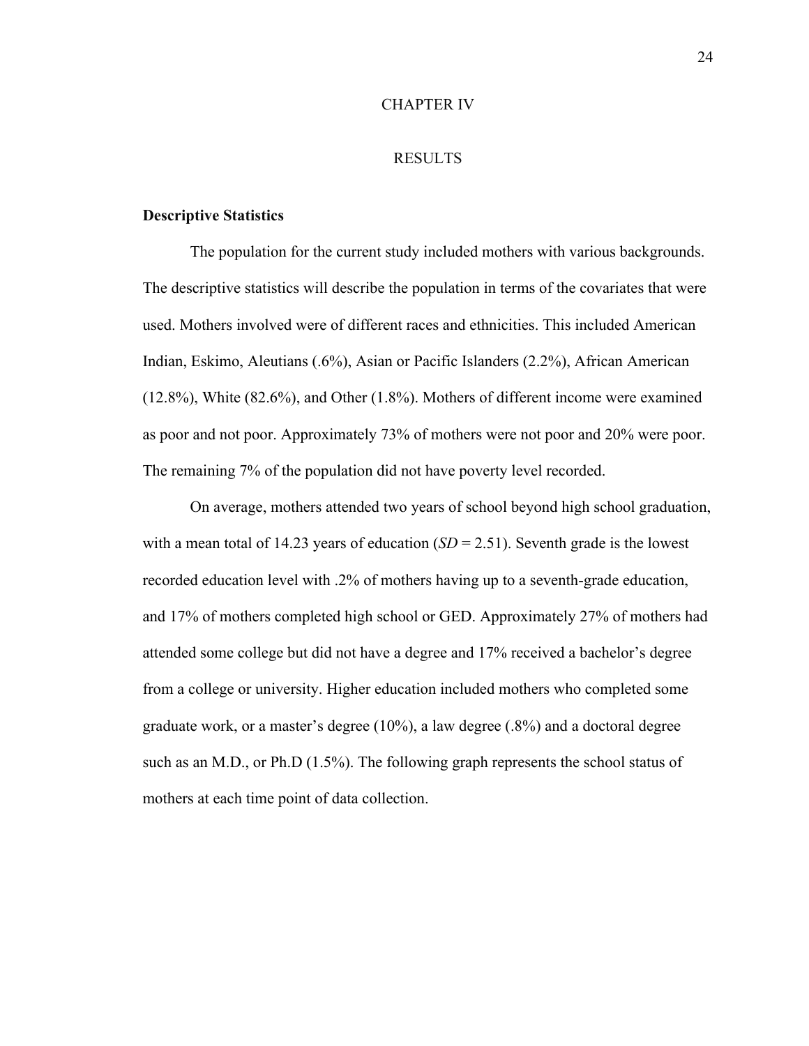# CHAPTER IV

# RESULTS

## Descriptive Statistics

The population for the current study included mothers with various backgrounds. The descriptive statistics will describe the population in terms of the covariates that were used. Mothers involved were of different races and ethnicities. This included American Indian, Eskimo, Aleutians (.6%), Asian or Pacific Islanders (2.2%), African American (12.8%), White (82.6%), and Other (1.8%). Mothers of different income were examined as poor and not poor. Approximately 73% of mothers were not poor and 20% were poor. The remaining 7% of the population did not have poverty level recorded.

On average, mothers attended two years of school beyond high school graduation, with a mean total of 14.23 years of education (*SD* = 2.51). Seventh grade is the lowest recorded education level with .2% of mothers having up to a seventh-grade education, and 17% of mothers completed high school or GED. Approximately 27% of mothers had attended some college but did not have a degree and 17% received a bachelor's degree from a college or university. Higher education included mothers who completed some graduate work, or a master's degree (10%), a law degree (.8%) and a doctoral degree such as an M.D., or Ph.D (1.5%). The following graph represents the school status of mothers at each time point of data collection.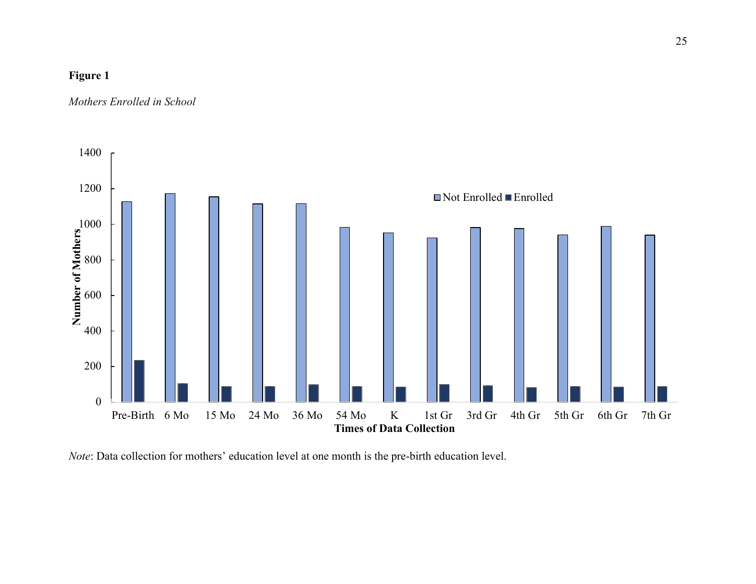**Figure 1**

*Mothers Enrolled in School*

*Note*: Data collection for mothers' education level at one month is the pre-birth education level.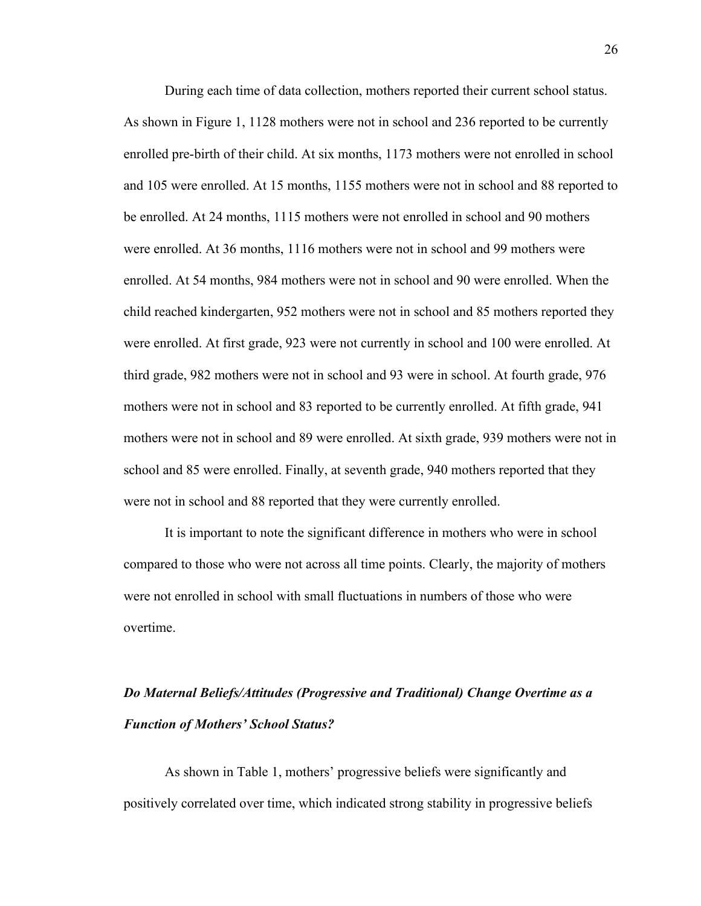During each time of data collection, mothers reported their current school status. As shown in Figure 1, 1128 mothers were not in school and 236 reported to be currently enrolled pre-birth of their child. At six months, 1173 mothers were not enrolled in school and 105 were enrolled. At 15 months, 1155 mothers were not in school and 88 reported to be enrolled. At 24 months, 1115 mothers were not enrolled in school and 90 mothers were enrolled. At 36 months, 1116 mothers were not in school and 99 mothers were enrolled. At 54 months, 984 mothers were not in school and 90 were enrolled. When the child reached kindergarten, 952 mothers were not in school and 85 mothers reported they were enrolled. At first grade, 923 were not currently in school and 100 were enrolled. At third grade, 982 mothers were not in school and 93 were in school. At fourth grade, 976 mothers were not in school and 83 reported to be currently enrolled. At fifth grade, 941 mothers were not in school and 89 were enrolled. At sixth grade, 939 mothers were not in school and 85 were enrolled. Finally, at seventh grade, 940 mothers reported that they were not in school and 88 reported that they were currently enrolled.

It is important to note the significant difference in mothers who were in school compared to those who were not across all time points. Clearly, the majority of mothers were not enrolled in school with small fluctuations in numbers of those who were overtime.

### *Do Maternal Beliefs/Attitudes (Progressive and Traditional) Change Overtime as a Function of Mothers' School Status?*

As shown in Table 1, mothers' progressive beliefs were significantly and positively correlated over time, which indicated strong stability in progressive beliefs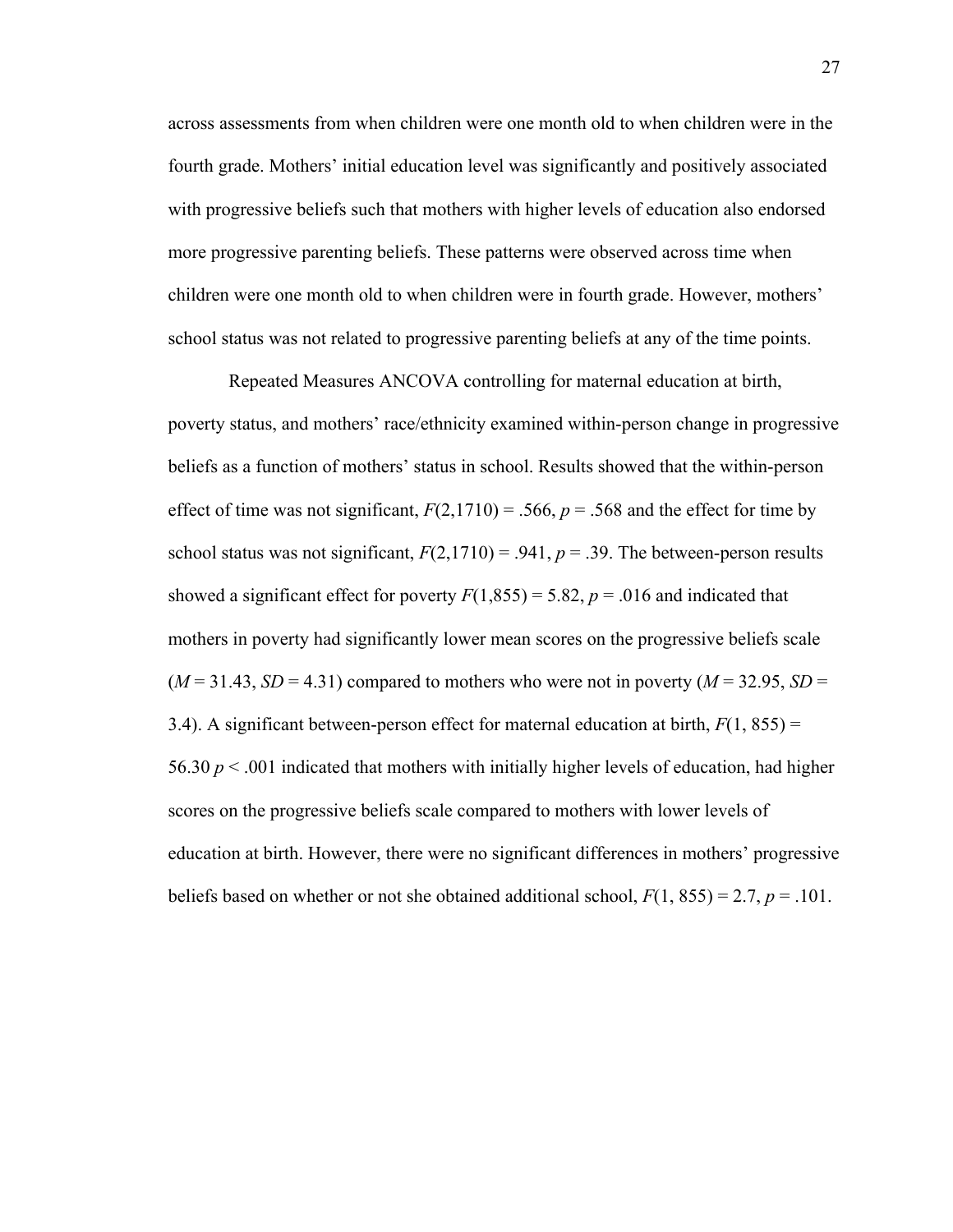across assessments from when children were one month old to when children were in the fourth grade. Mothers' initial education level was significantly and positively associated with progressive beliefs such that mothers with higher levels of education also endorsed more progressive parenting beliefs. These patterns were observed across time when children were one month old to when children were in fourth grade. However, mothers' school status was not related to progressive parenting beliefs at any of the time points.

Repeated Measures ANCOVA controlling for maternal education at birth, poverty status, and mothers' race/ethnicity examined within-person change in progressive beliefs as a function of mothers' status in school. Results showed that the within-person effect of time was not significant, $F(2,1710) = .566$, $p = .568$ and the effect for time by school status was not significant, $F(2,1710) = .941$, $p = .39$. The between-person results showed a significant effect for poverty $F(1,855) = 5.82$, $p = .016$ and indicated that mothers in poverty had significantly lower mean scores on the progressive beliefs scale ($M = 31.43$, $SD = 4.31$) compared to mothers who were not in poverty ($M = 32.95$, $SD = 3.4$). A significant between-person effect for maternal education at birth, $F(1, 855) = 56.30$ $p < .001$ indicated that mothers with initially higher levels of education, had higher scores on the progressive beliefs scale compared to mothers with lower levels of education at birth. However, there were no significant differences in mothers' progressive beliefs based on whether or not she obtained additional school, $F(1, 855) = 2.7$, $p = .101$.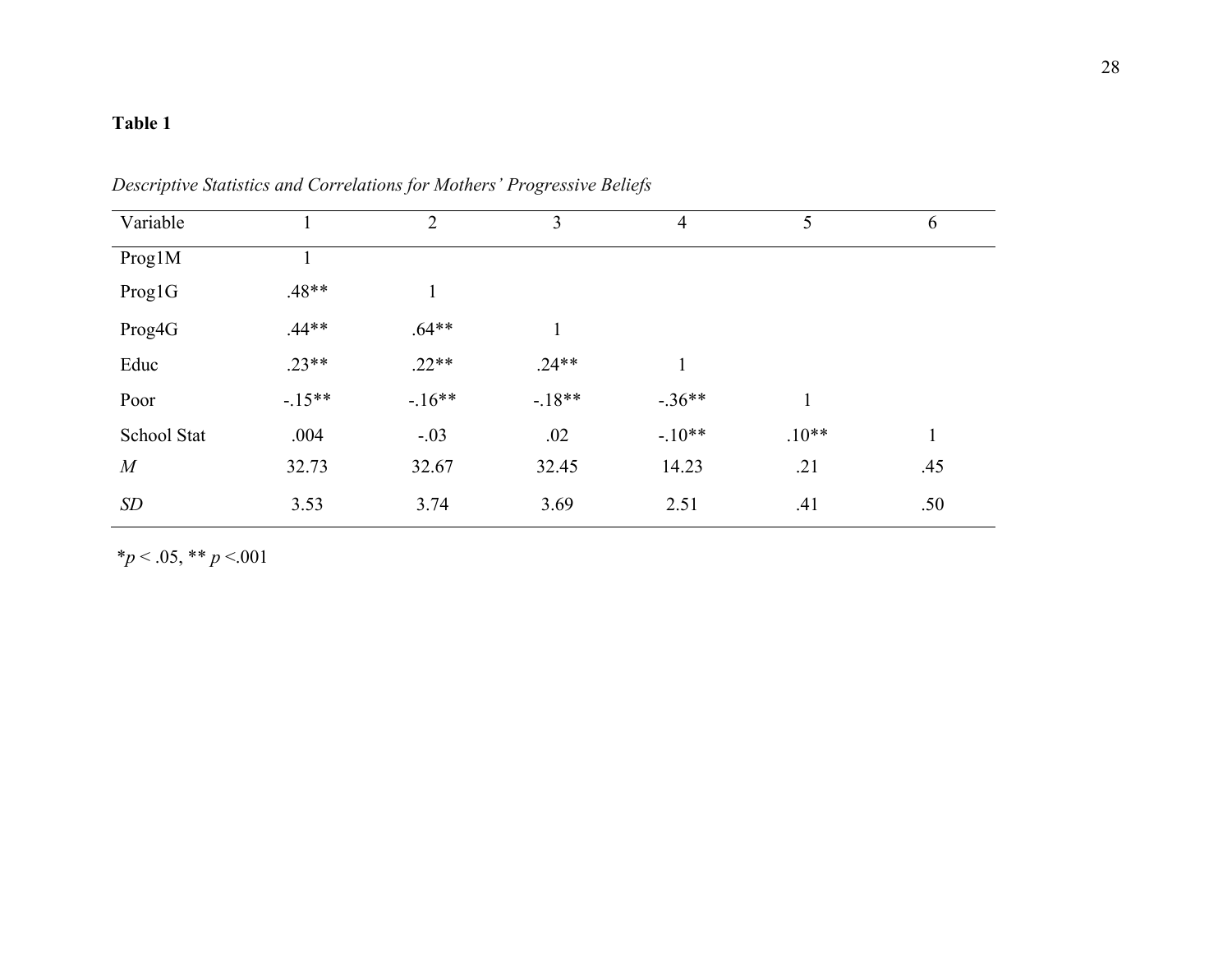**Table 1**

*Descriptive Statistics and Correlations for Mothers' Progressive Beliefs*

| Variable | 1 | 2 | 3 | 4 | 5 | 6 |
|---|---|---|---|---|---|---|
| Prog1M | 1 | | | | | |
| Prog1G | .48** | 1 | | | | |
| Prog4G | .44** | .64** | 1 | | | |
| Educ | .23** | .22** | .24** | 1 | | |
| Poor | -.15** | -.16** | -.18** | -.36** | 1 | |
| School Stat | .004 | -.03 | .02 | -.10** | .10** | 1 |
| *M* | 32.73 | 32.67 | 32.45 | 14.23 | .21 | .45 |
| *SD* | 3.53 | 3.74 | 3.69 | 2.51 | .41 | .50 |

*$p < .05$, ** $p < .001$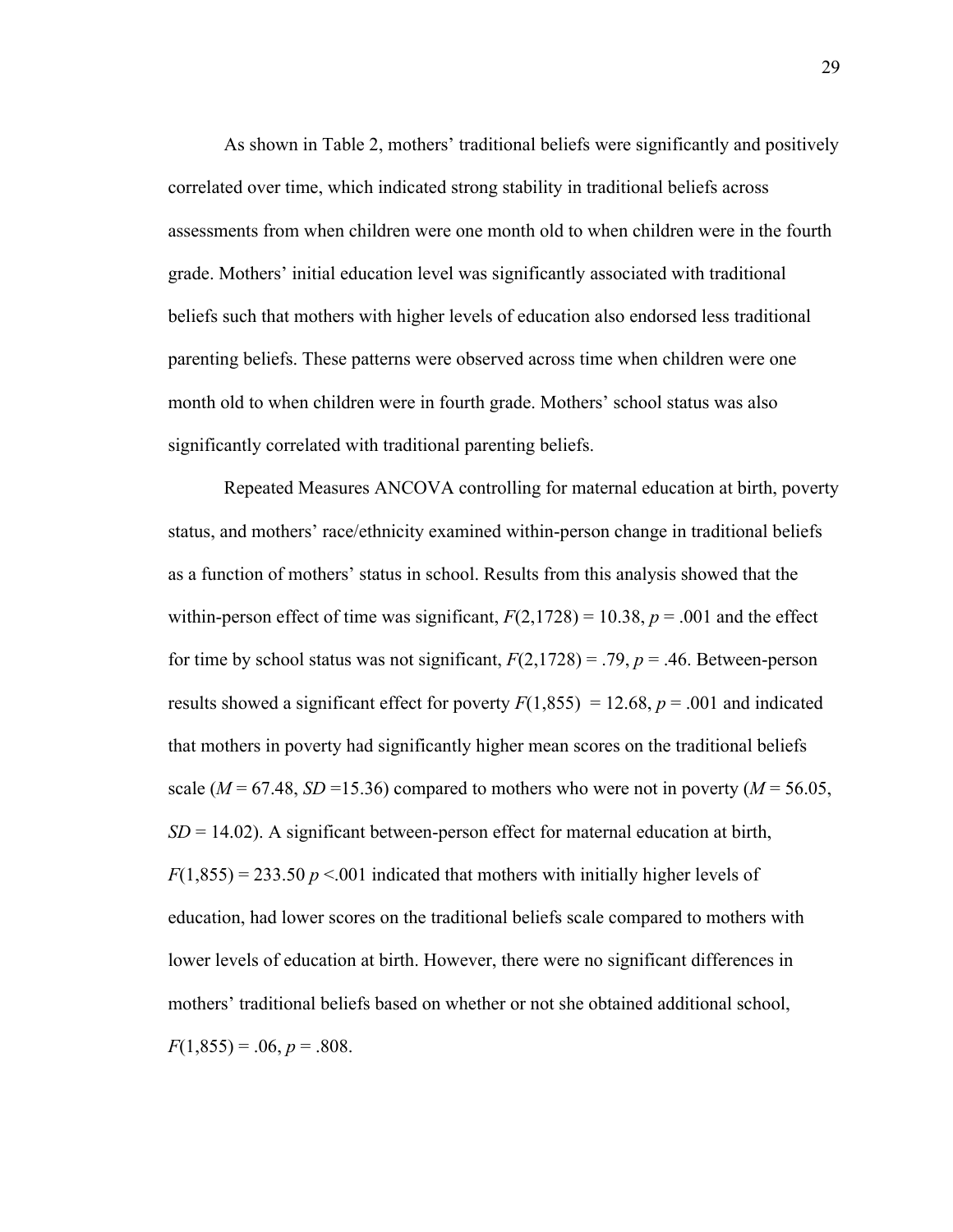As shown in Table 2, mothers' traditional beliefs were significantly and positively correlated over time, which indicated strong stability in traditional beliefs across assessments from when children were one month old to when children were in the fourth grade. Mothers' initial education level was significantly associated with traditional beliefs such that mothers with higher levels of education also endorsed less traditional parenting beliefs. These patterns were observed across time when children were one month old to when children were in fourth grade. Mothers' school status was also significantly correlated with traditional parenting beliefs.

Repeated Measures ANCOVA controlling for maternal education at birth, poverty status, and mothers' race/ethnicity examined within-person change in traditional beliefs as a function of mothers' status in school. Results from this analysis showed that the within-person effect of time was significant, $F(2,1728) = 10.38$, $p = .001$ and the effect for time by school status was not significant, $F(2,1728) = .79$, $p = .46$. Between-person results showed a significant effect for poverty $F(1,855) = 12.68$, $p = .001$ and indicated that mothers in poverty had significantly higher mean scores on the traditional beliefs scale ($M = 67.48$, $SD = 15.36$) compared to mothers who were not in poverty ($M = 56.05$, $SD = 14.02$). A significant between-person effect for maternal education at birth, $F(1,855) = 233.50$ $p < .001$ indicated that mothers with initially higher levels of education, had lower scores on the traditional beliefs scale compared to mothers with lower levels of education at birth. However, there were no significant differences in mothers' traditional beliefs based on whether or not she obtained additional school, $F(1,855) = .06$, $p = .808$.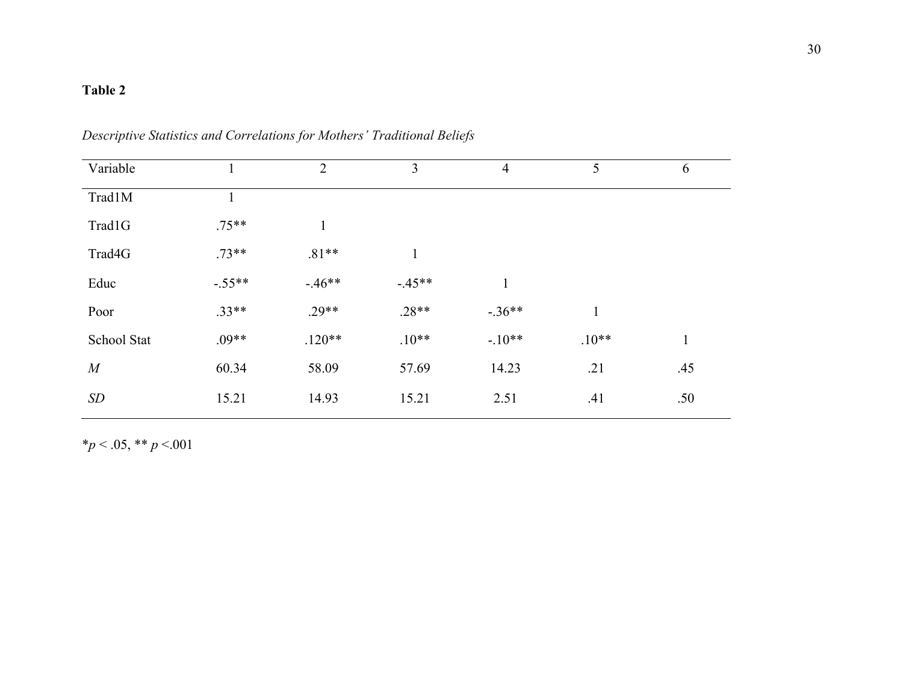**Table 2**

*Descriptive Statistics and Correlations for Mothers' Traditional Beliefs*

| Variable | 1 | 2 | 3 | 4 | 5 | 6 |
|---|---|---|---|---|---|---|
| Trad1M | 1 | | | | | |
| Trad1G | .75** | 1 | | | | |
| Trad4G | .73** | .81** | 1 | | | |
| Educ | -.55** | -.46** | -.45** | 1 | | |
| Poor | .33** | .29** | .28** | -.36** | 1 | |
| School Stat | .09** | .120** | .10** | -.10** | .10** | 1 |
| *M* | 60.34 | 58.09 | 57.69 | 14.23 | .21 | .45 |
| *SD* | 15.21 | 14.93 | 15.21 | 2.51 | .41 | .50 |

*$p < .05$, ** $p < .001$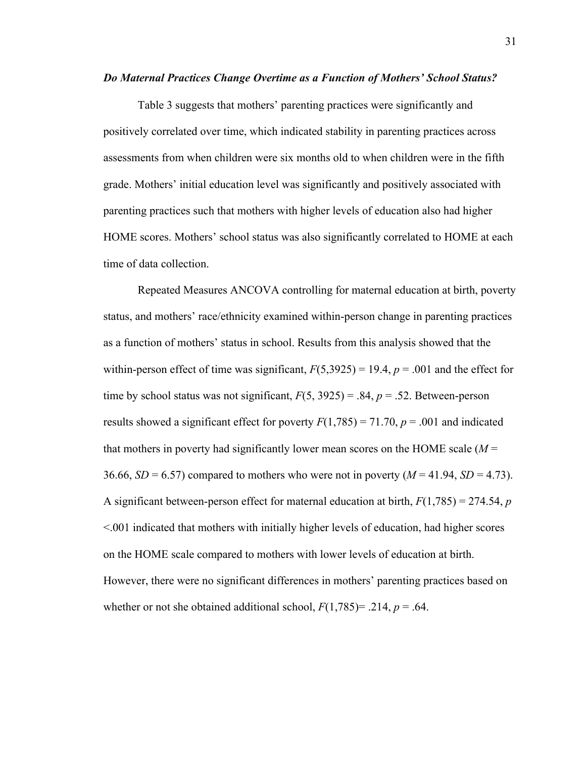### *Do Maternal Practices Change Overtime as a Function of Mothers' School Status?*

Table 3 suggests that mothers' parenting practices were significantly and positively correlated over time, which indicated stability in parenting practices across assessments from when children were six months old to when children were in the fifth grade. Mothers' initial education level was significantly and positively associated with parenting practices such that mothers with higher levels of education also had higher HOME scores. Mothers' school status was also significantly correlated to HOME at each time of data collection.

Repeated Measures ANCOVA controlling for maternal education at birth, poverty status, and mothers' race/ethnicity examined within-person change in parenting practices as a function of mothers' status in school. Results from this analysis showed that the within-person effect of time was significant, $F(5,3925) = 19.4$, $p = .001$ and the effect for time by school status was not significant, $F(5, 3925) = .84$, $p = .52$. Between-person results showed a significant effect for poverty $F(1,785) = 71.70$, $p = .001$ and indicated that mothers in poverty had significantly lower mean scores on the HOME scale ($M = 36.66$, $SD = 6.57$) compared to mothers who were not in poverty ($M = 41.94$, $SD = 4.73$). A significant between-person effect for maternal education at birth, $F(1,785) = 274.54$, $p < .001$ indicated that mothers with initially higher levels of education, had higher scores on the HOME scale compared to mothers with lower levels of education at birth. However, there were no significant differences in mothers' parenting practices based on whether or not she obtained additional school, $F(1,785) = .214$, $p = .64$.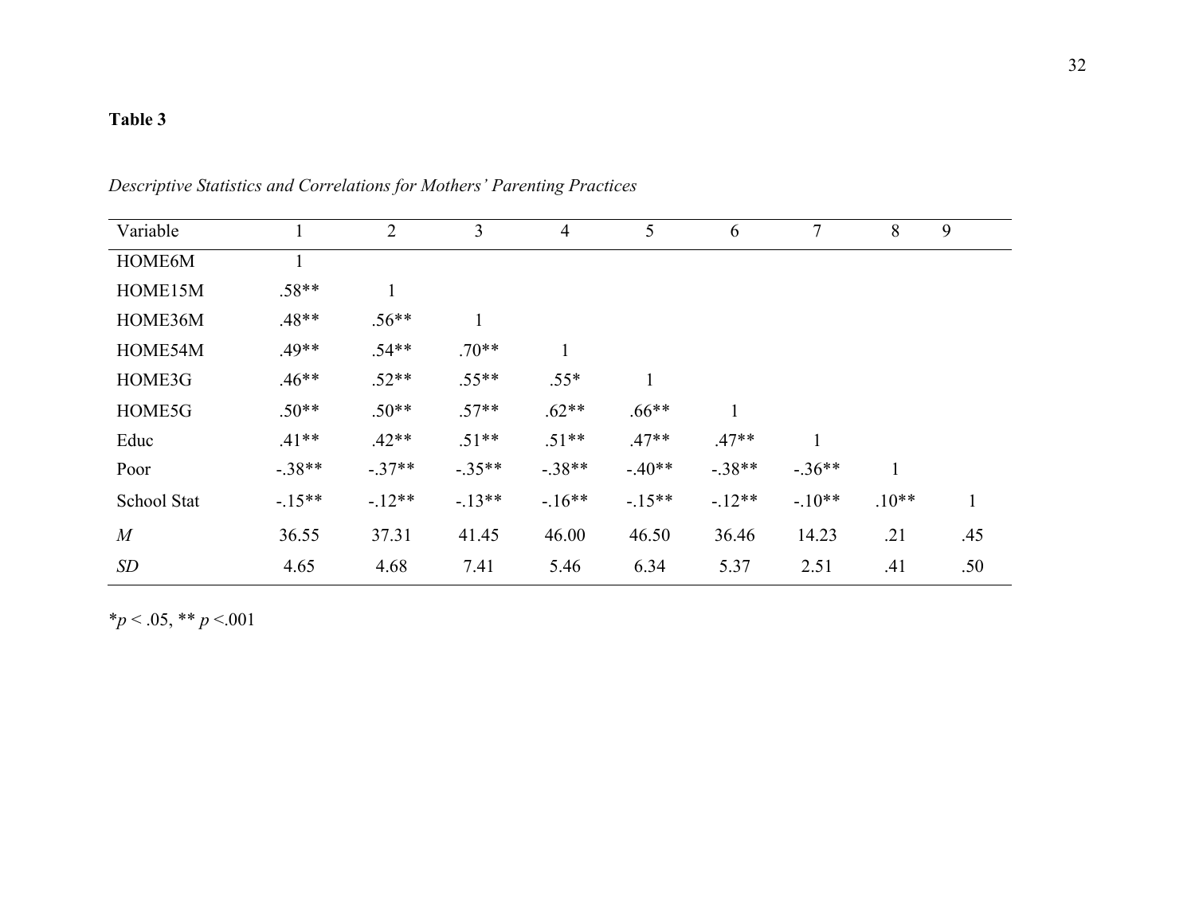**Table 3**

*Descriptive Statistics and Correlations for Mothers' Parenting Practices*

| Variable | 1 | 2 | 3 | 4 | 5 | 6 | 7 | 8 | 9 |
|---|---|---|---|---|---|---|---|---|---|
| HOME6M | 1 | | | | | | | | |
| HOME15M | .58** | 1 | | | | | | | |
| HOME36M | .48** | .56** | 1 | | | | | | |
| HOME54M | .49** | .54** | .70** | 1 | | | | | |
| HOME3G | .46** | .52** | .55** | .55* | 1 | | | | |
| HOME5G | .50** | .50** | .57** | .62** | .66** | 1 | | | |
| Educ | .41** | .42** | .51** | .51** | .47** | .47** | 1 | | |
| Poor | -.38** | -.37** | -.35** | -.38** | -.40** | -.38** | -.36** | 1 | |
| School Stat | -.15** | -.12** | -.13** | -.16** | -.15** | -.12** | -.10** | .10** | 1 |
| *M* | 36.55 | 37.31 | 41.45 | 46.00 | 46.50 | 36.46 | 14.23 | .21 | .45 |
| *SD* | 4.65 | 4.68 | 7.41 | 5.46 | 6.34 | 5.37 | 2.51 | .41 | .50 |

$^{*}p < .05$, $^{**}p < .001$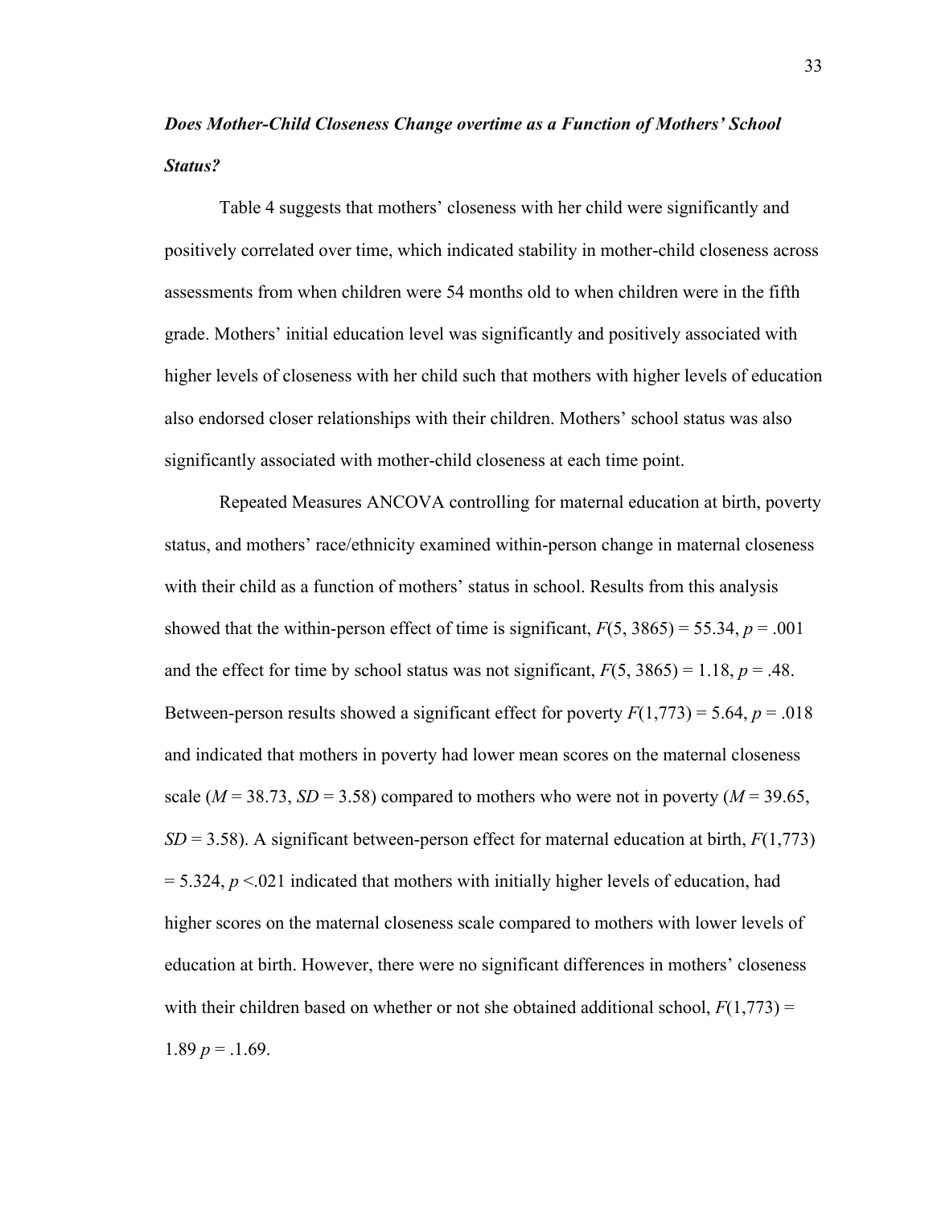***Does Mother-Child Closeness Change overtime as a Function of Mothers' School Status?***

Table 4 suggests that mothers' closeness with her child were significantly and positively correlated over time, which indicated stability in mother-child closeness across assessments from when children were 54 months old to when children were in the fifth grade. Mothers' initial education level was significantly and positively associated with higher levels of closeness with her child such that mothers with higher levels of education also endorsed closer relationships with their children. Mothers' school status was also significantly associated with mother-child closeness at each time point.

Repeated Measures ANCOVA controlling for maternal education at birth, poverty status, and mothers' race/ethnicity examined within-person change in maternal closeness with their child as a function of mothers' status in school. Results from this analysis showed that the within-person effect of time is significant, $F(5, 3865) = 55.34$, $p = .001$ and the effect for time by school status was not significant, $F(5, 3865) = 1.18$, $p = .48$. Between-person results showed a significant effect for poverty $F(1,773) = 5.64$, $p = .018$ and indicated that mothers in poverty had lower mean scores on the maternal closeness scale ($M = 38.73$, $SD = 3.58$) compared to mothers who were not in poverty ($M = 39.65$, $SD = 3.58$). A significant between-person effect for maternal education at birth, $F(1,773) = 5.324$, $p < .021$ indicated that mothers with initially higher levels of education, had higher scores on the maternal closeness scale compared to mothers with lower levels of education at birth. However, there were no significant differences in mothers' closeness with their children based on whether or not she obtained additional school, $F(1,773) = 1.89$ $p = .1.69$.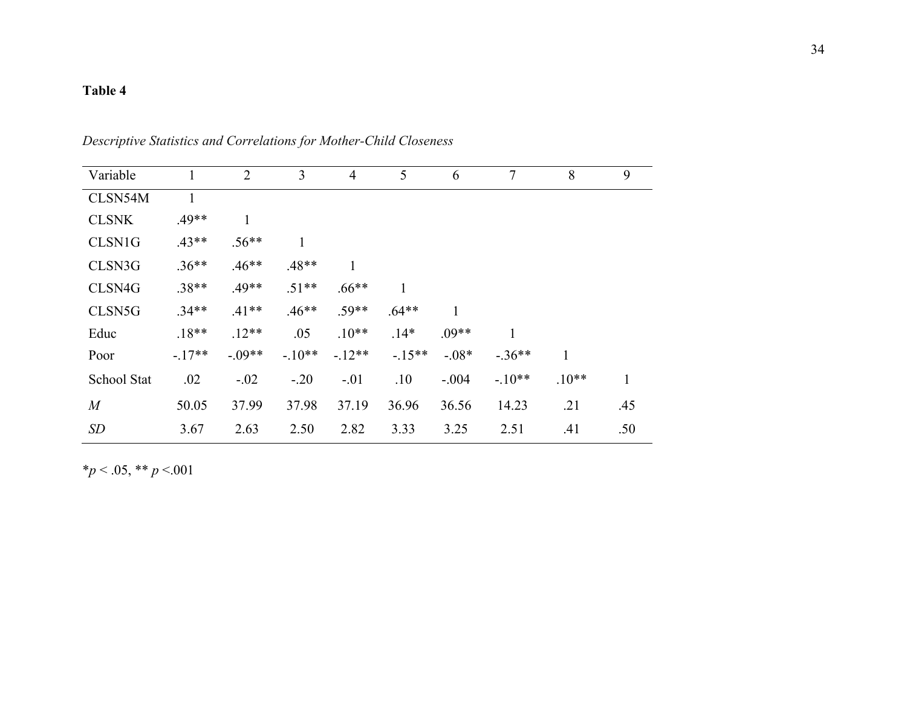**Table 4**

*Descriptive Statistics and Correlations for Mother-Child Closeness*

| Variable | 1 | 2 | 3 | 4 | 5 | 6 | 7 | 8 | 9 |
|---|---|---|---|---|---|---|---|---|---|
| CLSN54M | 1 | | | | | | | | |
| CLSNK | .49** | 1 | | | | | | | |
| CLSN1G | .43** | .56** | 1 | | | | | | |
| CLSN3G | .36** | .46** | .48** | 1 | | | | | |
| CLSN4G | .38** | .49** | .51** | .66** | 1 | | | | |
| CLSN5G | .34** | .41** | .46** | .59** | .64** | 1 | | | |
| Educ | .18** | .12** | .05 | .10** | .14* | .09** | 1 | | |
| Poor | -.17** | -.09** | -.10** | -.12** | -.15** | -.08* | -.36** | 1 | |
| School Stat | .02 | -.02 | -.20 | -.01 | .10 | -.004 | -.10** | .10** | 1 |
| *M* | 50.05 | 37.99 | 37.98 | 37.19 | 36.96 | 36.56 | 14.23 | .21 | .45 |
| *SD* | 3.67 | 2.63 | 2.50 | 2.82 | 3.33 | 3.25 | 2.51 | .41 | .50 |

*$p < .05$, ** $p < .001$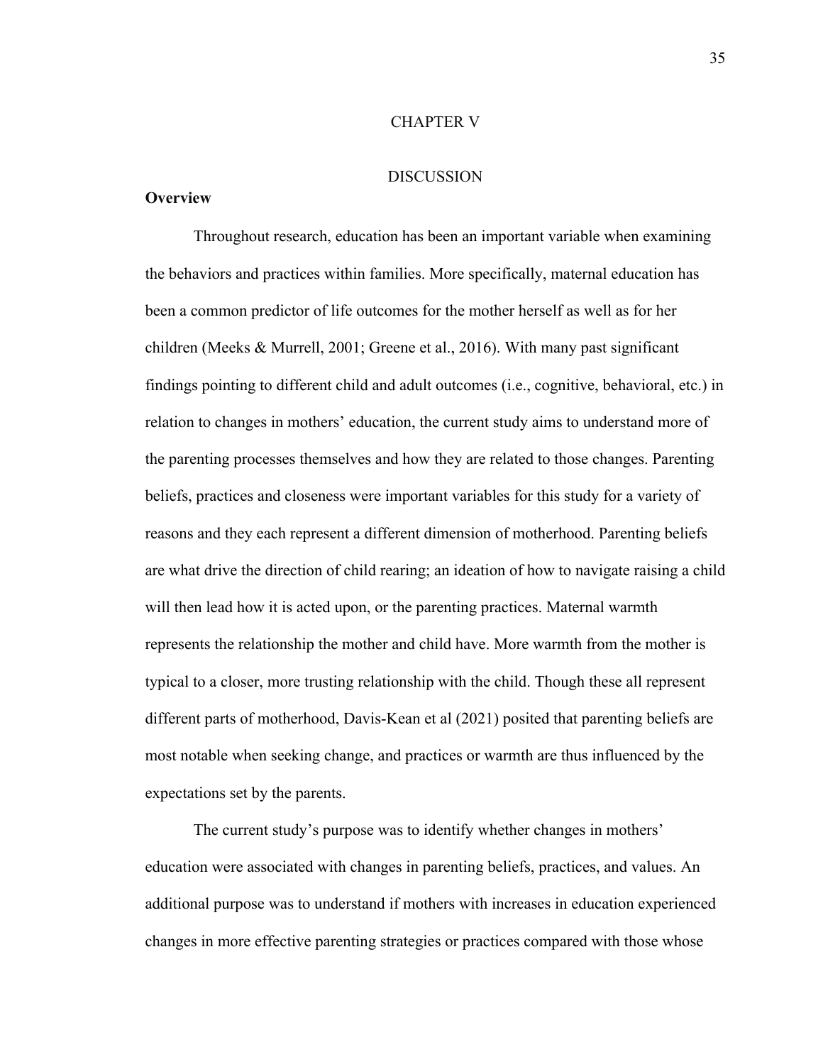# CHAPTER V

# DISCUSSION

## Overview

Throughout research, education has been an important variable when examining the behaviors and practices within families. More specifically, maternal education has been a common predictor of life outcomes for the mother herself as well as for her children (Meeks & Murrell, 2001; Greene et al., 2016). With many past significant findings pointing to different child and adult outcomes (i.e., cognitive, behavioral, etc.) in relation to changes in mothers' education, the current study aims to understand more of the parenting processes themselves and how they are related to those changes. Parenting beliefs, practices and closeness were important variables for this study for a variety of reasons and they each represent a different dimension of motherhood. Parenting beliefs are what drive the direction of child rearing; an ideation of how to navigate raising a child will then lead how it is acted upon, or the parenting practices. Maternal warmth represents the relationship the mother and child have. More warmth from the mother is typical to a closer, more trusting relationship with the child. Though these all represent different parts of motherhood, Davis-Kean et al (2021) posited that parenting beliefs are most notable when seeking change, and practices or warmth are thus influenced by the expectations set by the parents.

The current study's purpose was to identify whether changes in mothers' education were associated with changes in parenting beliefs, practices, and values. An additional purpose was to understand if mothers with increases in education experienced changes in more effective parenting strategies or practices compared with those whose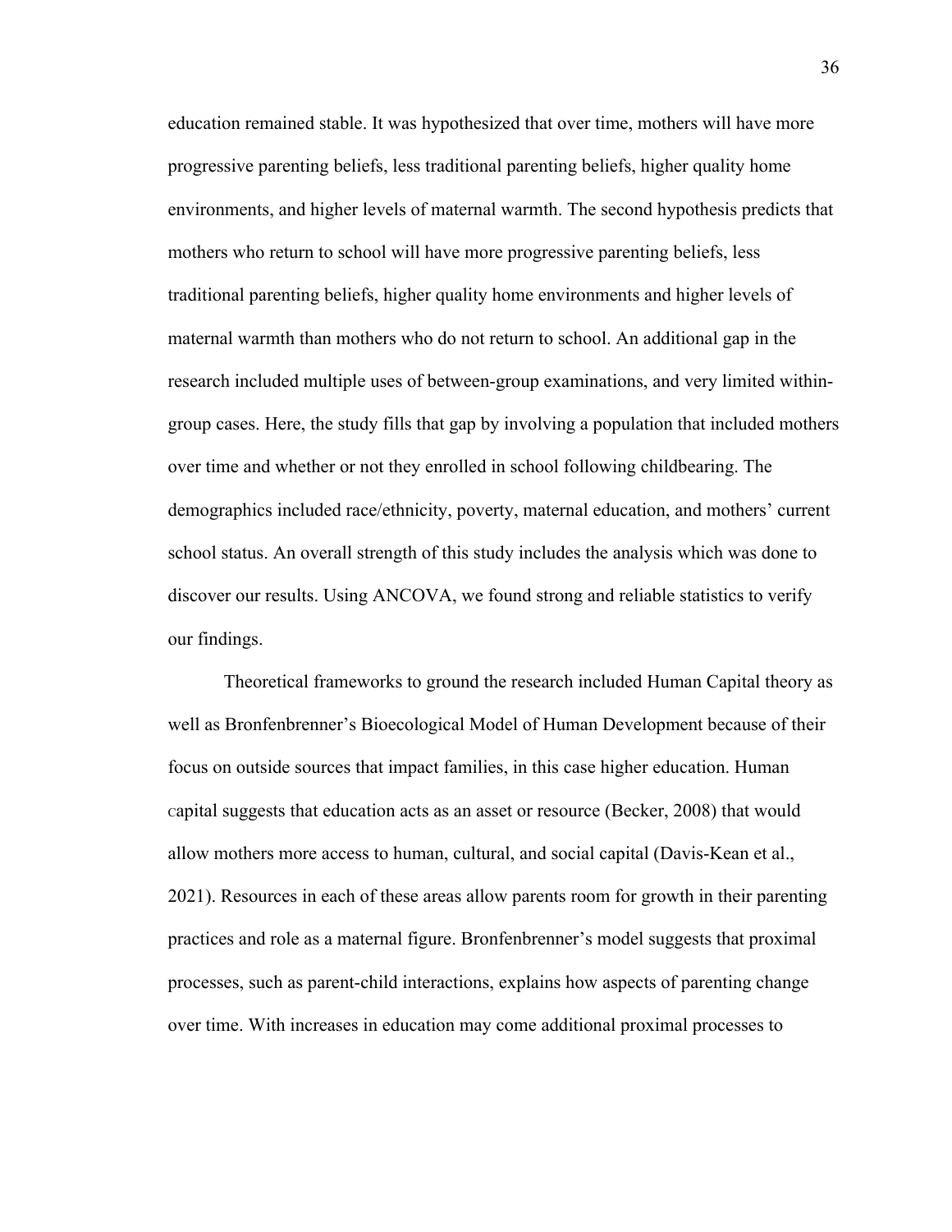education remained stable. It was hypothesized that over time, mothers will have more progressive parenting beliefs, less traditional parenting beliefs, higher quality home environments, and higher levels of maternal warmth. The second hypothesis predicts that mothers who return to school will have more progressive parenting beliefs, less traditional parenting beliefs, higher quality home environments and higher levels of maternal warmth than mothers who do not return to school. An additional gap in the research included multiple uses of between-group examinations, and very limited within-group cases. Here, the study fills that gap by involving a population that included mothers over time and whether or not they enrolled in school following childbearing. The demographics included race/ethnicity, poverty, maternal education, and mothers' current school status. An overall strength of this study includes the analysis which was done to discover our results. Using ANCOVA, we found strong and reliable statistics to verify our findings.

Theoretical frameworks to ground the research included Human Capital theory as well as Bronfenbrenner's Bioecological Model of Human Development because of their focus on outside sources that impact families, in this case higher education. Human capital suggests that education acts as an asset or resource (Becker, 2008) that would allow mothers more access to human, cultural, and social capital (Davis-Kean et al., 2021). Resources in each of these areas allow parents room for growth in their parenting practices and role as a maternal figure. Bronfenbrenner's model suggests that proximal processes, such as parent-child interactions, explains how aspects of parenting change over time. With increases in education may come additional proximal processes to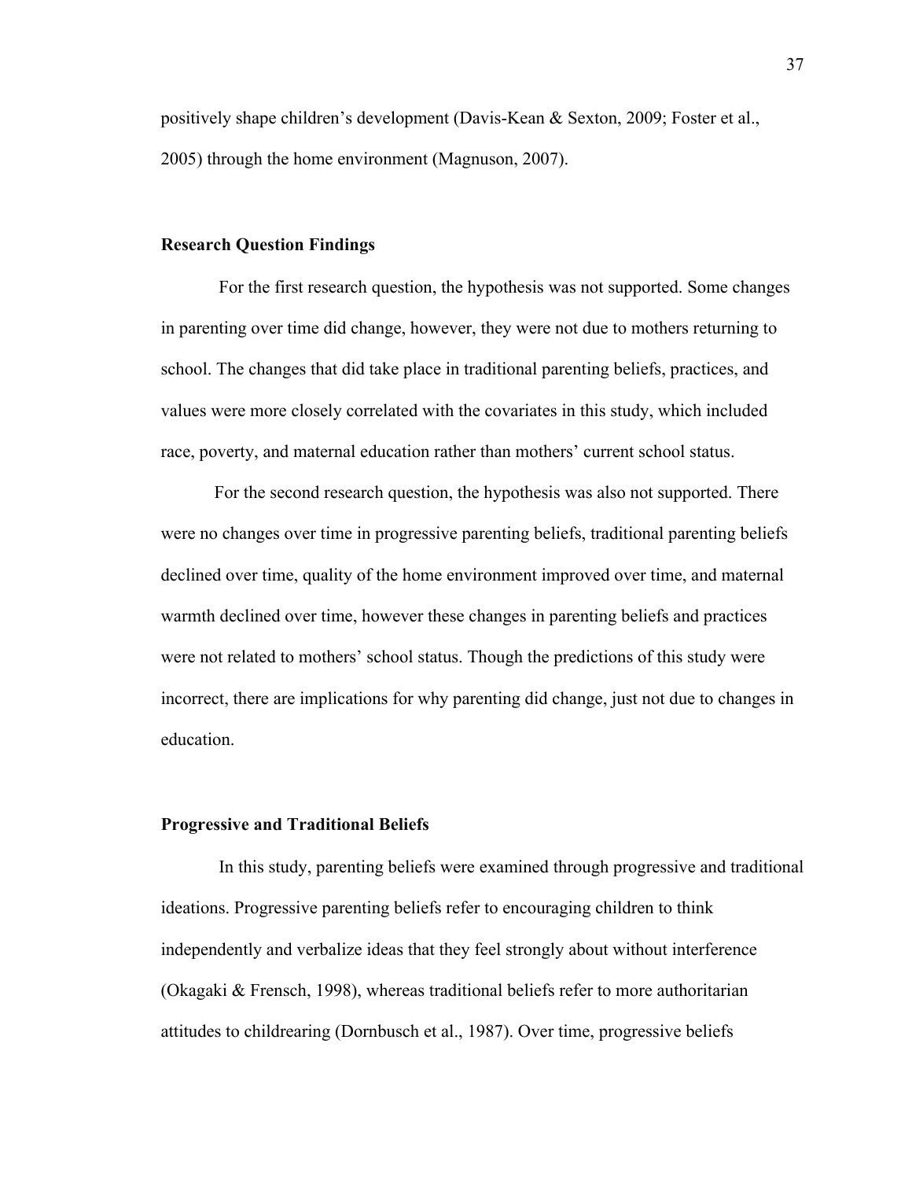positively shape children's development (Davis-Kean & Sexton, 2009; Foster et al., 2005) through the home environment (Magnuson, 2007).

**Research Question Findings**

For the first research question, the hypothesis was not supported. Some changes in parenting over time did change, however, they were not due to mothers returning to school. The changes that did take place in traditional parenting beliefs, practices, and values were more closely correlated with the covariates in this study, which included race, poverty, and maternal education rather than mothers' current school status.

For the second research question, the hypothesis was also not supported. There were no changes over time in progressive parenting beliefs, traditional parenting beliefs declined over time, quality of the home environment improved over time, and maternal warmth declined over time, however these changes in parenting beliefs and practices were not related to mothers' school status. Though the predictions of this study were incorrect, there are implications for why parenting did change, just not due to changes in education.

**Progressive and Traditional Beliefs**

In this study, parenting beliefs were examined through progressive and traditional ideations. Progressive parenting beliefs refer to encouraging children to think independently and verbalize ideas that they feel strongly about without interference (Okagaki & Frensch, 1998), whereas traditional beliefs refer to more authoritarian attitudes to childrearing (Dornbusch et al., 1987). Over time, progressive beliefs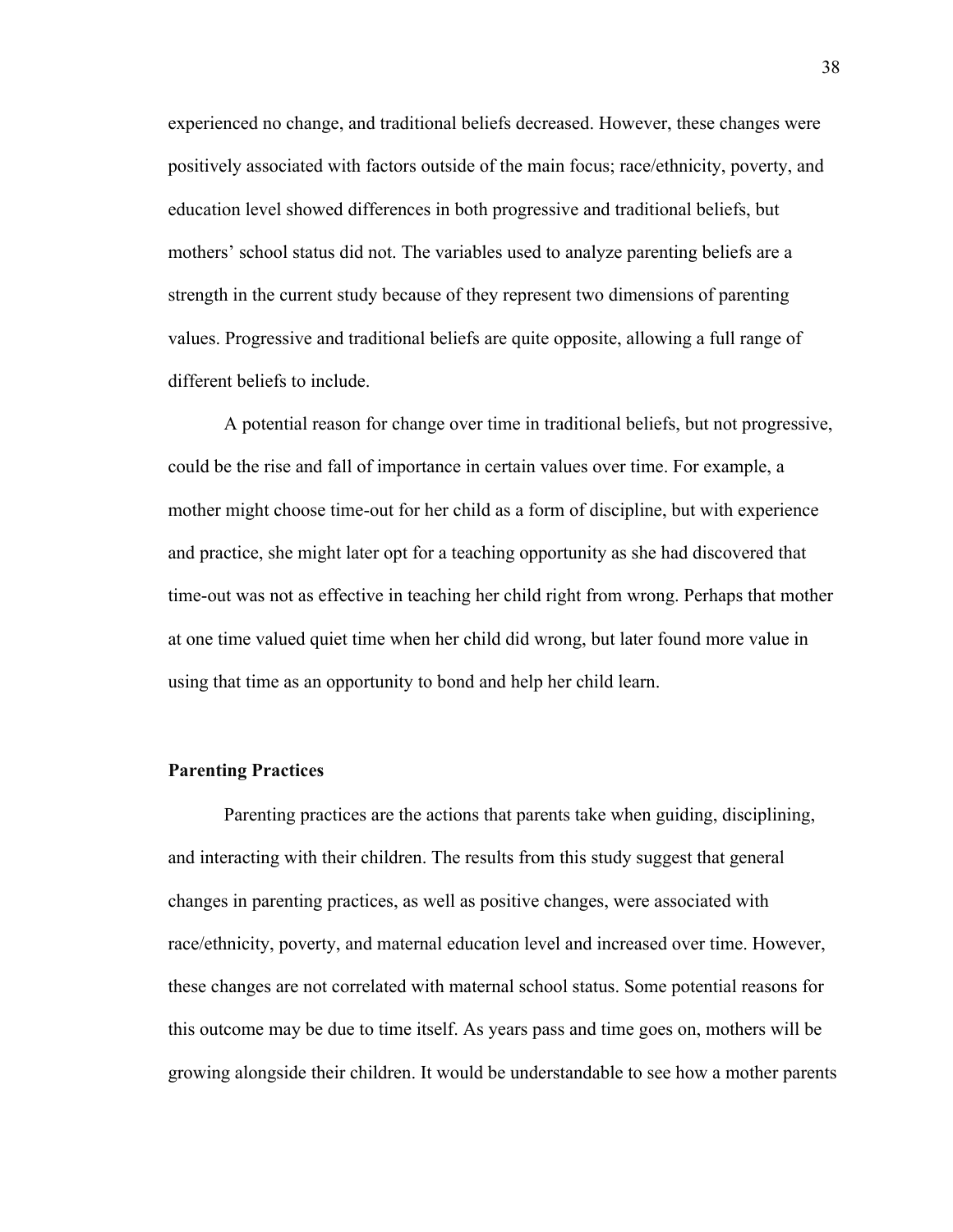experienced no change, and traditional beliefs decreased. However, these changes were positively associated with factors outside of the main focus; race/ethnicity, poverty, and education level showed differences in both progressive and traditional beliefs, but mothers' school status did not. The variables used to analyze parenting beliefs are a strength in the current study because of they represent two dimensions of parenting values. Progressive and traditional beliefs are quite opposite, allowing a full range of different beliefs to include.

A potential reason for change over time in traditional beliefs, but not progressive, could be the rise and fall of importance in certain values over time. For example, a mother might choose time-out for her child as a form of discipline, but with experience and practice, she might later opt for a teaching opportunity as she had discovered that time-out was not as effective in teaching her child right from wrong. Perhaps that mother at one time valued quiet time when her child did wrong, but later found more value in using that time as an opportunity to bond and help her child learn.

### Parenting Practices

Parenting practices are the actions that parents take when guiding, disciplining, and interacting with their children. The results from this study suggest that general changes in parenting practices, as well as positive changes, were associated with race/ethnicity, poverty, and maternal education level and increased over time. However, these changes are not correlated with maternal school status. Some potential reasons for this outcome may be due to time itself. As years pass and time goes on, mothers will be growing alongside their children. It would be understandable to see how a mother parents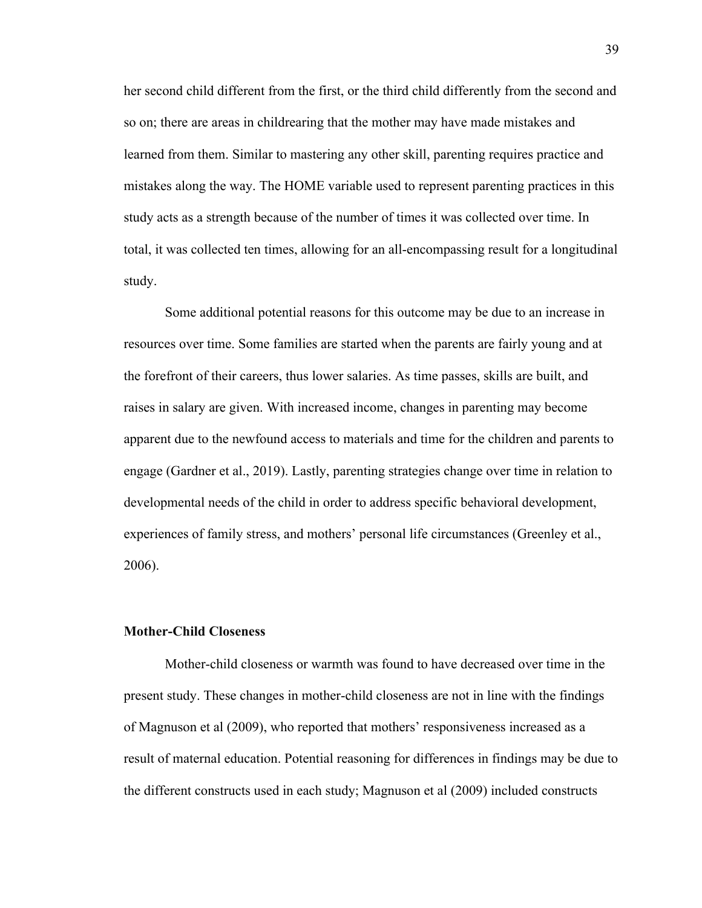her second child different from the first, or the third child differently from the second and so on; there are areas in childrearing that the mother may have made mistakes and learned from them. Similar to mastering any other skill, parenting requires practice and mistakes along the way. The HOME variable used to represent parenting practices in this study acts as a strength because of the number of times it was collected over time. In total, it was collected ten times, allowing for an all-encompassing result for a longitudinal study.

Some additional potential reasons for this outcome may be due to an increase in resources over time. Some families are started when the parents are fairly young and at the forefront of their careers, thus lower salaries. As time passes, skills are built, and raises in salary are given. With increased income, changes in parenting may become apparent due to the newfound access to materials and time for the children and parents to engage (Gardner et al., 2019). Lastly, parenting strategies change over time in relation to developmental needs of the child in order to address specific behavioral development, experiences of family stress, and mothers' personal life circumstances (Greenley et al., 2006).

**Mother-Child Closeness**

Mother-child closeness or warmth was found to have decreased over time in the present study. These changes in mother-child closeness are not in line with the findings of Magnuson et al (2009), who reported that mothers' responsiveness increased as a result of maternal education. Potential reasoning for differences in findings may be due to the different constructs used in each study; Magnuson et al (2009) included constructs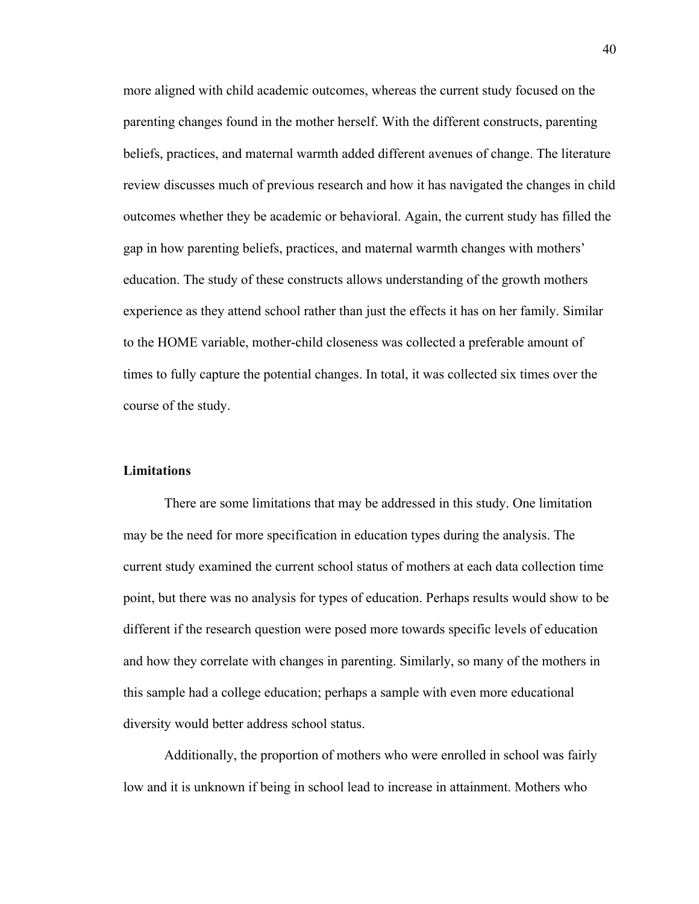more aligned with child academic outcomes, whereas the current study focused on the parenting changes found in the mother herself. With the different constructs, parenting beliefs, practices, and maternal warmth added different avenues of change. The literature review discusses much of previous research and how it has navigated the changes in child outcomes whether they be academic or behavioral. Again, the current study has filled the gap in how parenting beliefs, practices, and maternal warmth changes with mothers' education. The study of these constructs allows understanding of the growth mothers experience as they attend school rather than just the effects it has on her family. Similar to the HOME variable, mother-child closeness was collected a preferable amount of times to fully capture the potential changes. In total, it was collected six times over the course of the study.

## Limitations

There are some limitations that may be addressed in this study. One limitation may be the need for more specification in education types during the analysis. The current study examined the current school status of mothers at each data collection time point, but there was no analysis for types of education. Perhaps results would show to be different if the research question were posed more towards specific levels of education and how they correlate with changes in parenting. Similarly, so many of the mothers in this sample had a college education; perhaps a sample with even more educational diversity would better address school status.

Additionally, the proportion of mothers who were enrolled in school was fairly low and it is unknown if being in school lead to increase in attainment. Mothers who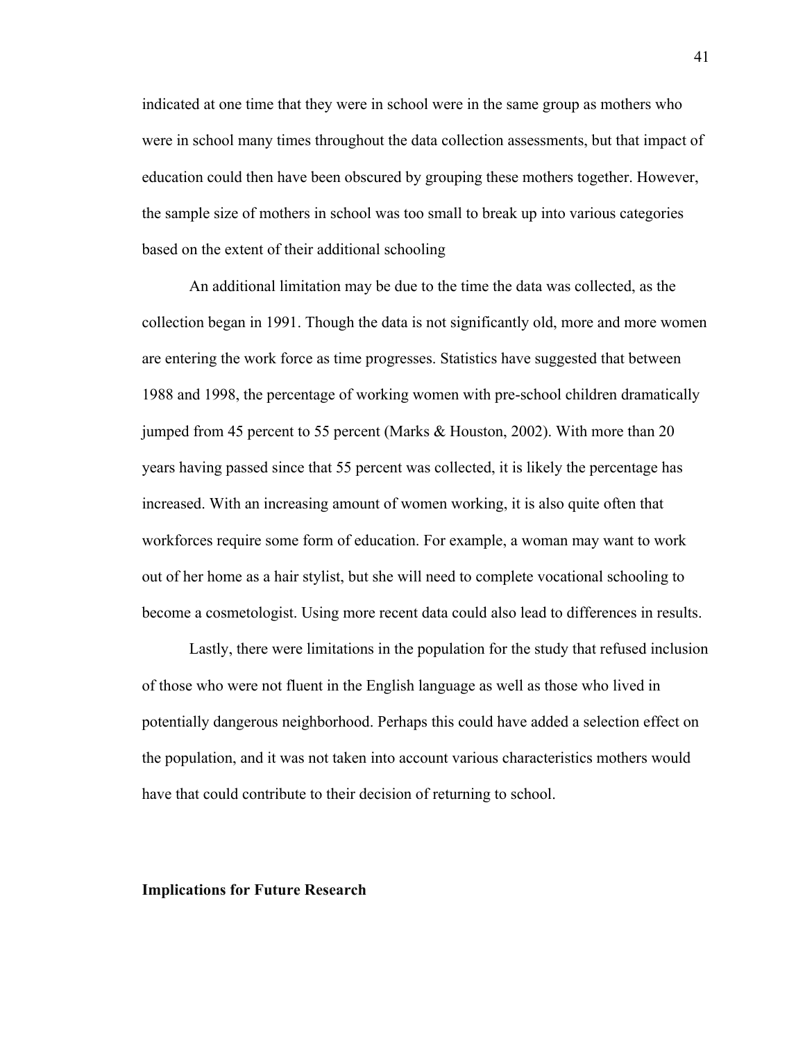indicated at one time that they were in school were in the same group as mothers who were in school many times throughout the data collection assessments, but that impact of education could then have been obscured by grouping these mothers together. However, the sample size of mothers in school was too small to break up into various categories based on the extent of their additional schooling

An additional limitation may be due to the time the data was collected, as the collection began in 1991. Though the data is not significantly old, more and more women are entering the work force as time progresses. Statistics have suggested that between 1988 and 1998, the percentage of working women with pre-school children dramatically jumped from 45 percent to 55 percent (Marks & Houston, 2002). With more than 20 years having passed since that 55 percent was collected, it is likely the percentage has increased. With an increasing amount of women working, it is also quite often that workforces require some form of education. For example, a woman may want to work out of her home as a hair stylist, but she will need to complete vocational schooling to become a cosmetologist. Using more recent data could also lead to differences in results.

Lastly, there were limitations in the population for the study that refused inclusion of those who were not fluent in the English language as well as those who lived in potentially dangerous neighborhood. Perhaps this could have added a selection effect on the population, and it was not taken into account various characteristics mothers would have that could contribute to their decision of returning to school.

**Implications for Future Research**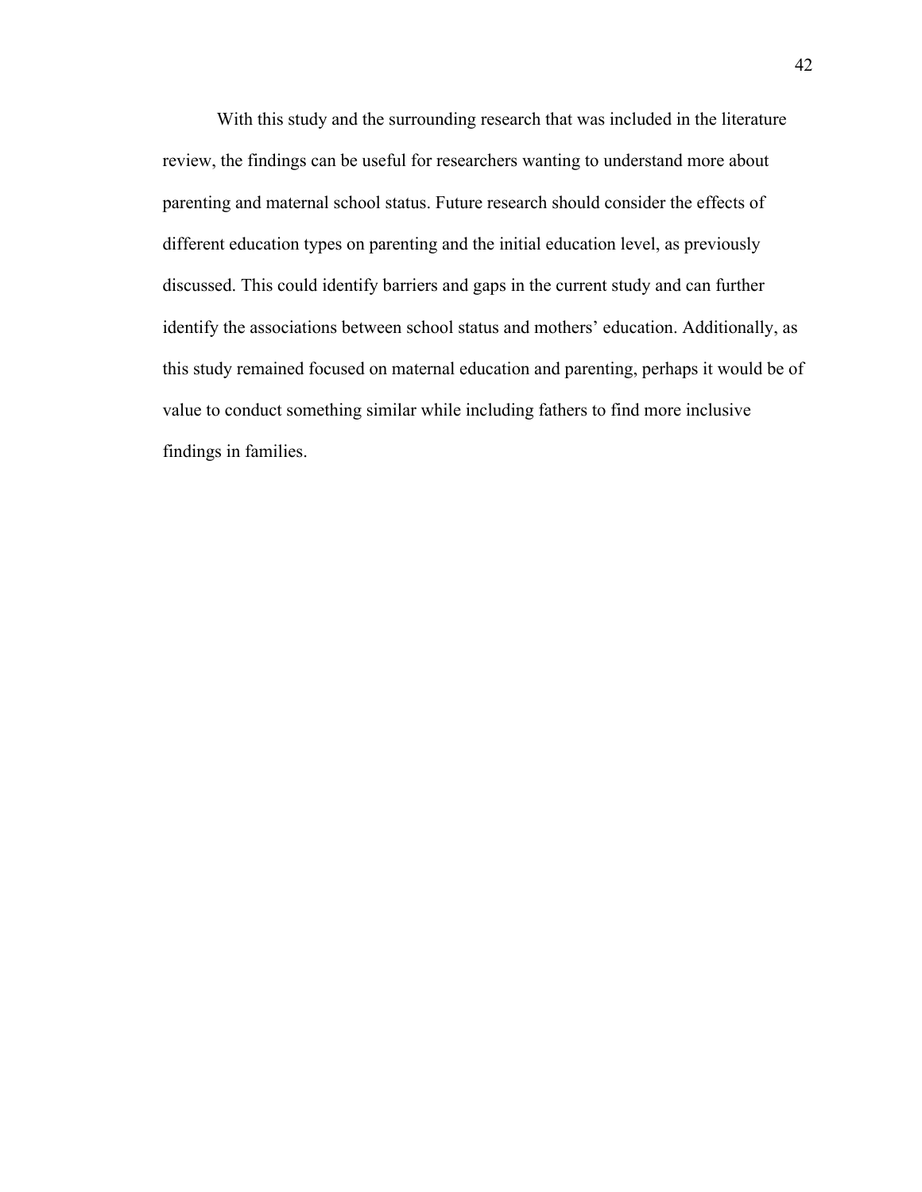With this study and the surrounding research that was included in the literature review, the findings can be useful for researchers wanting to understand more about parenting and maternal school status. Future research should consider the effects of different education types on parenting and the initial education level, as previously discussed. This could identify barriers and gaps in the current study and can further identify the associations between school status and mothers' education. Additionally, as this study remained focused on maternal education and parenting, perhaps it would be of value to conduct something similar while including fathers to find more inclusive findings in families.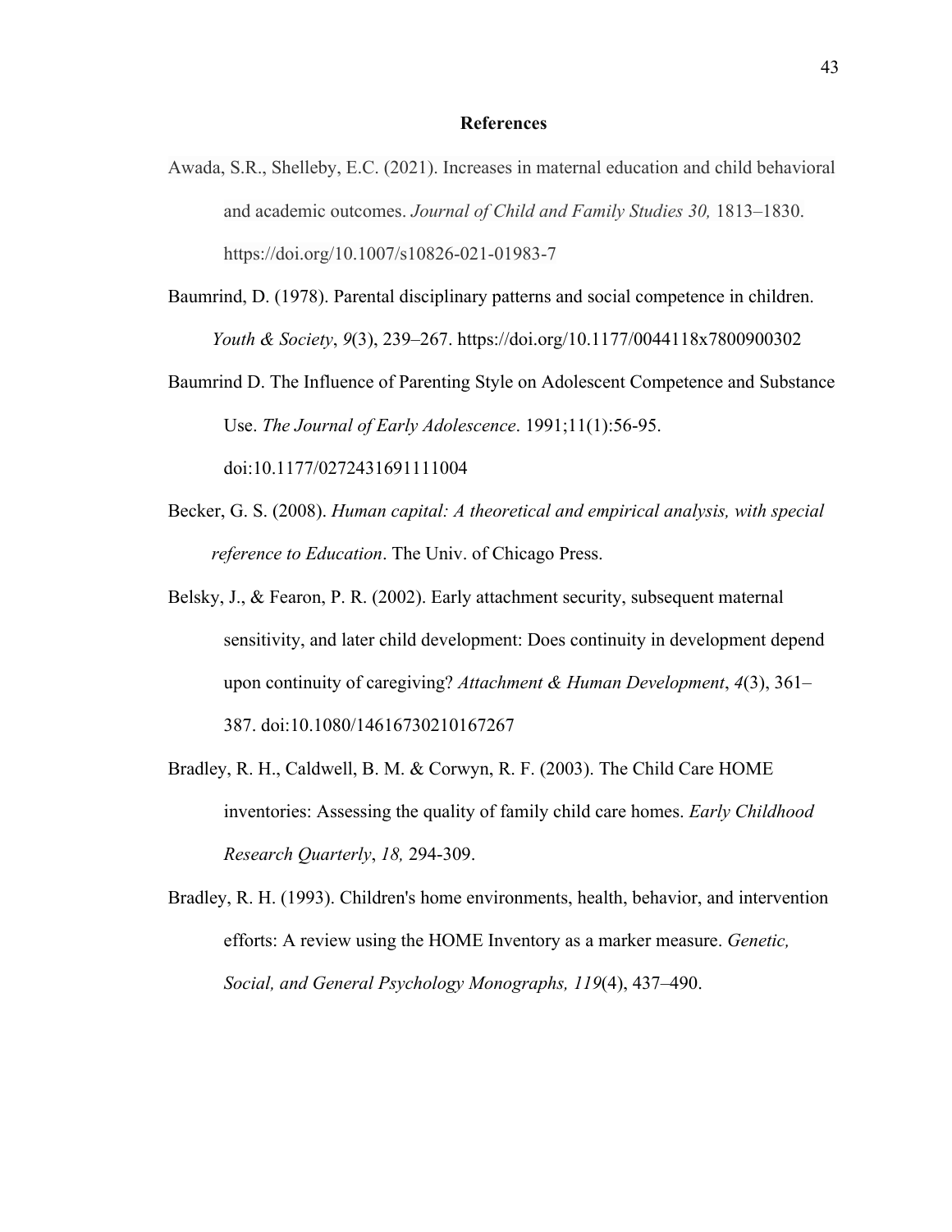# References

Awada, S.R., Shelleby, E.C. (2021). Increases in maternal education and child behavioral and academic outcomes. *Journal of Child and Family Studies 30,* 1813–1830. https://doi.org/10.1007/s10826-021-01983-7

Baumrind, D. (1978). Parental disciplinary patterns and social competence in children. *Youth & Society*, *9*(3), 239–267. https://doi.org/10.1177/0044118x7800900302

Baumrind D. The Influence of Parenting Style on Adolescent Competence and Substance Use. *The Journal of Early Adolescence*. 1991;11(1):56-95. doi:10.1177/0272431691111004

Becker, G. S. (2008). *Human capital: A theoretical and empirical analysis, with special reference to Education*. The Univ. of Chicago Press.

Belsky, J., & Fearon, P. R. (2002). Early attachment security, subsequent maternal sensitivity, and later child development: Does continuity in development depend upon continuity of caregiving? *Attachment & Human Development*, *4*(3), 361–387. doi:10.1080/14616730210167267

Bradley, R. H., Caldwell, B. M. & Corwyn, R. F. (2003). The Child Care HOME inventories: Assessing the quality of family child care homes. *Early Childhood Research Quarterly*, *18,* 294-309.

Bradley, R. H. (1993). Children's home environments, health, behavior, and intervention efforts: A review using the HOME Inventory as a marker measure. *Genetic, Social, and General Psychology Monographs, 119*(4), 437–490.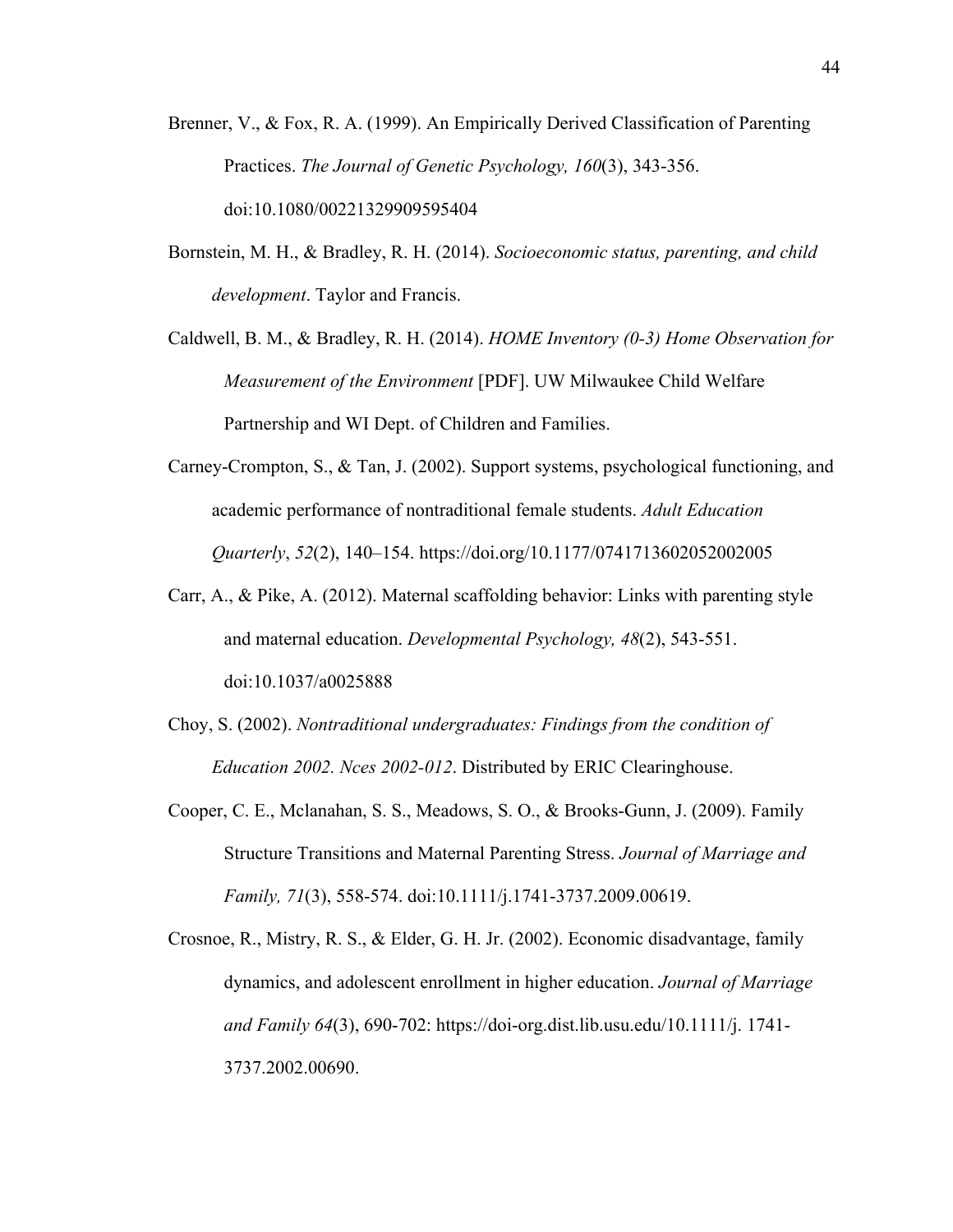Brenner, V., & Fox, R. A. (1999). An Empirically Derived Classification of Parenting Practices. *The Journal of Genetic Psychology, 160*(3), 343-356. doi:10.1080/00221329909595404

Bornstein, M. H., & Bradley, R. H. (2014). *Socioeconomic status, parenting, and child development*. Taylor and Francis.

Caldwell, B. M., & Bradley, R. H. (2014). *HOME Inventory (0-3) Home Observation for Measurement of the Environment* [PDF]. UW Milwaukee Child Welfare Partnership and WI Dept. of Children and Families.

Carney-Crompton, S., & Tan, J. (2002). Support systems, psychological functioning, and academic performance of nontraditional female students. *Adult Education Quarterly*, *52*(2), 140–154. https://doi.org/10.1177/0741713602052002005

Carr, A., & Pike, A. (2012). Maternal scaffolding behavior: Links with parenting style and maternal education. *Developmental Psychology, 48*(2), 543-551. doi:10.1037/a0025888

Choy, S. (2002). *Nontraditional undergraduates: Findings from the condition of Education 2002. Nces 2002-012*. Distributed by ERIC Clearinghouse.

Cooper, C. E., Mclanahan, S. S., Meadows, S. O., & Brooks-Gunn, J. (2009). Family Structure Transitions and Maternal Parenting Stress. *Journal of Marriage and Family, 71*(3), 558-574. doi:10.1111/j.1741-3737.2009.00619.

Crosnoe, R., Mistry, R. S., & Elder, G. H. Jr. (2002). Economic disadvantage, family dynamics, and adolescent enrollment in higher education. *Journal of Marriage and Family 64*(3), 690-702: https://doi-org.dist.lib.usu.edu/10.1111/j. 1741-3737.2002.00690.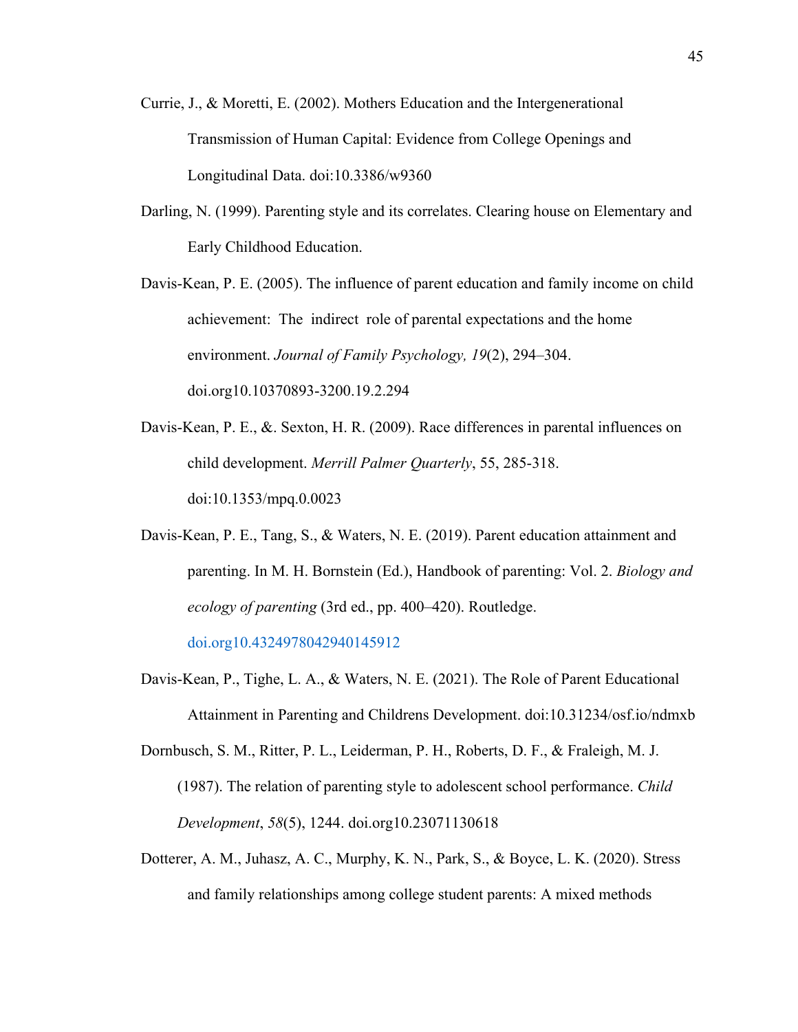Currie, J., & Moretti, E. (2002). Mothers Education and the Intergenerational Transmission of Human Capital: Evidence from College Openings and Longitudinal Data. doi:10.3386/w9360

Darling, N. (1999). Parenting style and its correlates. Clearing house on Elementary and Early Childhood Education.

Davis-Kean, P. E. (2005). The influence of parent education and family income on child achievement: The indirect role of parental expectations and the home environment. *Journal of Family Psychology, 19*(2), 294–304. doi.org10.10370893-3200.19.2.294

Davis-Kean, P. E., &. Sexton, H. R. (2009). Race differences in parental influences on child development. *Merrill Palmer Quarterly*, 55, 285-318. doi:10.1353/mpq.0.0023

Davis-Kean, P. E., Tang, S., & Waters, N. E. (2019). Parent education attainment and parenting. In M. H. Bornstein (Ed.), Handbook of parenting: Vol. 2. *Biology and ecology of parenting* (3rd ed., pp. 400–420). Routledge. doi.org10.4324978042940145912

Davis-Kean, P., Tighe, L. A., & Waters, N. E. (2021). The Role of Parent Educational Attainment in Parenting and Childrens Development. doi:10.31234/osf.io/ndmxb

Dornbusch, S. M., Ritter, P. L., Leiderman, P. H., Roberts, D. F., & Fraleigh, M. J. (1987). The relation of parenting style to adolescent school performance. *Child Development*, *58*(5), 1244. doi.org10.23071130618

Dotterer, A. M., Juhasz, A. C., Murphy, K. N., Park, S., & Boyce, L. K. (2020). Stress and family relationships among college student parents: A mixed methods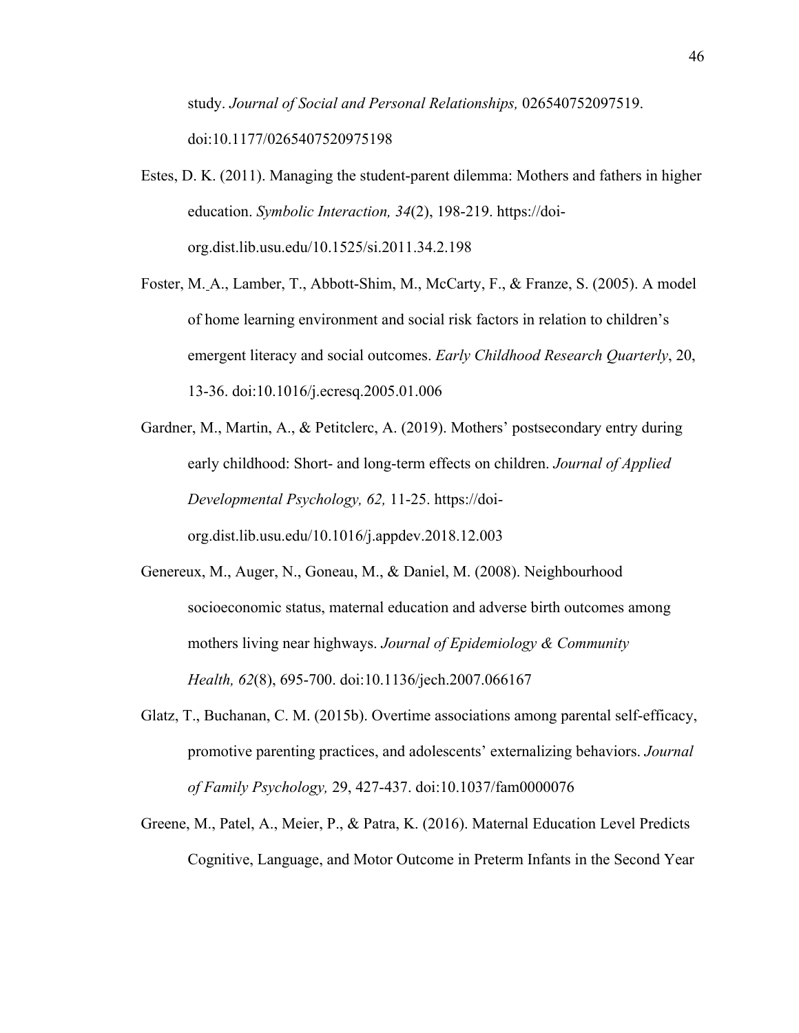study. *Journal of Social and Personal Relationships,* 026540752097519. doi:10.1177/0265407520975198

Estes, D. K. (2011). Managing the student-parent dilemma: Mothers and fathers in higher education. *Symbolic Interaction, 34*(2), 198-219. https://doi-org.dist.lib.usu.edu/10.1525/si.2011.34.2.198

Foster, M. A., Lamber, T., Abbott-Shim, M., McCarty, F., & Franze, S. (2005). A model of home learning environment and social risk factors in relation to children's emergent literacy and social outcomes. *Early Childhood Research Quarterly*, 20, 13-36. doi:10.1016/j.ecresq.2005.01.006

Gardner, M., Martin, A., & Petitclerc, A. (2019). Mothers' postsecondary entry during early childhood: Short- and long-term effects on children. *Journal of Applied Developmental Psychology, 62,* 11-25. https://doi-org.dist.lib.usu.edu/10.1016/j.appdev.2018.12.003

Genereux, M., Auger, N., Goneau, M., & Daniel, M. (2008). Neighbourhood socioeconomic status, maternal education and adverse birth outcomes among mothers living near highways. *Journal of Epidemiology & Community Health, 62*(8), 695-700. doi:10.1136/jech.2007.066167

Glatz, T., Buchanan, C. M. (2015b). Overtime associations among parental self-efficacy, promotive parenting practices, and adolescents' externalizing behaviors. *Journal of Family Psychology,* 29, 427-437. doi:10.1037/fam0000076

Greene, M., Patel, A., Meier, P., & Patra, K. (2016). Maternal Education Level Predicts Cognitive, Language, and Motor Outcome in Preterm Infants in the Second Year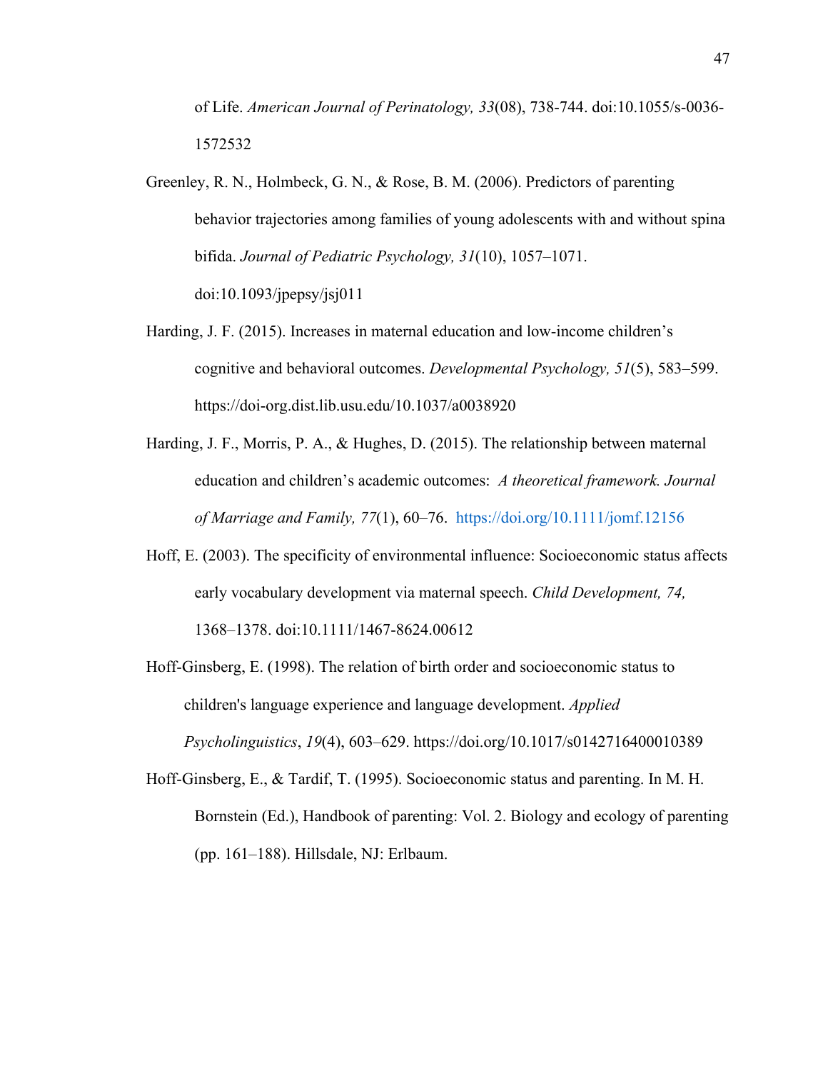of Life. *American Journal of Perinatology, 33*(08), 738-744. doi:10.1055/s-0036-1572532

Greenley, R. N., Holmbeck, G. N., & Rose, B. M. (2006). Predictors of parenting behavior trajectories among families of young adolescents with and without spina bifida. *Journal of Pediatric Psychology, 31*(10), 1057–1071. doi:10.1093/jpepsy/jsj011

Harding, J. F. (2015). Increases in maternal education and low-income children's cognitive and behavioral outcomes. *Developmental Psychology, 51*(5), 583–599. https://doi-org.dist.lib.usu.edu/10.1037/a0038920

Harding, J. F., Morris, P. A., & Hughes, D. (2015). The relationship between maternal education and children's academic outcomes: *A theoretical framework. Journal of Marriage and Family, 77*(1), 60–76. https://doi.org/10.1111/jomf.12156

Hoff, E. (2003). The specificity of environmental influence: Socioeconomic status affects early vocabulary development via maternal speech. *Child Development, 74,* 1368–1378. doi:10.1111/1467-8624.00612

Hoff-Ginsberg, E. (1998). The relation of birth order and socioeconomic status to children's language experience and language development. *Applied Psycholinguistics*, *19*(4), 603–629. https://doi.org/10.1017/s0142716400010389

Hoff-Ginsberg, E., & Tardif, T. (1995). Socioeconomic status and parenting. In M. H. Bornstein (Ed.), Handbook of parenting: Vol. 2. Biology and ecology of parenting (pp. 161–188). Hillsdale, NJ: Erlbaum.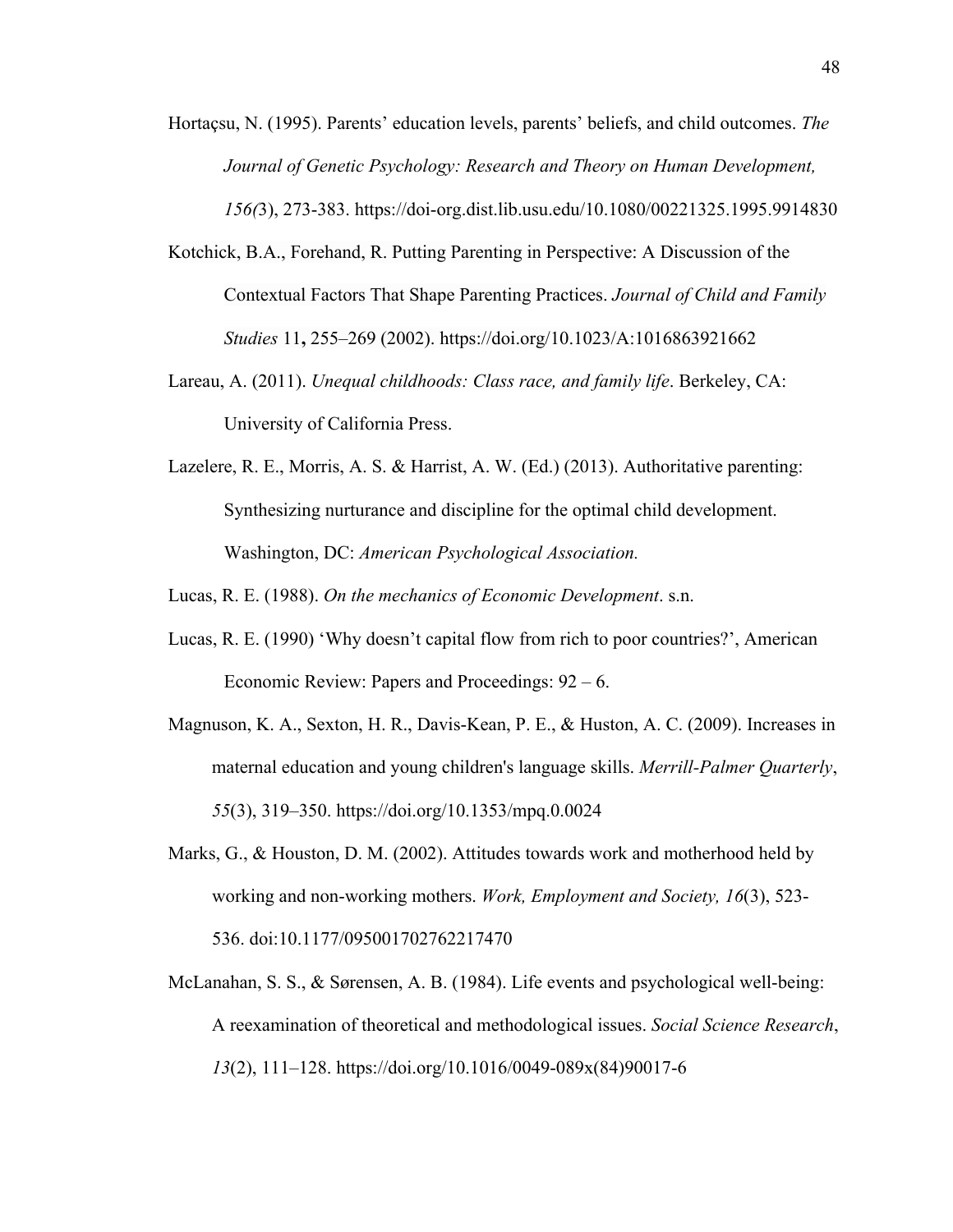Hortaçsu, N. (1995). Parents' education levels, parents' beliefs, and child outcomes. *The Journal of Genetic Psychology: Research and Theory on Human Development, 156(*3), 273-383. https://doi-org.dist.lib.usu.edu/10.1080/00221325.1995.9914830

Kotchick, B.A., Forehand, R. Putting Parenting in Perspective: A Discussion of the Contextual Factors That Shape Parenting Practices. *Journal of Child and Family Studies* 11**,** 255–269 (2002). https://doi.org/10.1023/A:1016863921662

Lareau, A. (2011). *Unequal childhoods: Class race, and family life*. Berkeley, CA: University of California Press.

Lazelere, R. E., Morris, A. S. & Harrist, A. W. (Ed.) (2013). Authoritative parenting: Synthesizing nurturance and discipline for the optimal child development. Washington, DC: *American Psychological Association.*

Lucas, R. E. (1988). *On the mechanics of Economic Development*. s.n.

Lucas, R. E. (1990) 'Why doesn't capital flow from rich to poor countries?', American Economic Review: Papers and Proceedings: 92 – 6.

Magnuson, K. A., Sexton, H. R., Davis-Kean, P. E., & Huston, A. C. (2009). Increases in maternal education and young children's language skills. *Merrill-Palmer Quarterly*, *55*(3), 319–350. https://doi.org/10.1353/mpq.0.0024

Marks, G., & Houston, D. M. (2002). Attitudes towards work and motherhood held by working and non-working mothers. *Work, Employment and Society, 16*(3), 523-536. doi:10.1177/095001702762217470

McLanahan, S. S., & Sørensen, A. B. (1984). Life events and psychological well-being: A reexamination of theoretical and methodological issues. *Social Science Research*, *13*(2), 111–128. https://doi.org/10.1016/0049-089x(84)90017-6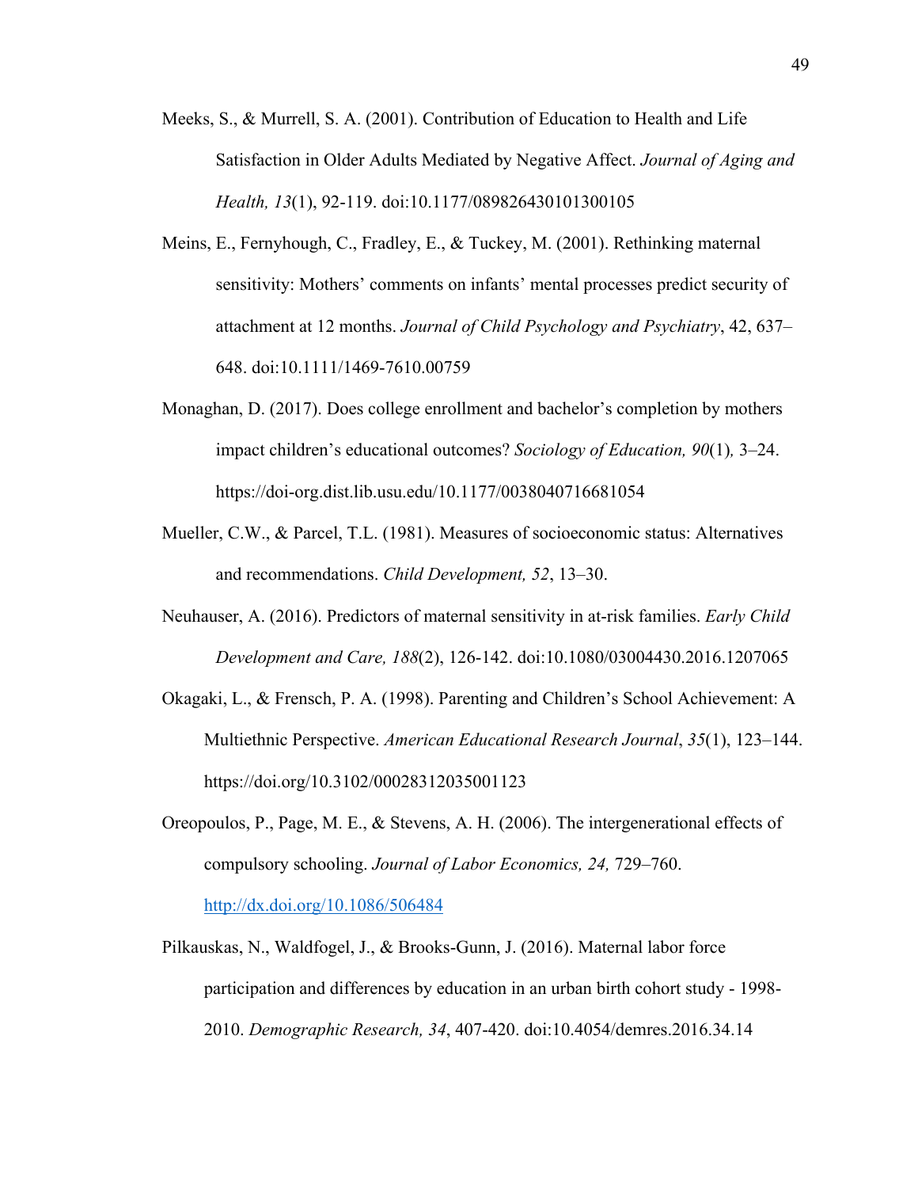Meeks, S., & Murrell, S. A. (2001). Contribution of Education to Health and Life Satisfaction in Older Adults Mediated by Negative Affect. *Journal of Aging and Health, 13*(1), 92-119. doi:10.1177/089826430101300105

Meins, E., Fernyhough, C., Fradley, E., & Tuckey, M. (2001). Rethinking maternal sensitivity: Mothers' comments on infants' mental processes predict security of attachment at 12 months. *Journal of Child Psychology and Psychiatry*, 42, 637–648. doi:10.1111/1469-7610.00759

Monaghan, D. (2017). Does college enrollment and bachelor's completion by mothers impact children's educational outcomes? *Sociology of Education, 90*(1)*,* 3–24. https://doi-org.dist.lib.usu.edu/10.1177/0038040716681054

Mueller, C.W., & Parcel, T.L. (1981). Measures of socioeconomic status: Alternatives and recommendations. *Child Development, 52*, 13–30.

Neuhauser, A. (2016). Predictors of maternal sensitivity in at-risk families. *Early Child Development and Care, 188*(2), 126-142. doi:10.1080/03004430.2016.1207065

Okagaki, L., & Frensch, P. A. (1998). Parenting and Children's School Achievement: A Multiethnic Perspective. *American Educational Research Journal*, *35*(1), 123–144. https://doi.org/10.3102/00028312035001123

Oreopoulos, P., Page, M. E., & Stevens, A. H. (2006). The intergenerational effects of compulsory schooling. *Journal of Labor Economics, 24,* 729–760. http://dx.doi.org/10.1086/506484

Pilkauskas, N., Waldfogel, J., & Brooks-Gunn, J. (2016). Maternal labor force participation and differences by education in an urban birth cohort study - 1998-2010. *Demographic Research, 34*, 407-420. doi:10.4054/demres.2016.34.14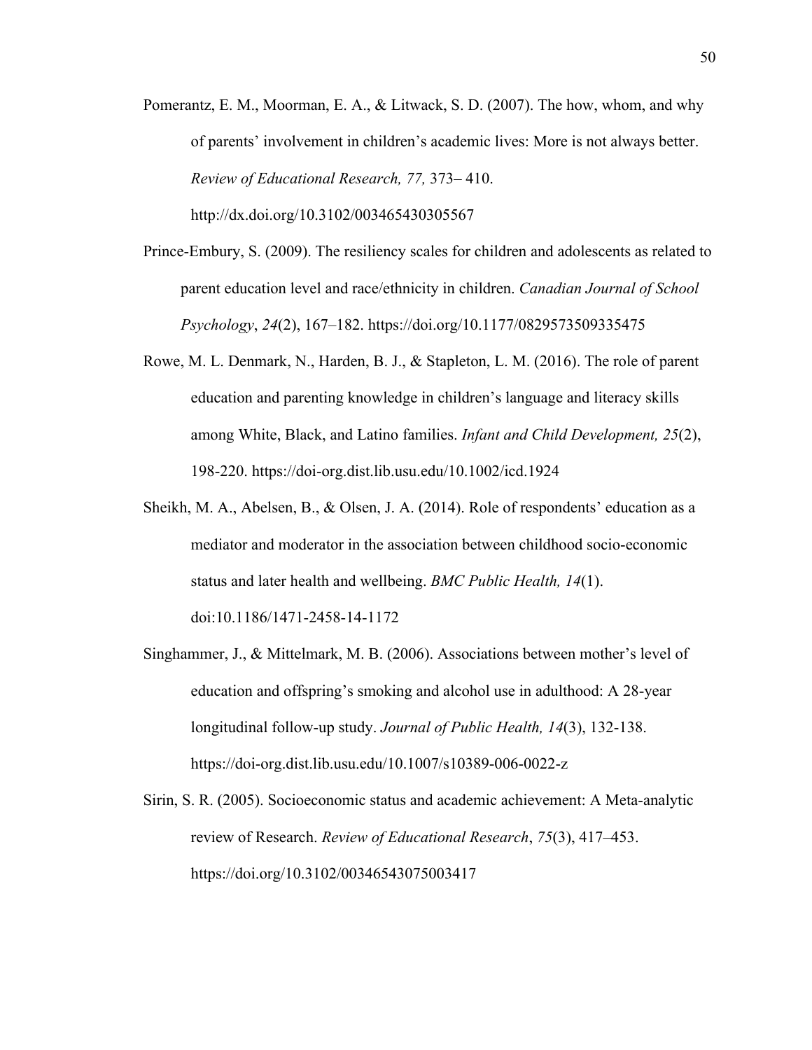Pomerantz, E. M., Moorman, E. A., & Litwack, S. D. (2007). The how, whom, and why of parents' involvement in children's academic lives: More is not always better. *Review of Educational Research, 77,* 373– 410. http://dx.doi.org/10.3102/003465430305567

Prince-Embury, S. (2009). The resiliency scales for children and adolescents as related to parent education level and race/ethnicity in children. *Canadian Journal of School Psychology*, *24*(2), 167–182. https://doi.org/10.1177/0829573509335475

Rowe, M. L. Denmark, N., Harden, B. J., & Stapleton, L. M. (2016). The role of parent education and parenting knowledge in children's language and literacy skills among White, Black, and Latino families. *Infant and Child Development, 25*(2), 198-220. https://doi-org.dist.lib.usu.edu/10.1002/icd.1924

Sheikh, M. A., Abelsen, B., & Olsen, J. A. (2014). Role of respondents' education as a mediator and moderator in the association between childhood socio-economic status and later health and wellbeing. *BMC Public Health, 14*(1). doi:10.1186/1471-2458-14-1172

Singhammer, J., & Mittelmark, M. B. (2006). Associations between mother's level of education and offspring's smoking and alcohol use in adulthood: A 28-year longitudinal follow-up study. *Journal of Public Health, 14*(3), 132-138. https://doi-org.dist.lib.usu.edu/10.1007/s10389-006-0022-z

Sirin, S. R. (2005). Socioeconomic status and academic achievement: A Meta-analytic review of Research. *Review of Educational Research*, *75*(3), 417–453. https://doi.org/10.3102/00346543075003417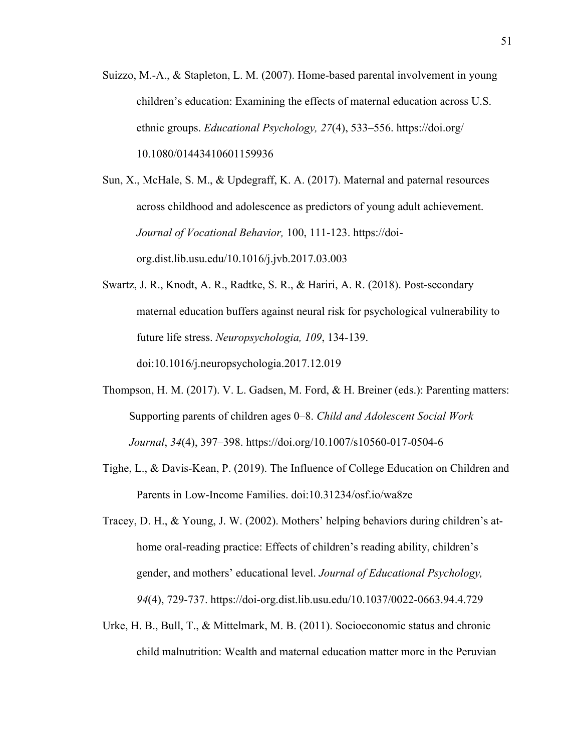Suizzo, M.-A., & Stapleton, L. M. (2007). Home-based parental involvement in young children's education: Examining the effects of maternal education across U.S. ethnic groups. *Educational Psychology, 27*(4), 533–556. https://doi.org/ 10.1080/01443410601159936

Sun, X., McHale, S. M., & Updegraff, K. A. (2017). Maternal and paternal resources across childhood and adolescence as predictors of young adult achievement. *Journal of Vocational Behavior,* 100, 111-123. https://doi-org.dist.lib.usu.edu/10.1016/j.jvb.2017.03.003

Swartz, J. R., Knodt, A. R., Radtke, S. R., & Hariri, A. R. (2018). Post-secondary maternal education buffers against neural risk for psychological vulnerability to future life stress. *Neuropsychologia, 109*, 134-139. doi:10.1016/j.neuropsychologia.2017.12.019

Thompson, H. M. (2017). V. L. Gadsen, M. Ford, & H. Breiner (eds.): Parenting matters: Supporting parents of children ages 0–8. *Child and Adolescent Social Work Journal*, *34*(4), 397–398. https://doi.org/10.1007/s10560-017-0504-6

Tighe, L., & Davis-Kean, P. (2019). The Influence of College Education on Children and Parents in Low-Income Families. doi:10.31234/osf.io/wa8ze

Tracey, D. H., & Young, J. W. (2002). Mothers' helping behaviors during children's at-home oral-reading practice: Effects of children's reading ability, children's gender, and mothers' educational level. *Journal of Educational Psychology, 94*(4), 729-737. https://doi-org.dist.lib.usu.edu/10.1037/0022-0663.94.4.729

Urke, H. B., Bull, T., & Mittelmark, M. B. (2011). Socioeconomic status and chronic child malnutrition: Wealth and maternal education matter more in the Peruvian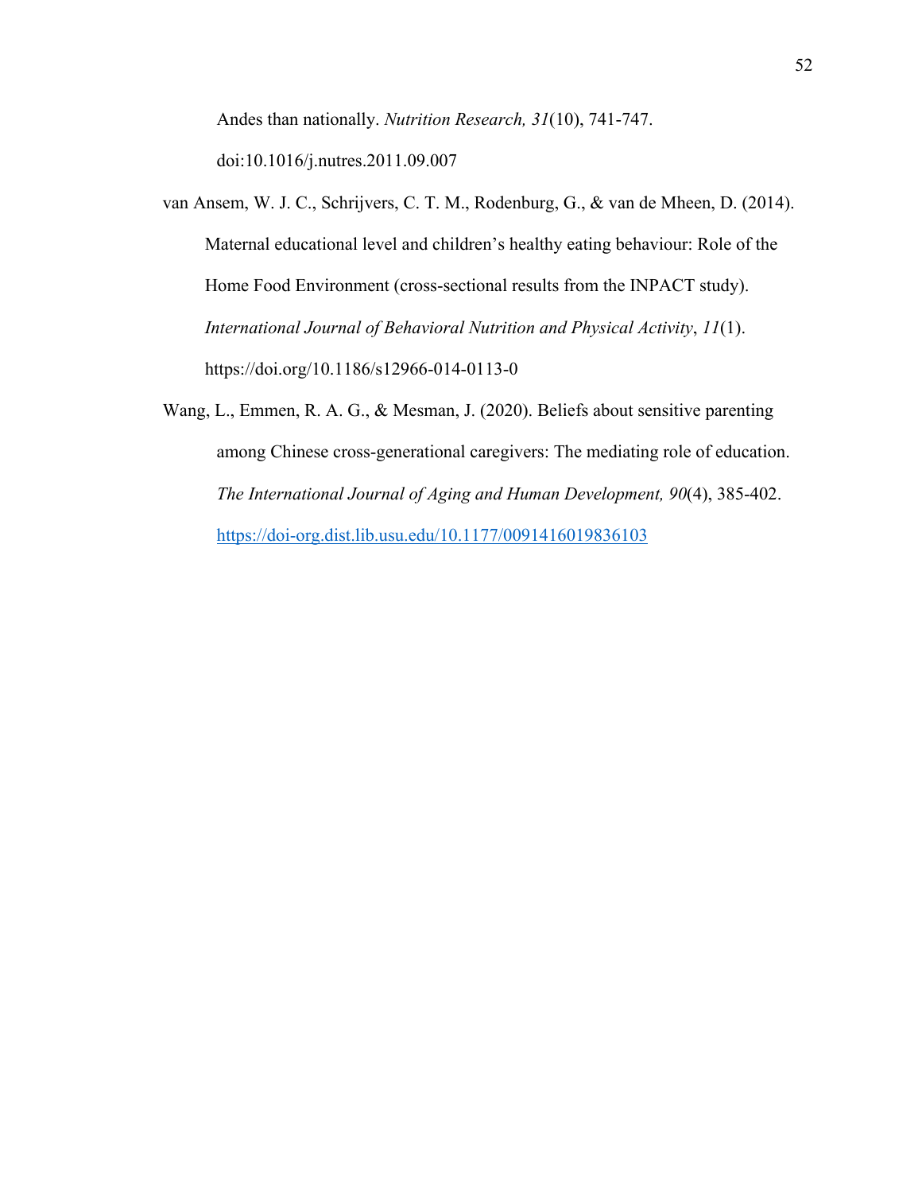Andes than nationally. *Nutrition Research, 31*(10), 741-747. doi:10.1016/j.nutres.2011.09.007

van Ansem, W. J. C., Schrijvers, C. T. M., Rodenburg, G., & van de Mheen, D. (2014). Maternal educational level and children's healthy eating behaviour: Role of the Home Food Environment (cross-sectional results from the INPACT study). *International Journal of Behavioral Nutrition and Physical Activity*, *11*(1). https://doi.org/10.1186/s12966-014-0113-0

Wang, L., Emmen, R. A. G., & Mesman, J. (2020). Beliefs about sensitive parenting among Chinese cross-generational caregivers: The mediating role of education. *The International Journal of Aging and Human Development, 90*(4), 385-402. https://doi-org.dist.lib.usu.edu/10.1177/0091416019836103